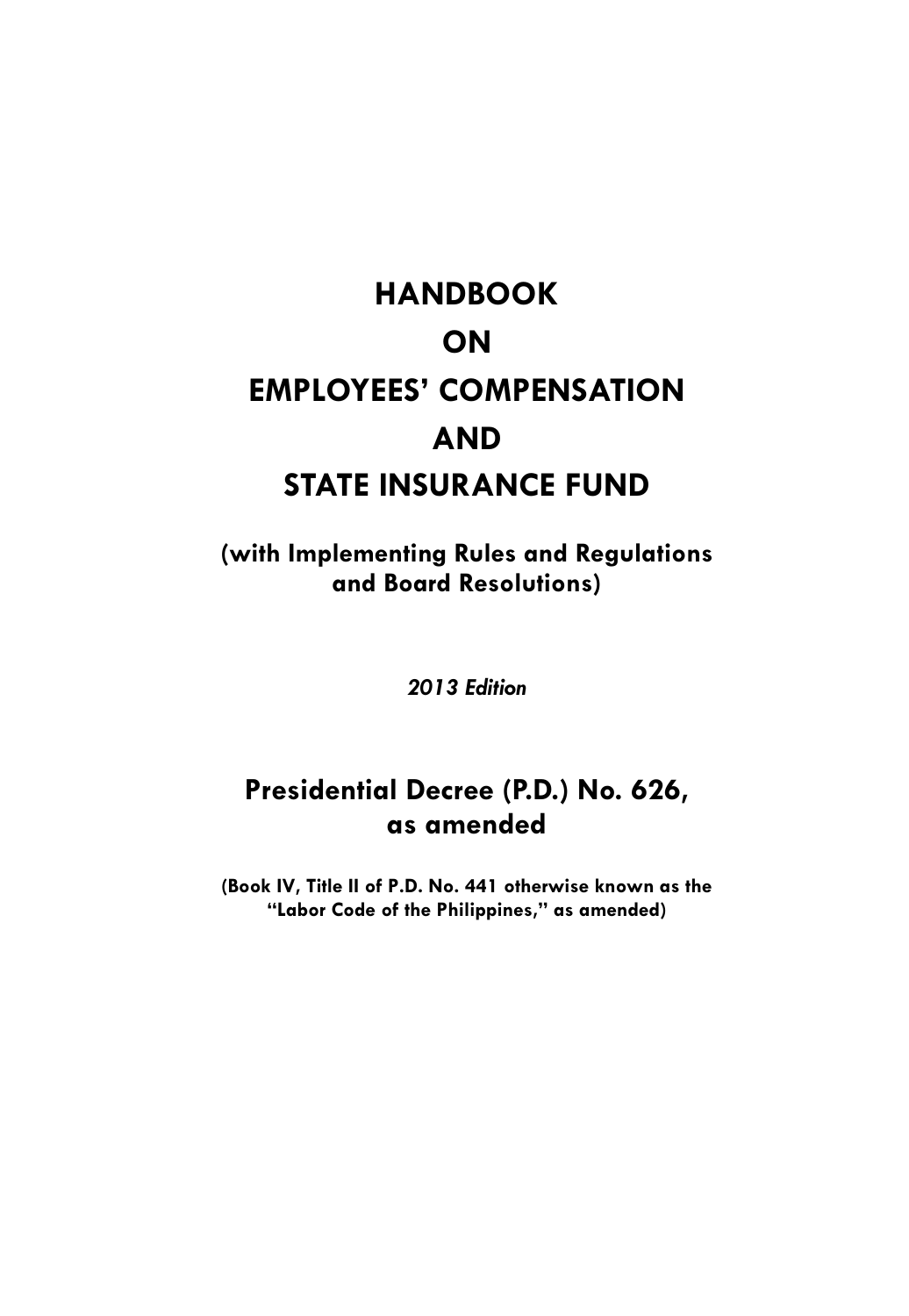# HANDBOOK ON EMPLOYEES' COMPENSATION AND STATE INSURANCE FUND

**(with Implementing Rules and Regulations and Board Resolutions)**

***2013 Edition***

## Presidential Decree (P.D.) No. 626, as amended

**(Book IV, Title II of P.D. No. 441 otherwise known as the "Labor Code of the Philippines," as amended)**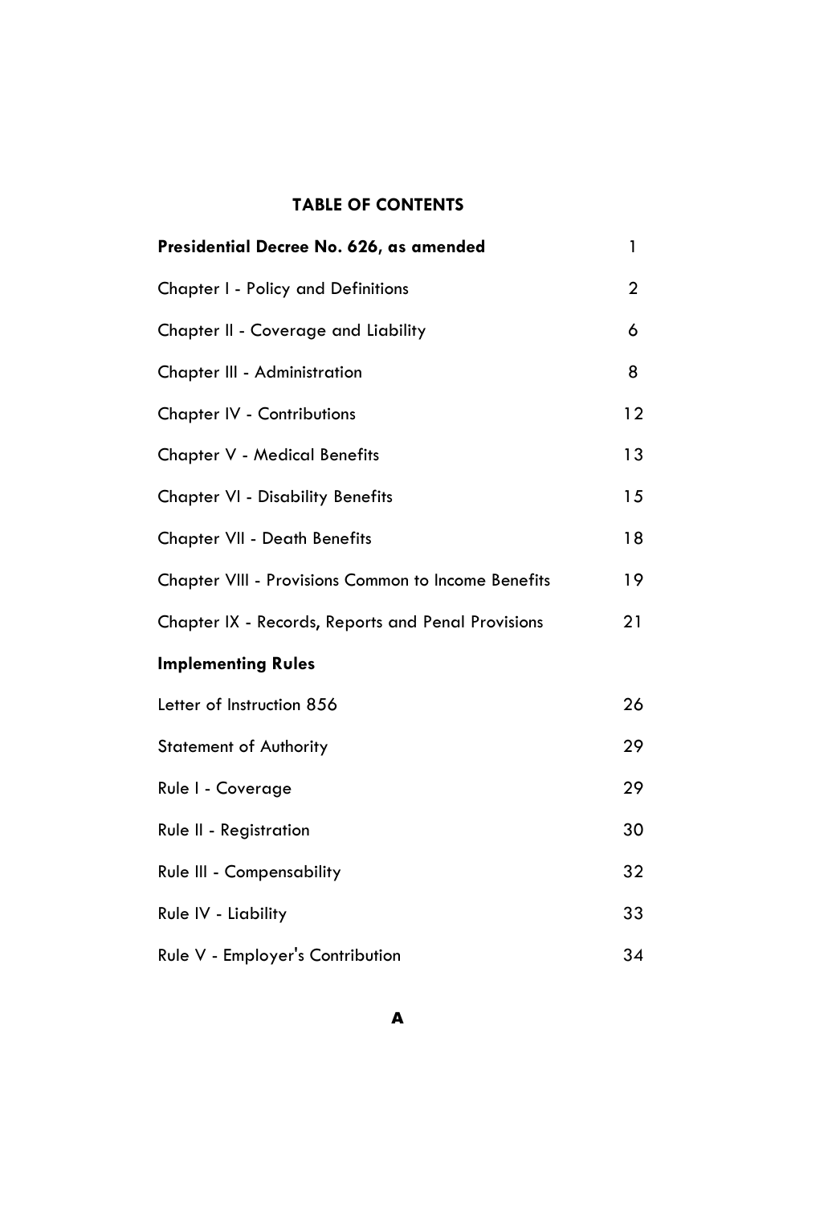## TABLE OF CONTENTS

| | |
|---|---|
| **Presidential Decree No. 626, as amended** | 1 |
| Chapter I - Policy and Definitions | 2 |
| Chapter II - Coverage and Liability | 6 |
| Chapter III - Administration | 8 |
| Chapter IV - Contributions | 12 |
| Chapter V - Medical Benefits | 13 |
| Chapter VI - Disability Benefits | 15 |
| Chapter VII - Death Benefits | 18 |
| Chapter VIII - Provisions Common to Income Benefits | 19 |
| Chapter IX - Records, Reports and Penal Provisions | 21 |
| **Implementing Rules** | |
| Letter of Instruction 856 | 26 |
| Statement of Authority | 29 |
| Rule I - Coverage | 29 |
| Rule II - Registration | 30 |
| Rule III - Compensability | 32 |
| Rule IV - Liability | 33 |
| Rule V - Employer's Contribution | 34 |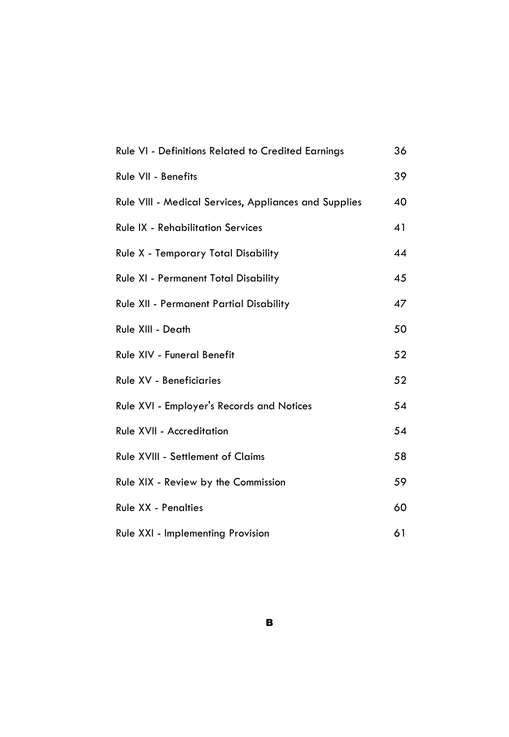| | |
|---|---|
| Rule VI - Definitions Related to Credited Earnings | 36 |
| Rule VII - Benefits | 39 |
| Rule VIII - Medical Services, Appliances and Supplies | 40 |
| Rule IX - Rehabilitation Services | 41 |
| Rule X - Temporary Total Disability | 44 |
| Rule XI - Permanent Total Disability | 45 |
| Rule XII - Permanent Partial Disability | 47 |
| Rule XIII - Death | 50 |
| Rule XIV - Funeral Benefit | 52 |
| Rule XV - Beneficiaries | 52 |
| Rule XVI - Employer's Records and Notices | 54 |
| Rule XVII - Accreditation | 54 |
| Rule XVIII - Settlement of Claims | 58 |
| Rule XIX - Review by the Commission | 59 |
| Rule XX - Penalties | 60 |
| Rule XXI - Implementing Provision | 61 |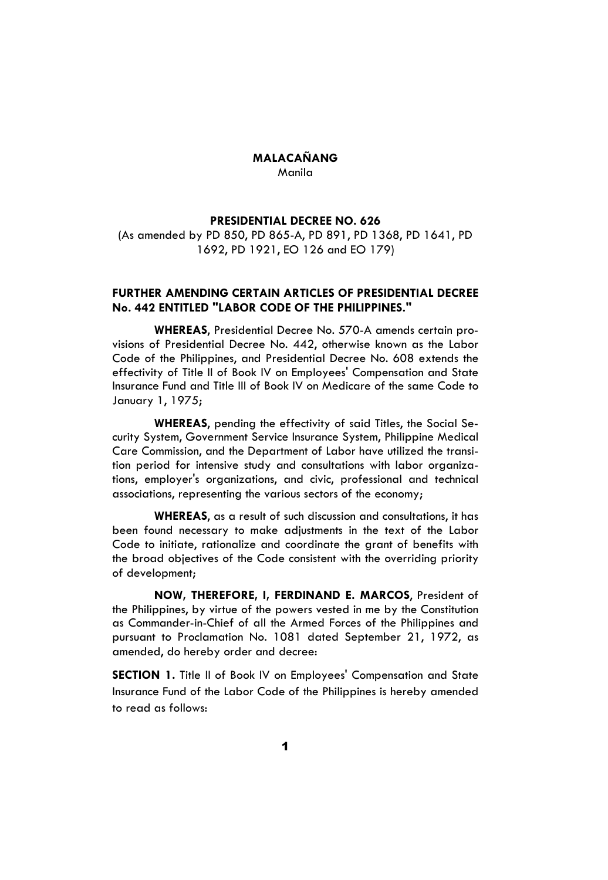**MALACAÑANG**
Manila

**PRESIDENTIAL DECREE NO. 626**
(As amended by PD 850, PD 865-A, PD 891, PD 1368, PD 1641, PD 1692, PD 1921, EO 126 and EO 179)

**FURTHER AMENDING CERTAIN ARTICLES OF PRESIDENTIAL DECREE No. 442 ENTITLED "LABOR CODE OF THE PHILIPPINES."**

**WHEREAS**, Presidential Decree No. 570-A amends certain provisions of Presidential Decree No. 442, otherwise known as the Labor Code of the Philippines, and Presidential Decree No. 608 extends the effectivity of Title II of Book IV on Employees' Compensation and State Insurance Fund and Title III of Book IV on Medicare of the same Code to January 1, 1975;

**WHEREAS**, pending the effectivity of said Titles, the Social Security System, Government Service Insurance System, Philippine Medical Care Commission, and the Department of Labor have utilized the transition period for intensive study and consultations with labor organizations, employer's organizations, and civic, professional and technical associations, representing the various sectors of the economy;

**WHEREAS**, as a result of such discussion and consultations, it has been found necessary to make adjustments in the text of the Labor Code to initiate, rationalize and coordinate the grant of benefits with the broad objectives of the Code consistent with the overriding priority of development;

**NOW, THEREFORE, I, FERDINAND E. MARCOS**, President of the Philippines, by virtue of the powers vested in me by the Constitution as Commander-in-Chief of all the Armed Forces of the Philippines and pursuant to Proclamation No. 1081 dated September 21, 1972, as amended, do hereby order and decree:

**SECTION 1.** Title II of Book IV on Employees' Compensation and State Insurance Fund of the Labor Code of the Philippines is hereby amended to read as follows: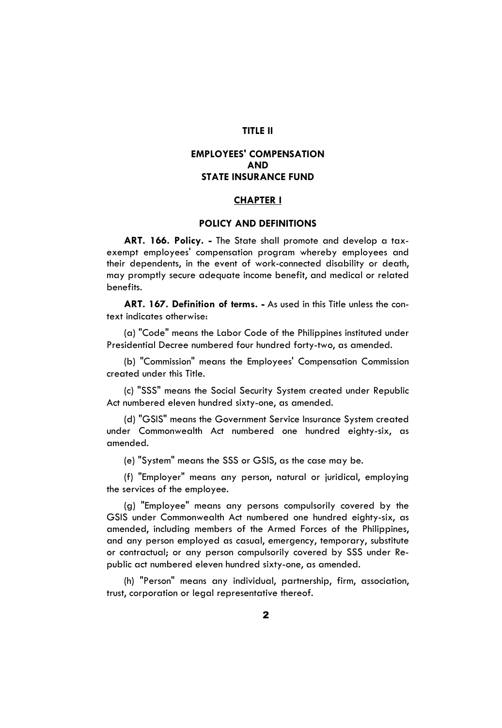# TITLE II

## EMPLOYEES' COMPENSATION AND STATE INSURANCE FUND

## CHAPTER I

### POLICY AND DEFINITIONS

**ART. 166. Policy. -** The State shall promote and develop a tax-exempt employees' compensation program whereby employees and their dependents, in the event of work-connected disability or death, may promptly secure adequate income benefit, and medical or related benefits.

**ART. 167. Definition of terms. -** As used in this Title unless the context indicates otherwise:

(a) "Code" means the Labor Code of the Philippines instituted under Presidential Decree numbered four hundred forty-two, as amended.

(b) "Commission" means the Employees' Compensation Commission created under this Title.

(c) "SSS" means the Social Security System created under Republic Act numbered eleven hundred sixty-one, as amended.

(d) "GSIS" means the Government Service Insurance System created under Commonwealth Act numbered one hundred eighty-six, as amended.

(e) "System" means the SSS or GSIS, as the case may be.

(f) "Employer" means any person, natural or juridical, employing the services of the employee.

(g) "Employee" means any persons compulsorily covered by the GSIS under Commonwealth Act numbered one hundred eighty-six, as amended, including members of the Armed Forces of the Philippines, and any person employed as casual, emergency, temporary, substitute or contractual; or any person compulsorily covered by SSS under Republic act numbered eleven hundred sixty-one, as amended.

(h) "Person" means any individual, partnership, firm, association, trust, corporation or legal representative thereof.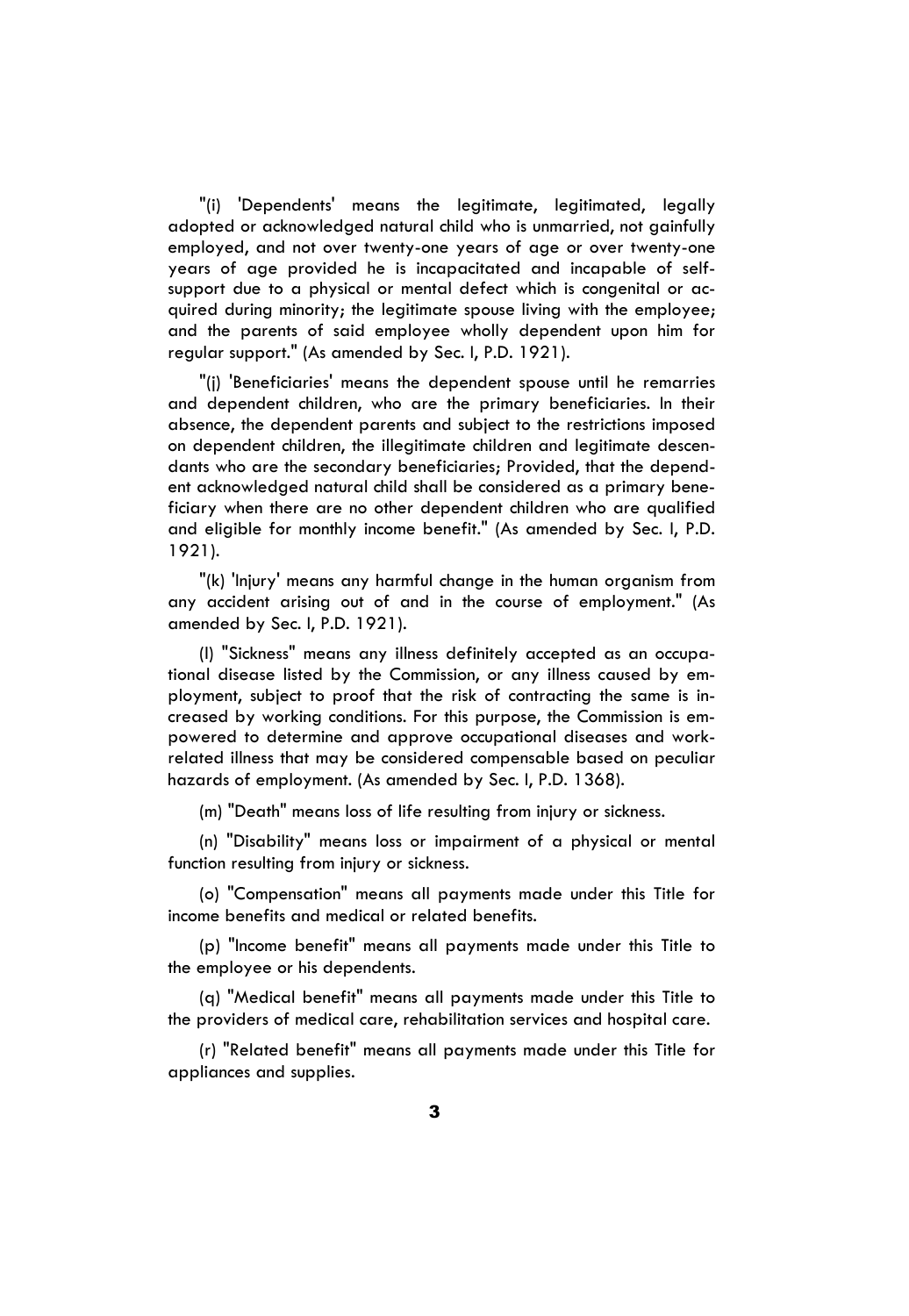"(i) 'Dependents' means the legitimate, legitimated, legally adopted or acknowledged natural child who is unmarried, not gainfully employed, and not over twenty-one years of age or over twenty-one years of age provided he is incapacitated and incapable of self-support due to a physical or mental defect which is congenital or acquired during minority; the legitimate spouse living with the employee; and the parents of said employee wholly dependent upon him for regular support." (As amended by Sec. I, P.D. 1921).

"(j) 'Beneficiaries' means the dependent spouse until he remarries and dependent children, who are the primary beneficiaries. In their absence, the dependent parents and subject to the restrictions imposed on dependent children, the illegitimate children and legitimate descendants who are the secondary beneficiaries; Provided, that the dependent acknowledged natural child shall be considered as a primary beneficiary when there are no other dependent children who are qualified and eligible for monthly income benefit." (As amended by Sec. I, P.D. 1921).

"(k) 'Injury' means any harmful change in the human organism from any accident arising out of and in the course of employment." (As amended by Sec. I, P.D. 1921).

(l) "Sickness" means any illness definitely accepted as an occupational disease listed by the Commission, or any illness caused by employment, subject to proof that the risk of contracting the same is increased by working conditions. For this purpose, the Commission is empowered to determine and approve occupational diseases and work-related illness that may be considered compensable based on peculiar hazards of employment. (As amended by Sec. I, P.D. 1368).

(m) "Death" means loss of life resulting from injury or sickness.

(n) "Disability" means loss or impairment of a physical or mental function resulting from injury or sickness.

(o) "Compensation" means all payments made under this Title for income benefits and medical or related benefits.

(p) "Income benefit" means all payments made under this Title to the employee or his dependents.

(q) "Medical benefit" means all payments made under this Title to the providers of medical care, rehabilitation services and hospital care.

(r) "Related benefit" means all payments made under this Title for appliances and supplies.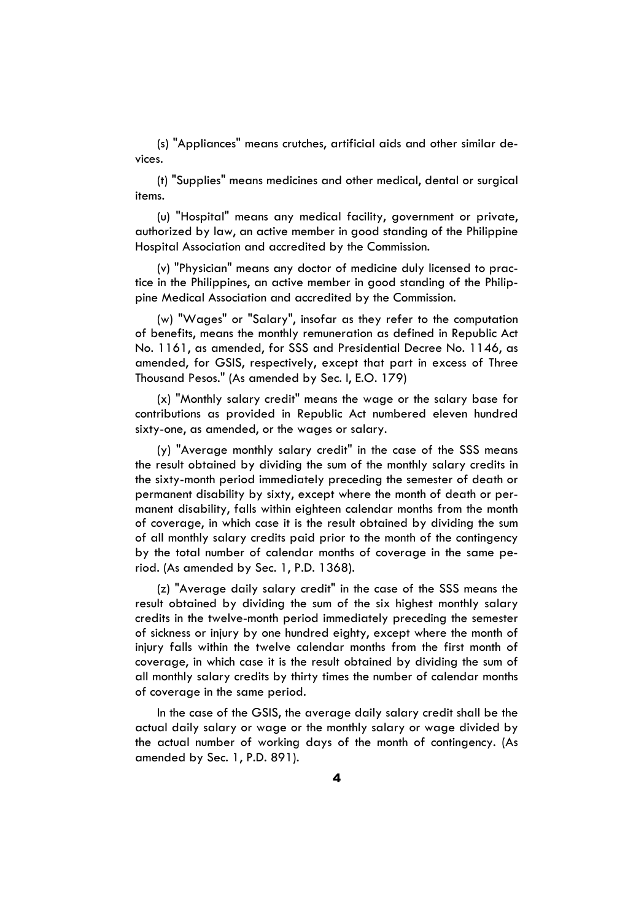(s) "Appliances" means crutches, artificial aids and other similar devices.

(t) "Supplies" means medicines and other medical, dental or surgical items.

(u) "Hospital" means any medical facility, government or private, authorized by law, an active member in good standing of the Philippine Hospital Association and accredited by the Commission.

(v) "Physician" means any doctor of medicine duly licensed to practice in the Philippines, an active member in good standing of the Philippine Medical Association and accredited by the Commission.

(w) "Wages" or "Salary", insofar as they refer to the computation of benefits, means the monthly remuneration as defined in Republic Act No. 1161, as amended, for SSS and Presidential Decree No. 1146, as amended, for GSIS, respectively, except that part in excess of Three Thousand Pesos." (As amended by Sec. I, E.O. 179)

(x) "Monthly salary credit" means the wage or the salary base for contributions as provided in Republic Act numbered eleven hundred sixty-one, as amended, or the wages or salary.

(y) "Average monthly salary credit" in the case of the SSS means the result obtained by dividing the sum of the monthly salary credits in the sixty-month period immediately preceding the semester of death or permanent disability by sixty, except where the month of death or permanent disability, falls within eighteen calendar months from the month of coverage, in which case it is the result obtained by dividing the sum of all monthly salary credits paid prior to the month of the contingency by the total number of calendar months of coverage in the same period. (As amended by Sec. 1, P.D. 1368).

(z) "Average daily salary credit" in the case of the SSS means the result obtained by dividing the sum of the six highest monthly salary credits in the twelve-month period immediately preceding the semester of sickness or injury by one hundred eighty, except where the month of injury falls within the twelve calendar months from the first month of coverage, in which case it is the result obtained by dividing the sum of all monthly salary credits by thirty times the number of calendar months of coverage in the same period.

In the case of the GSIS, the average daily salary credit shall be the actual daily salary or wage or the monthly salary or wage divided by the actual number of working days of the month of contingency. (As amended by Sec. 1, P.D. 891).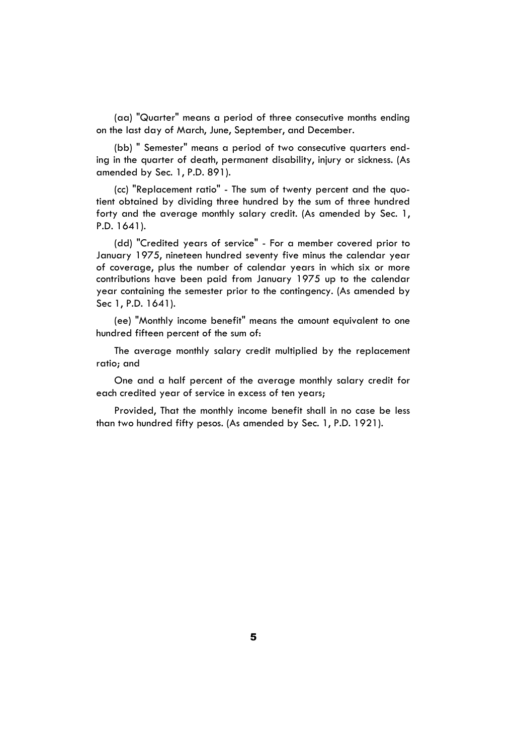(aa) "Quarter" means a period of three consecutive months ending on the last day of March, June, September, and December.

(bb) " Semester" means a period of two consecutive quarters ending in the quarter of death, permanent disability, injury or sickness. (As amended by Sec. 1, P.D. 891).

(cc) "Replacement ratio" - The sum of twenty percent and the quotient obtained by dividing three hundred by the sum of three hundred forty and the average monthly salary credit. (As amended by Sec. 1, P.D. 1641).

(dd) "Credited years of service" - For a member covered prior to January 1975, nineteen hundred seventy five minus the calendar year of coverage, plus the number of calendar years in which six or more contributions have been paid from January 1975 up to the calendar year containing the semester prior to the contingency. (As amended by Sec 1, P.D. 1641).

(ee) "Monthly income benefit" means the amount equivalent to one hundred fifteen percent of the sum of:

The average monthly salary credit multiplied by the replacement ratio; and

One and a half percent of the average monthly salary credit for each credited year of service in excess of ten years;

Provided, That the monthly income benefit shall in no case be less than two hundred fifty pesos. (As amended by Sec. 1, P.D. 1921).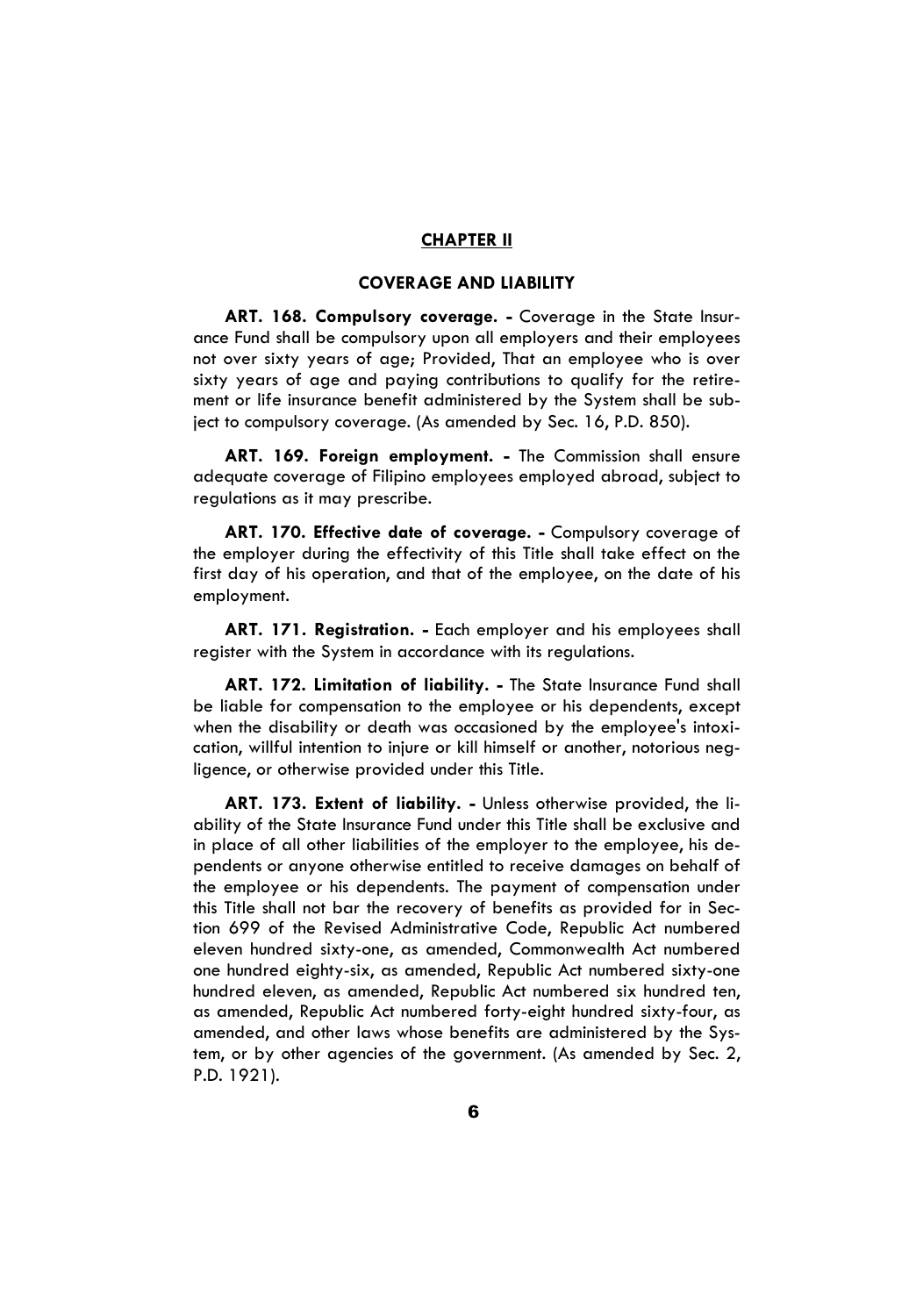## CHAPTER II

### COVERAGE AND LIABILITY

**ART. 168. Compulsory coverage. -** Coverage in the State Insurance Fund shall be compulsory upon all employers and their employees not over sixty years of age; Provided, That an employee who is over sixty years of age and paying contributions to qualify for the retirement or life insurance benefit administered by the System shall be subject to compulsory coverage. (As amended by Sec. 16, P.D. 850).

**ART. 169. Foreign employment. -** The Commission shall ensure adequate coverage of Filipino employees employed abroad, subject to regulations as it may prescribe.

**ART. 170. Effective date of coverage. -** Compulsory coverage of the employer during the effectivity of this Title shall take effect on the first day of his operation, and that of the employee, on the date of his employment.

**ART. 171. Registration. -** Each employer and his employees shall register with the System in accordance with its regulations.

**ART. 172. Limitation of liability. -** The State Insurance Fund shall be liable for compensation to the employee or his dependents, except when the disability or death was occasioned by the employee's intoxication, willful intention to injure or kill himself or another, notorious negligence, or otherwise provided under this Title.

**ART. 173. Extent of liability. -** Unless otherwise provided, the liability of the State Insurance Fund under this Title shall be exclusive and in place of all other liabilities of the employer to the employee, his dependents or anyone otherwise entitled to receive damages on behalf of the employee or his dependents. The payment of compensation under this Title shall not bar the recovery of benefits as provided for in Section 699 of the Revised Administrative Code, Republic Act numbered eleven hundred sixty-one, as amended, Commonwealth Act numbered one hundred eighty-six, as amended, Republic Act numbered sixty-one hundred eleven, as amended, Republic Act numbered six hundred ten, as amended, Republic Act numbered forty-eight hundred sixty-four, as amended, and other laws whose benefits are administered by the System, or by other agencies of the government. (As amended by Sec. 2, P.D. 1921).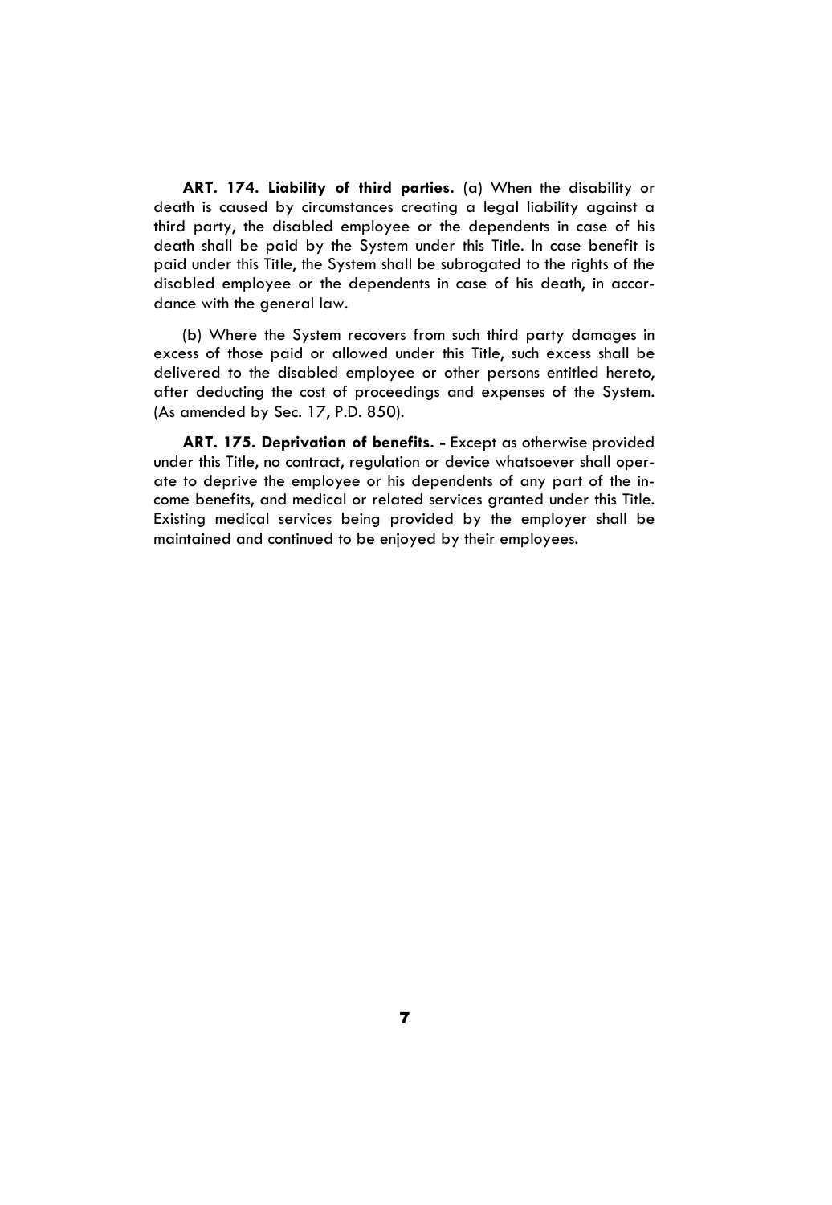**ART. 174. Liability of third parties.** (a) When the disability or death is caused by circumstances creating a legal liability against a third party, the disabled employee or the dependents in case of his death shall be paid by the System under this Title. In case benefit is paid under this Title, the System shall be subrogated to the rights of the disabled employee or the dependents in case of his death, in accordance with the general law.

(b) Where the System recovers from such third party damages in excess of those paid or allowed under this Title, such excess shall be delivered to the disabled employee or other persons entitled hereto, after deducting the cost of proceedings and expenses of the System. (As amended by Sec. 17, P.D. 850).

**ART. 175. Deprivation of benefits. -** Except as otherwise provided under this Title, no contract, regulation or device whatsoever shall operate to deprive the employee or his dependents of any part of the income benefits, and medical or related services granted under this Title. Existing medical services being provided by the employer shall be maintained and continued to be enjoyed by their employees.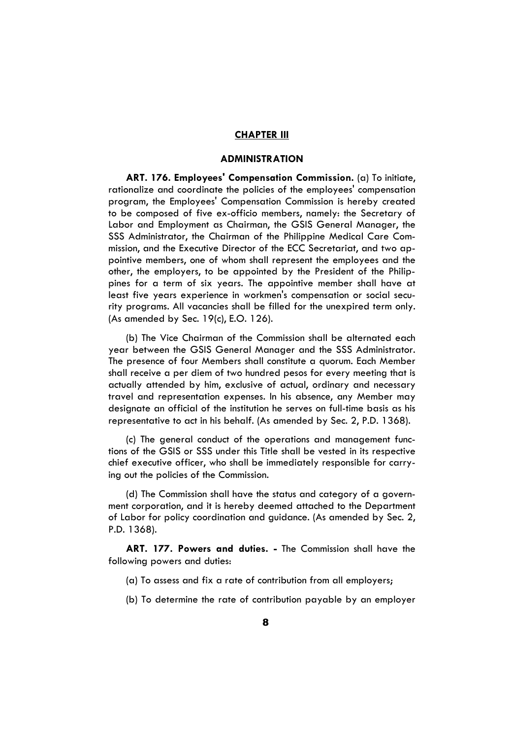## CHAPTER III

### ADMINISTRATION

**ART. 176. Employees' Compensation Commission.** (a) To initiate, rationalize and coordinate the policies of the employees' compensation program, the Employees' Compensation Commission is hereby created to be composed of five ex-officio members, namely: the Secretary of Labor and Employment as Chairman, the GSIS General Manager, the SSS Administrator, the Chairman of the Philippine Medical Care Commission, and the Executive Director of the ECC Secretariat, and two appointive members, one of whom shall represent the employees and the other, the employers, to be appointed by the President of the Philippines for a term of six years. The appointive member shall have at least five years experience in workmen's compensation or social security programs. All vacancies shall be filled for the unexpired term only. (As amended by Sec. 19(c), E.O. 126).

(b) The Vice Chairman of the Commission shall be alternated each year between the GSIS General Manager and the SSS Administrator. The presence of four Members shall constitute a quorum. Each Member shall receive a per diem of two hundred pesos for every meeting that is actually attended by him, exclusive of actual, ordinary and necessary travel and representation expenses. In his absence, any Member may designate an official of the institution he serves on full-time basis as his representative to act in his behalf. (As amended by Sec. 2, P.D. 1368).

(c) The general conduct of the operations and management functions of the GSIS or SSS under this Title shall be vested in its respective chief executive officer, who shall be immediately responsible for carrying out the policies of the Commission.

(d) The Commission shall have the status and category of a government corporation, and it is hereby deemed attached to the Department of Labor for policy coordination and guidance. (As amended by Sec. 2, P.D. 1368).

**ART. 177. Powers and duties. -** The Commission shall have the following powers and duties:

(a) To assess and fix a rate of contribution from all employers;

(b) To determine the rate of contribution payable by an employer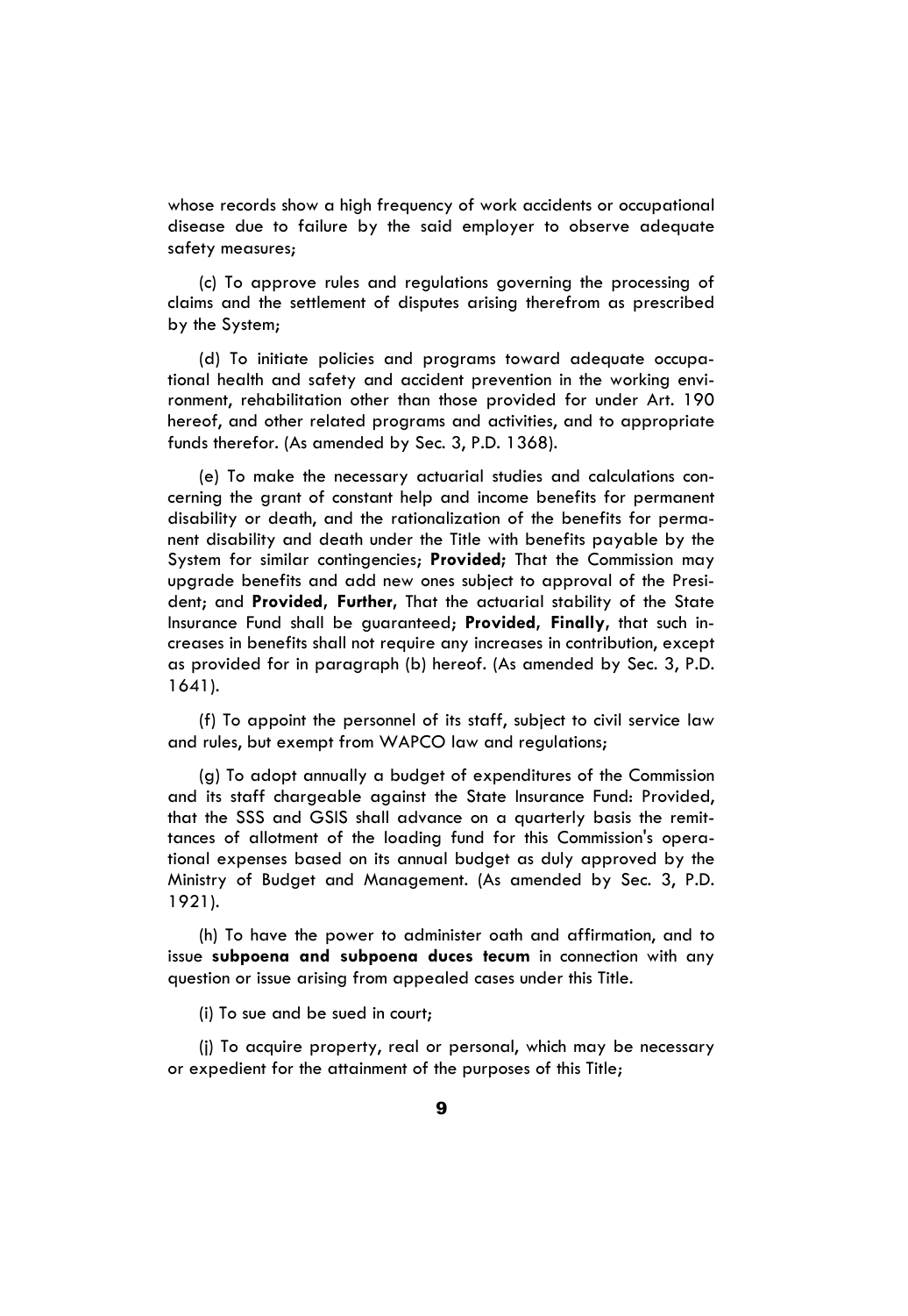whose records show a high frequency of work accidents or occupational disease due to failure by the said employer to observe adequate safety measures;

(c) To approve rules and regulations governing the processing of claims and the settlement of disputes arising therefrom as prescribed by the System;

(d) To initiate policies and programs toward adequate occupational health and safety and accident prevention in the working environment, rehabilitation other than those provided for under Art. 190 hereof, and other related programs and activities, and to appropriate funds therefor. (As amended by Sec. 3, P.D. 1368).

(e) To make the necessary actuarial studies and calculations concerning the grant of constant help and income benefits for permanent disability or death, and the rationalization of the benefits for permanent disability and death under the Title with benefits payable by the System for similar contingencies; **Provided;** That the Commission may upgrade benefits and add new ones subject to approval of the President; and **Provided, Further,** That the actuarial stability of the State Insurance Fund shall be guaranteed; **Provided, Finally,** that such increases in benefits shall not require any increases in contribution, except as provided for in paragraph (b) hereof. (As amended by Sec. 3, P.D. 1641).

(f) To appoint the personnel of its staff, subject to civil service law and rules, but exempt from WAPCO law and regulations;

(g) To adopt annually a budget of expenditures of the Commission and its staff chargeable against the State Insurance Fund: Provided, that the SSS and GSIS shall advance on a quarterly basis the remittances of allotment of the loading fund for this Commission's operational expenses based on its annual budget as duly approved by the Ministry of Budget and Management. (As amended by Sec. 3, P.D. 1921).

(h) To have the power to administer oath and affirmation, and to issue **subpoena and subpoena duces tecum** in connection with any question or issue arising from appealed cases under this Title.

(i) To sue and be sued in court;

(j) To acquire property, real or personal, which may be necessary or expedient for the attainment of the purposes of this Title;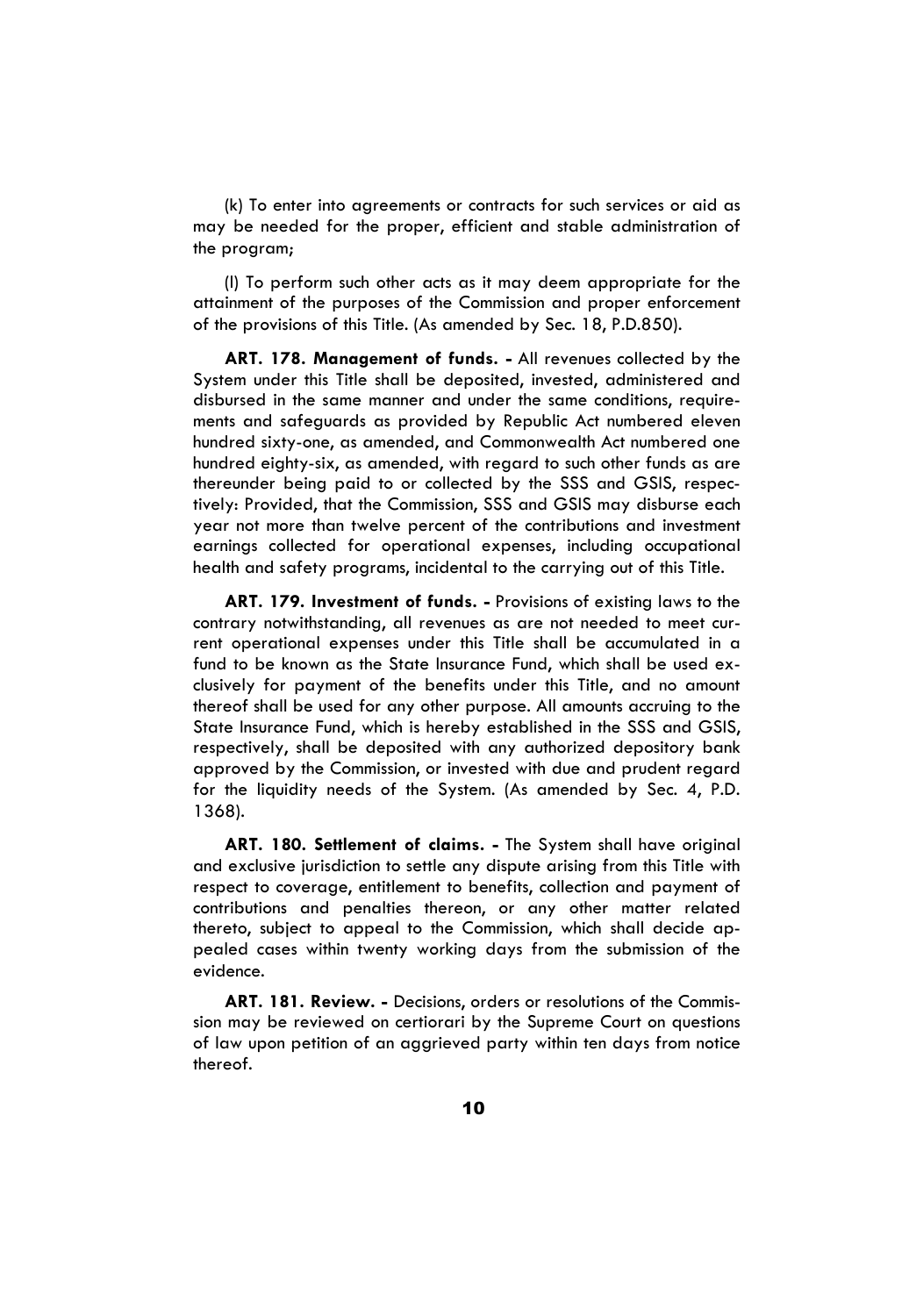(k) To enter into agreements or contracts for such services or aid as may be needed for the proper, efficient and stable administration of the program;

(l) To perform such other acts as it may deem appropriate for the attainment of the purposes of the Commission and proper enforcement of the provisions of this Title. (As amended by Sec. 18, P.D.850).

**ART. 178. Management of funds. -** All revenues collected by the System under this Title shall be deposited, invested, administered and disbursed in the same manner and under the same conditions, requirements and safeguards as provided by Republic Act numbered eleven hundred sixty-one, as amended, and Commonwealth Act numbered one hundred eighty-six, as amended, with regard to such other funds as are thereunder being paid to or collected by the SSS and GSIS, respectively: Provided, that the Commission, SSS and GSIS may disburse each year not more than twelve percent of the contributions and investment earnings collected for operational expenses, including occupational health and safety programs, incidental to the carrying out of this Title.

**ART. 179. Investment of funds. -** Provisions of existing laws to the contrary notwithstanding, all revenues as are not needed to meet current operational expenses under this Title shall be accumulated in a fund to be known as the State Insurance Fund, which shall be used exclusively for payment of the benefits under this Title, and no amount thereof shall be used for any other purpose. All amounts accruing to the State Insurance Fund, which is hereby established in the SSS and GSIS, respectively, shall be deposited with any authorized depository bank approved by the Commission, or invested with due and prudent regard for the liquidity needs of the System. (As amended by Sec. 4, P.D. 1368).

**ART. 180. Settlement of claims. -** The System shall have original and exclusive jurisdiction to settle any dispute arising from this Title with respect to coverage, entitlement to benefits, collection and payment of contributions and penalties thereon, or any other matter related thereto, subject to appeal to the Commission, which shall decide appealed cases within twenty working days from the submission of the evidence.

**ART. 181. Review. -** Decisions, orders or resolutions of the Commission may be reviewed on certiorari by the Supreme Court on questions of law upon petition of an aggrieved party within ten days from notice thereof.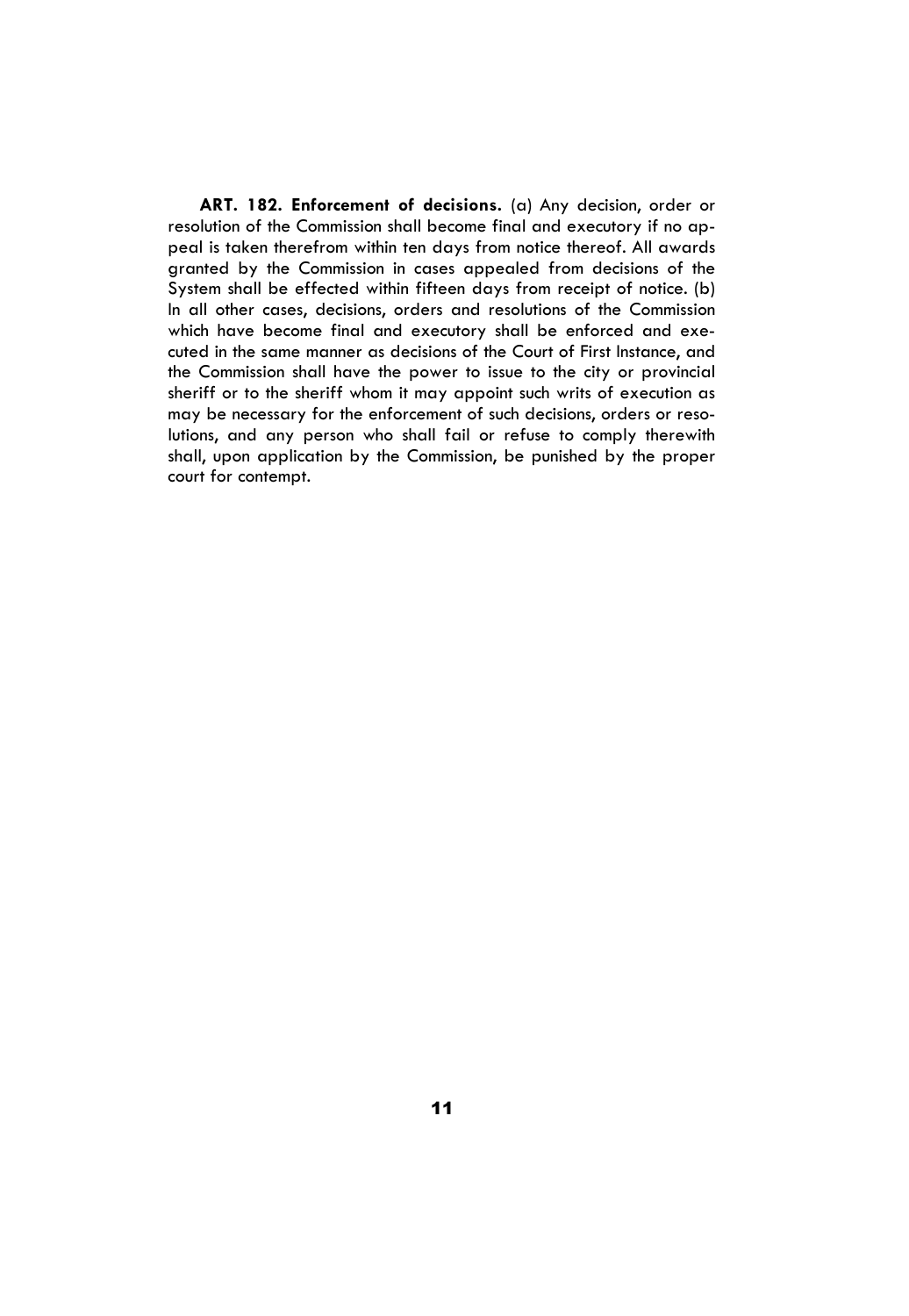**ART. 182. Enforcement of decisions.** (a) Any decision, order or resolution of the Commission shall become final and executory if no appeal is taken therefrom within ten days from notice thereof. All awards granted by the Commission in cases appealed from decisions of the System shall be effected within fifteen days from receipt of notice. (b) In all other cases, decisions, orders and resolutions of the Commission which have become final and executory shall be enforced and executed in the same manner as decisions of the Court of First Instance, and the Commission shall have the power to issue to the city or provincial sheriff or to the sheriff whom it may appoint such writs of execution as may be necessary for the enforcement of such decisions, orders or resolutions, and any person who shall fail or refuse to comply therewith shall, upon application by the Commission, be punished by the proper court for contempt.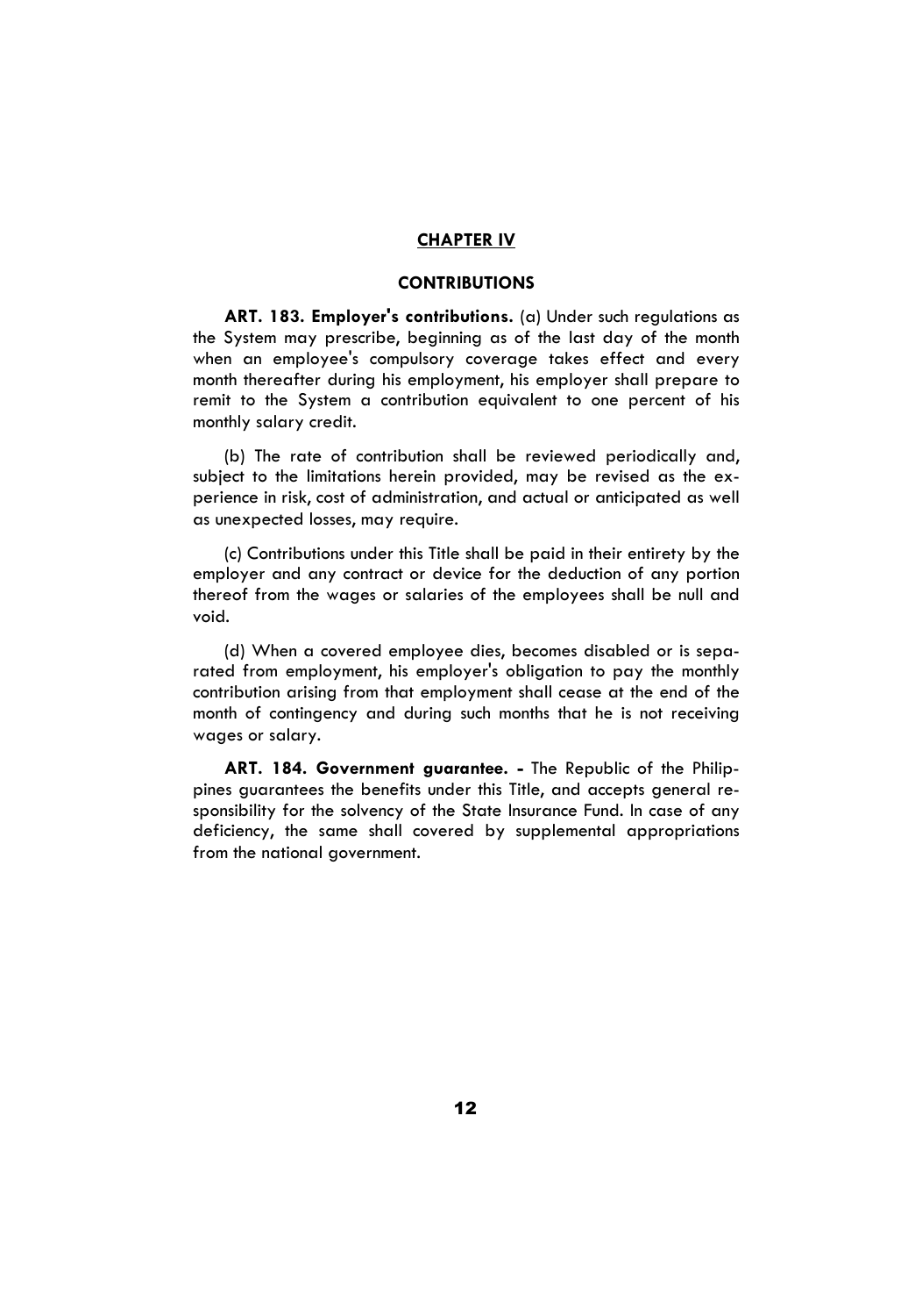## CHAPTER IV

### CONTRIBUTIONS

**ART. 183. Employer's contributions.** (a) Under such regulations as the System may prescribe, beginning as of the last day of the month when an employee's compulsory coverage takes effect and every month thereafter during his employment, his employer shall prepare to remit to the System a contribution equivalent to one percent of his monthly salary credit.

(b) The rate of contribution shall be reviewed periodically and, subject to the limitations herein provided, may be revised as the experience in risk, cost of administration, and actual or anticipated as well as unexpected losses, may require.

(c) Contributions under this Title shall be paid in their entirety by the employer and any contract or device for the deduction of any portion thereof from the wages or salaries of the employees shall be null and void.

(d) When a covered employee dies, becomes disabled or is separated from employment, his employer's obligation to pay the monthly contribution arising from that employment shall cease at the end of the month of contingency and during such months that he is not receiving wages or salary.

**ART. 184. Government guarantee. -** The Republic of the Philippines guarantees the benefits under this Title, and accepts general responsibility for the solvency of the State Insurance Fund. In case of any deficiency, the same shall covered by supplemental appropriations from the national government.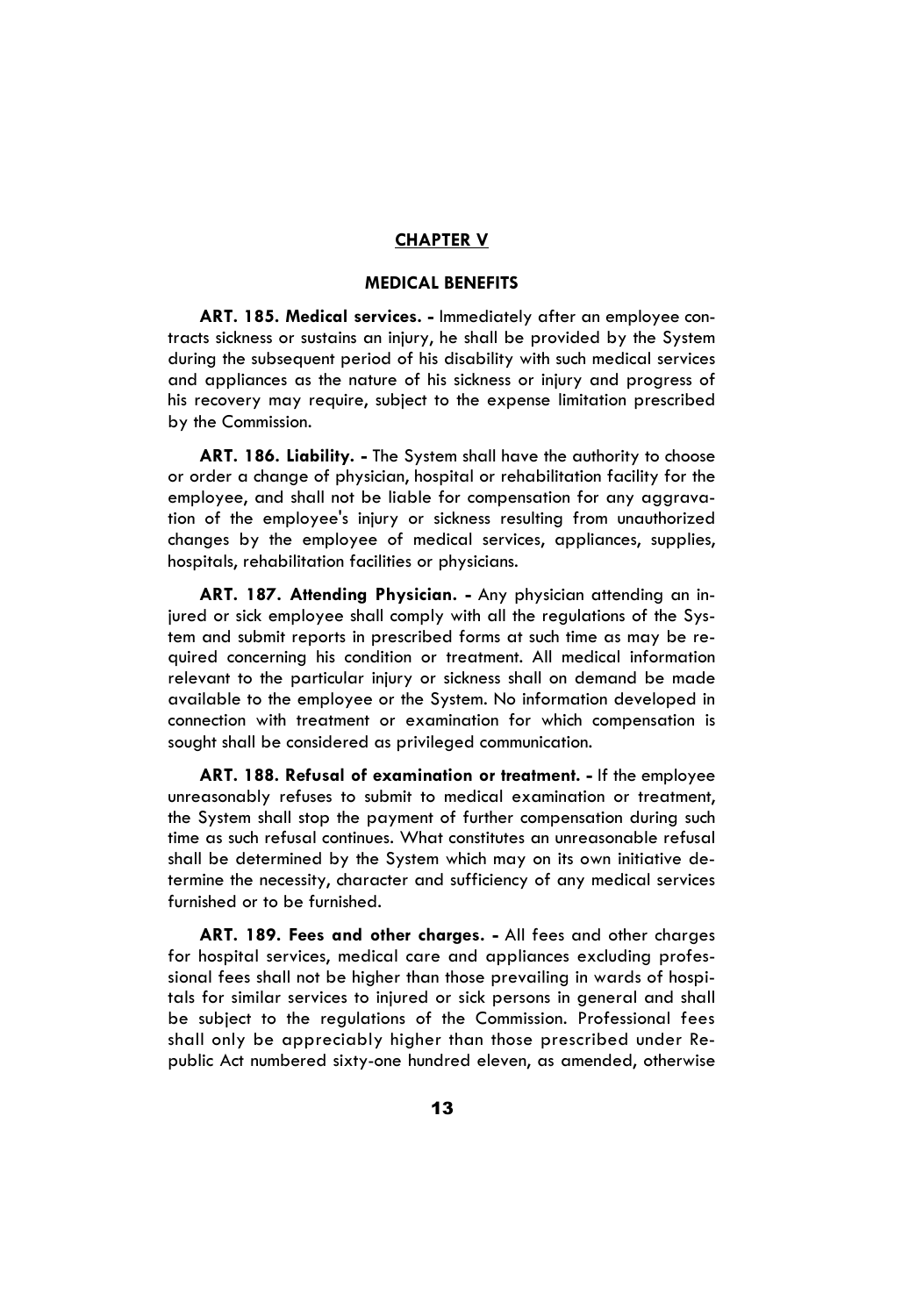## CHAPTER V

### MEDICAL BENEFITS

**ART. 185. Medical services. -** Immediately after an employee contracts sickness or sustains an injury, he shall be provided by the System during the subsequent period of his disability with such medical services and appliances as the nature of his sickness or injury and progress of his recovery may require, subject to the expense limitation prescribed by the Commission.

**ART. 186. Liability. -** The System shall have the authority to choose or order a change of physician, hospital or rehabilitation facility for the employee, and shall not be liable for compensation for any aggravation of the employee's injury or sickness resulting from unauthorized changes by the employee of medical services, appliances, supplies, hospitals, rehabilitation facilities or physicians.

**ART. 187. Attending Physician. -** Any physician attending an injured or sick employee shall comply with all the regulations of the System and submit reports in prescribed forms at such time as may be required concerning his condition or treatment. All medical information relevant to the particular injury or sickness shall on demand be made available to the employee or the System. No information developed in connection with treatment or examination for which compensation is sought shall be considered as privileged communication.

**ART. 188. Refusal of examination or treatment. -** If the employee unreasonably refuses to submit to medical examination or treatment, the System shall stop the payment of further compensation during such time as such refusal continues. What constitutes an unreasonable refusal shall be determined by the System which may on its own initiative determine the necessity, character and sufficiency of any medical services furnished or to be furnished.

**ART. 189. Fees and other charges. -** All fees and other charges for hospital services, medical care and appliances excluding professional fees shall not be higher than those prevailing in wards of hospitals for similar services to injured or sick persons in general and shall be subject to the regulations of the Commission. Professional fees shall only be appreciably higher than those prescribed under Republic Act numbered sixty-one hundred eleven, as amended, otherwise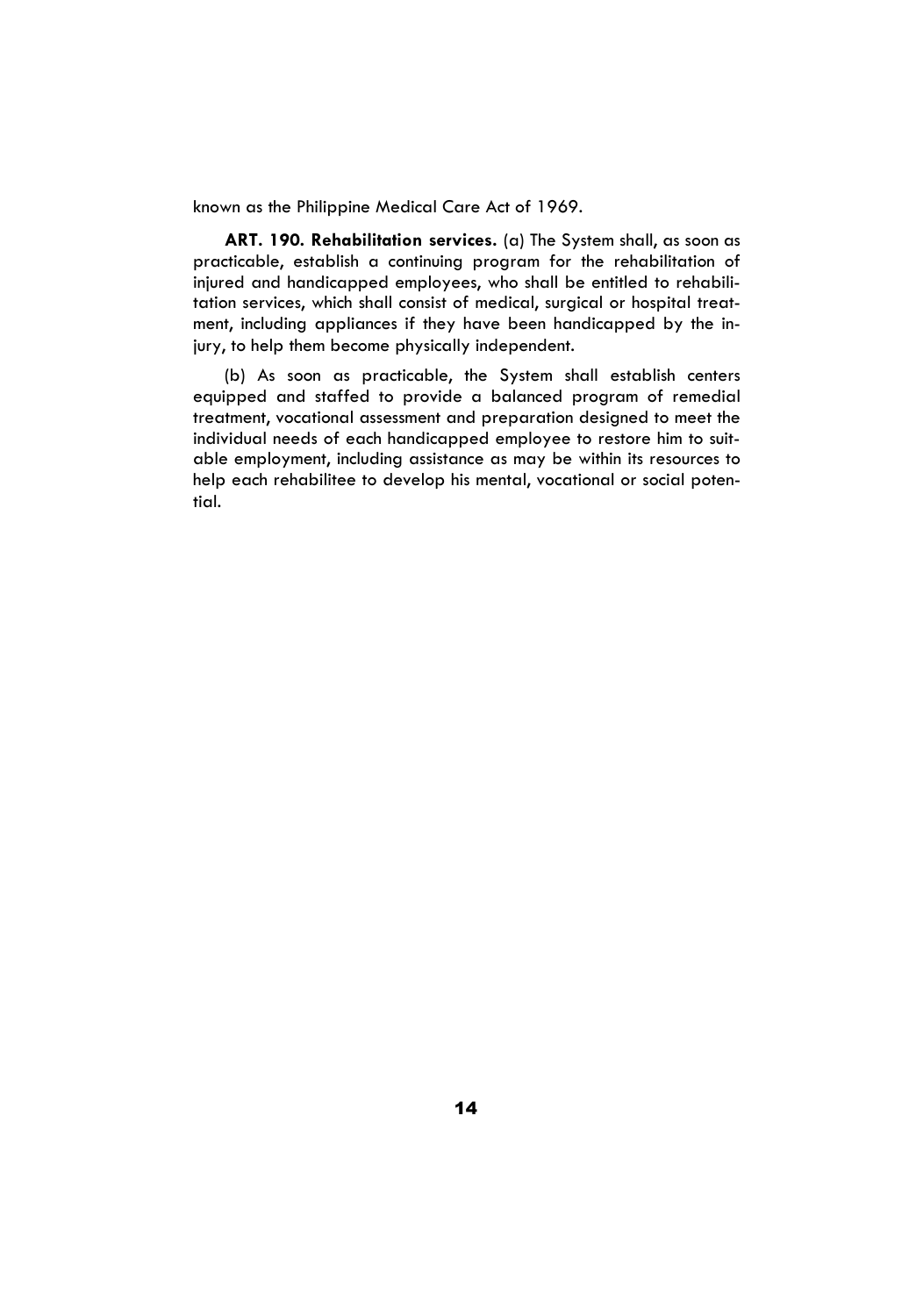known as the Philippine Medical Care Act of 1969.

**ART. 190. Rehabilitation services.** (a) The System shall, as soon as practicable, establish a continuing program for the rehabilitation of injured and handicapped employees, who shall be entitled to rehabilitation services, which shall consist of medical, surgical or hospital treatment, including appliances if they have been handicapped by the injury, to help them become physically independent.

(b) As soon as practicable, the System shall establish centers equipped and staffed to provide a balanced program of remedial treatment, vocational assessment and preparation designed to meet the individual needs of each handicapped employee to restore him to suitable employment, including assistance as may be within its resources to help each rehabilitee to develop his mental, vocational or social potential.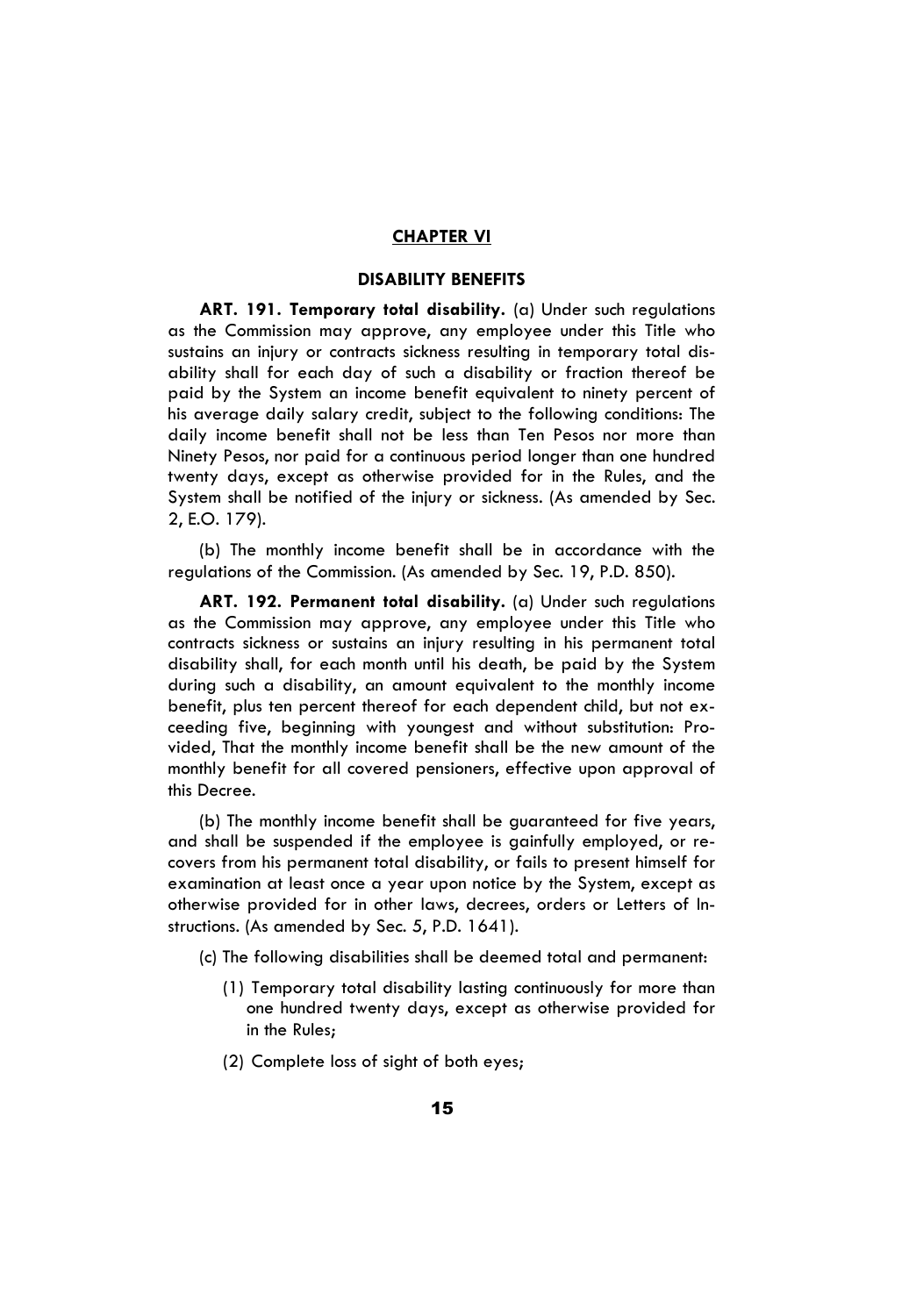## CHAPTER VI

### DISABILITY BENEFITS

**ART. 191. Temporary total disability.** (a) Under such regulations as the Commission may approve, any employee under this Title who sustains an injury or contracts sickness resulting in temporary total disability shall for each day of such a disability or fraction thereof be paid by the System an income benefit equivalent to ninety percent of his average daily salary credit, subject to the following conditions: The daily income benefit shall not be less than Ten Pesos nor more than Ninety Pesos, nor paid for a continuous period longer than one hundred twenty days, except as otherwise provided for in the Rules, and the System shall be notified of the injury or sickness. (As amended by Sec. 2, E.O. 179).

(b) The monthly income benefit shall be in accordance with the regulations of the Commission. (As amended by Sec. 19, P.D. 850).

**ART. 192. Permanent total disability.** (a) Under such regulations as the Commission may approve, any employee under this Title who contracts sickness or sustains an injury resulting in his permanent total disability shall, for each month until his death, be paid by the System during such a disability, an amount equivalent to the monthly income benefit, plus ten percent thereof for each dependent child, but not exceeding five, beginning with youngest and without substitution: Provided, That the monthly income benefit shall be the new amount of the monthly benefit for all covered pensioners, effective upon approval of this Decree.

(b) The monthly income benefit shall be guaranteed for five years, and shall be suspended if the employee is gainfully employed, or recovers from his permanent total disability, or fails to present himself for examination at least once a year upon notice by the System, except as otherwise provided for in other laws, decrees, orders or Letters of Instructions. (As amended by Sec. 5, P.D. 1641).

(c) The following disabilities shall be deemed total and permanent:

(1) Temporary total disability lasting continuously for more than one hundred twenty days, except as otherwise provided for in the Rules;

(2) Complete loss of sight of both eyes;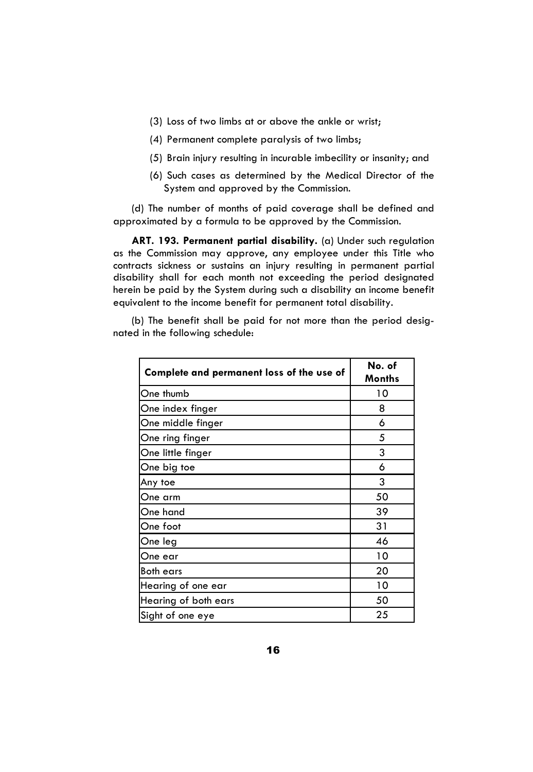(3) Loss of two limbs at or above the ankle or wrist;

(4) Permanent complete paralysis of two limbs;

(5) Brain injury resulting in incurable imbecility or insanity; and

(6) Such cases as determined by the Medical Director of the System and approved by the Commission.

(d) The number of months of paid coverage shall be defined and approximated by a formula to be approved by the Commission.

**ART. 193. Permanent partial disability.** (a) Under such regulation as the Commission may approve, any employee under this Title who contracts sickness or sustains an injury resulting in permanent partial disability shall for each month not exceeding the period designated herein be paid by the System during such a disability an income benefit equivalent to the income benefit for permanent total disability.

(b) The benefit shall be paid for not more than the period designated in the following schedule:

| Complete and permanent loss of the use of | No. of Months |
|---|---|
| One thumb | 10 |
| One index finger | 8 |
| One middle finger | 6 |
| One ring finger | 5 |
| One little finger | 3 |
| One big toe | 6 |
| Any toe | 3 |
| One arm | 50 |
| One hand | 39 |
| One foot | 31 |
| One leg | 46 |
| One ear | 10 |
| Both ears | 20 |
| Hearing of one ear | 10 |
| Hearing of both ears | 50 |
| Sight of one eye | 25 |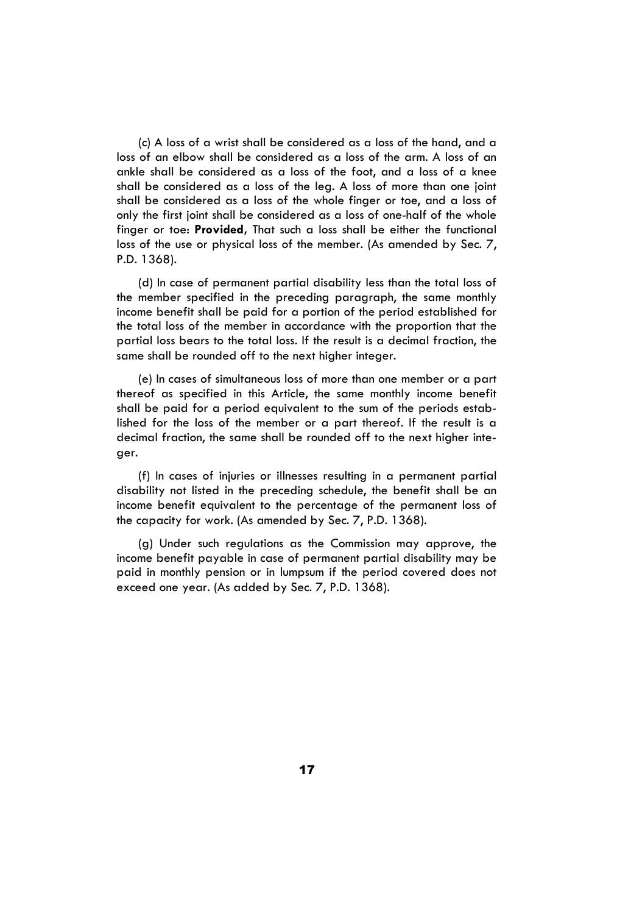(c) A loss of a wrist shall be considered as a loss of the hand, and a loss of an elbow shall be considered as a loss of the arm. A loss of an ankle shall be considered as a loss of the foot, and a loss of a knee shall be considered as a loss of the leg. A loss of more than one joint shall be considered as a loss of the whole finger or toe, and a loss of only the first joint shall be considered as a loss of one-half of the whole finger or toe: **Provided**, That such a loss shall be either the functional loss of the use or physical loss of the member. (As amended by Sec. 7, P.D. 1368).

(d) In case of permanent partial disability less than the total loss of the member specified in the preceding paragraph, the same monthly income benefit shall be paid for a portion of the period established for the total loss of the member in accordance with the proportion that the partial loss bears to the total loss. If the result is a decimal fraction, the same shall be rounded off to the next higher integer.

(e) In cases of simultaneous loss of more than one member or a part thereof as specified in this Article, the same monthly income benefit shall be paid for a period equivalent to the sum of the periods established for the loss of the member or a part thereof. If the result is a decimal fraction, the same shall be rounded off to the next higher integer.

(f) In cases of injuries or illnesses resulting in a permanent partial disability not listed in the preceding schedule, the benefit shall be an income benefit equivalent to the percentage of the permanent loss of the capacity for work. (As amended by Sec. 7, P.D. 1368).

(g) Under such regulations as the Commission may approve, the income benefit payable in case of permanent partial disability may be paid in monthly pension or in lumpsum if the period covered does not exceed one year. (As added by Sec. 7, P.D. 1368).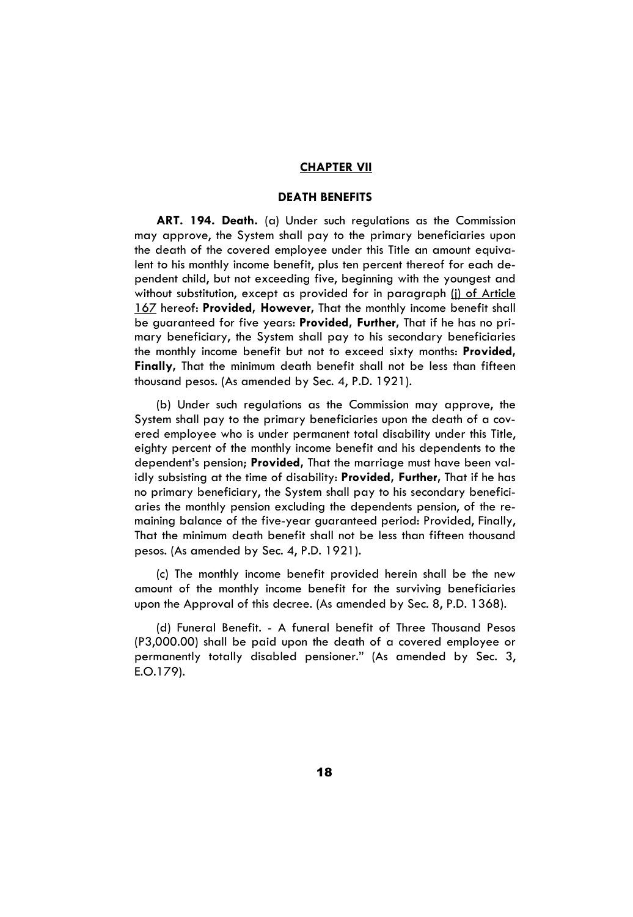## CHAPTER VII

## DEATH BENEFITS

**ART. 194. Death.** (a) Under such regulations as the Commission may approve, the System shall pay to the primary beneficiaries upon the death of the covered employee under this Title an amount equivalent to his monthly income benefit, plus ten percent thereof for each dependent child, but not exceeding five, beginning with the youngest and without substitution, except as provided for in paragraph (j) of Article 167 hereof: **Provided, However,** That the monthly income benefit shall be guaranteed for five years: **Provided, Further,** That if he has no primary beneficiary, the System shall pay to his secondary beneficiaries the monthly income benefit but not to exceed sixty months: **Provided, Finally,** That the minimum death benefit shall not be less than fifteen thousand pesos. (As amended by Sec. 4, P.D. 1921).

(b) Under such regulations as the Commission may approve, the System shall pay to the primary beneficiaries upon the death of a covered employee who is under permanent total disability under this Title, eighty percent of the monthly income benefit and his dependents to the dependent's pension; **Provided,** That the marriage must have been validly subsisting at the time of disability: **Provided, Further,** That if he has no primary beneficiary, the System shall pay to his secondary beneficiaries the monthly pension excluding the dependents pension, of the remaining balance of the five-year guaranteed period: Provided, Finally, That the minimum death benefit shall not be less than fifteen thousand pesos. (As amended by Sec. 4, P.D. 1921).

(c) The monthly income benefit provided herein shall be the new amount of the monthly income benefit for the surviving beneficiaries upon the Approval of this decree. (As amended by Sec. 8, P.D. 1368).

(d) Funeral Benefit. - A funeral benefit of Three Thousand Pesos (P3,000.00) shall be paid upon the death of a covered employee or permanently totally disabled pensioner." (As amended by Sec. 3, E.O.179).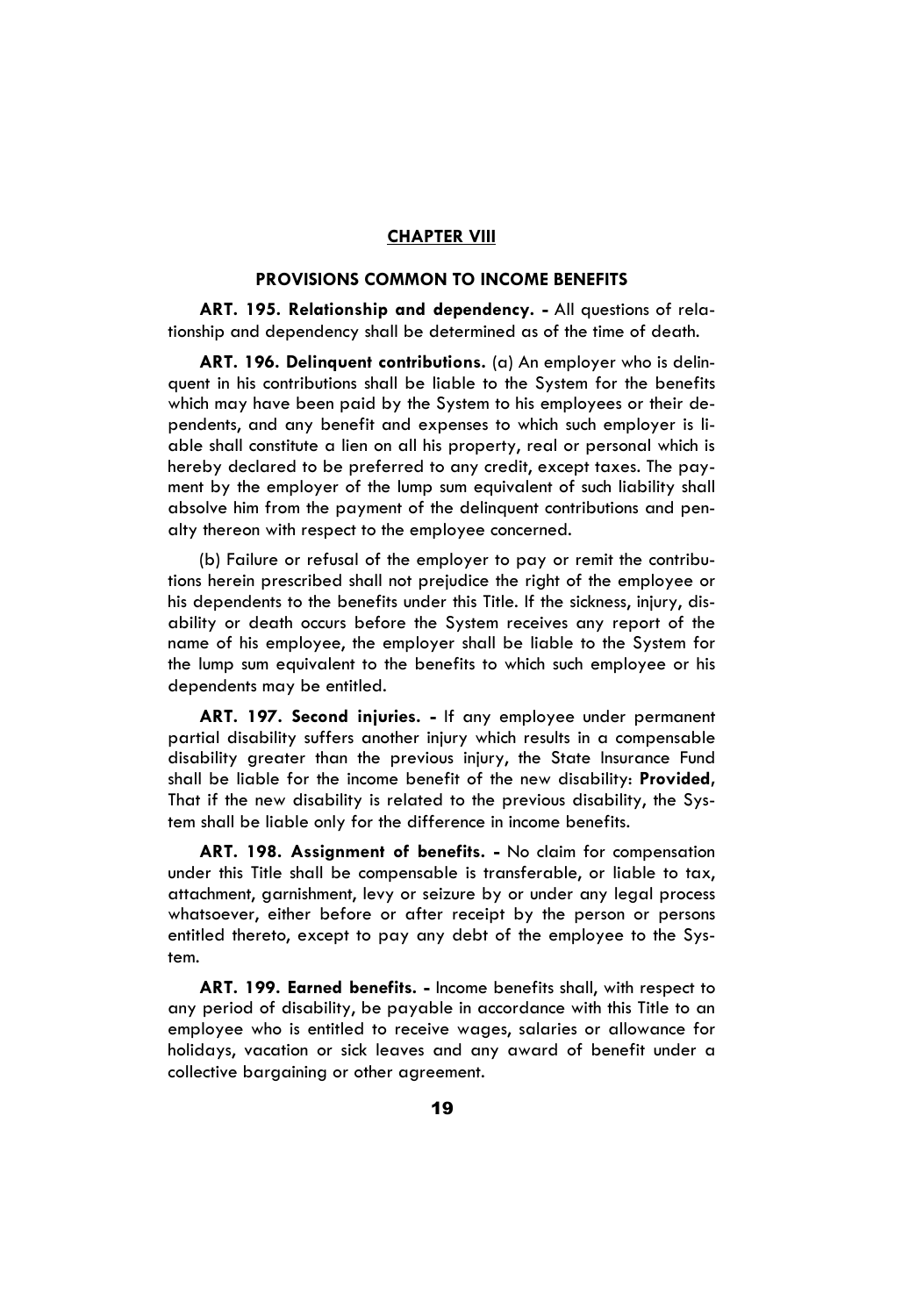## CHAPTER VIII

### PROVISIONS COMMON TO INCOME BENEFITS

**ART. 195. Relationship and dependency. -** All questions of relationship and dependency shall be determined as of the time of death.

**ART. 196. Delinquent contributions.** (a) An employer who is delinquent in his contributions shall be liable to the System for the benefits which may have been paid by the System to his employees or their dependents, and any benefit and expenses to which such employer is liable shall constitute a lien on all his property, real or personal which is hereby declared to be preferred to any credit, except taxes. The payment by the employer of the lump sum equivalent of such liability shall absolve him from the payment of the delinquent contributions and penalty thereon with respect to the employee concerned.

(b) Failure or refusal of the employer to pay or remit the contributions herein prescribed shall not prejudice the right of the employee or his dependents to the benefits under this Title. If the sickness, injury, disability or death occurs before the System receives any report of the name of his employee, the employer shall be liable to the System for the lump sum equivalent to the benefits to which such employee or his dependents may be entitled.

**ART. 197. Second injuries. -** If any employee under permanent partial disability suffers another injury which results in a compensable disability greater than the previous injury, the State Insurance Fund shall be liable for the income benefit of the new disability: **Provided**, That if the new disability is related to the previous disability, the System shall be liable only for the difference in income benefits.

**ART. 198. Assignment of benefits. -** No claim for compensation under this Title shall be compensable is transferable, or liable to tax, attachment, garnishment, levy or seizure by or under any legal process whatsoever, either before or after receipt by the person or persons entitled thereto, except to pay any debt of the employee to the System.

**ART. 199. Earned benefits. -** Income benefits shall, with respect to any period of disability, be payable in accordance with this Title to an employee who is entitled to receive wages, salaries or allowance for holidays, vacation or sick leaves and any award of benefit under a collective bargaining or other agreement.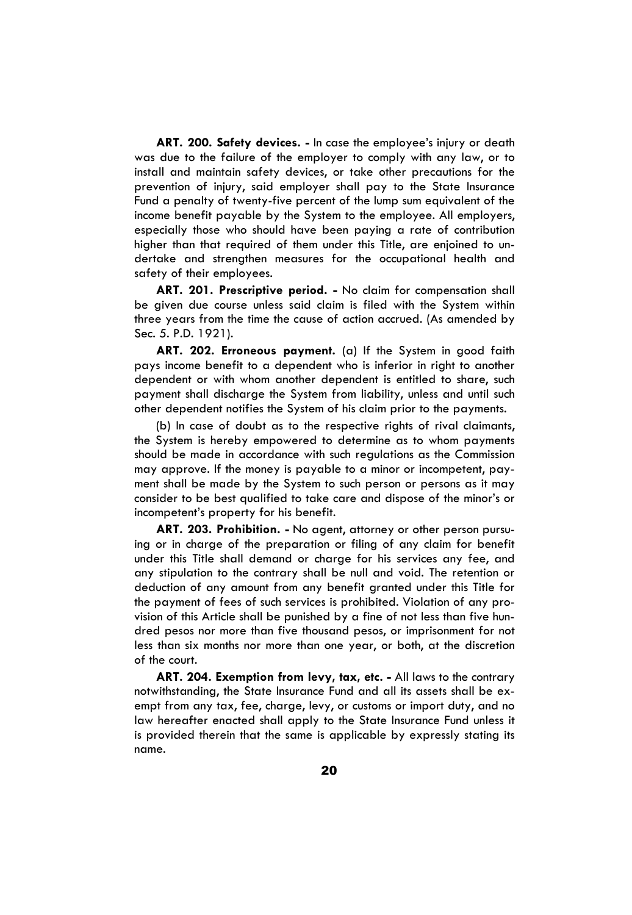**ART. 200. Safety devices. -** In case the employee's injury or death was due to the failure of the employer to comply with any law, or to install and maintain safety devices, or take other precautions for the prevention of injury, said employer shall pay to the State Insurance Fund a penalty of twenty-five percent of the lump sum equivalent of the income benefit payable by the System to the employee. All employers, especially those who should have been paying a rate of contribution higher than that required of them under this Title, are enjoined to undertake and strengthen measures for the occupational health and safety of their employees.

**ART. 201. Prescriptive period. -** No claim for compensation shall be given due course unless said claim is filed with the System within three years from the time the cause of action accrued. (As amended by Sec. 5. P.D. 1921).

**ART. 202. Erroneous payment.** (a) If the System in good faith pays income benefit to a dependent who is inferior in right to another dependent or with whom another dependent is entitled to share, such payment shall discharge the System from liability, unless and until such other dependent notifies the System of his claim prior to the payments.

(b) In case of doubt as to the respective rights of rival claimants, the System is hereby empowered to determine as to whom payments should be made in accordance with such regulations as the Commission may approve. If the money is payable to a minor or incompetent, payment shall be made by the System to such person or persons as it may consider to be best qualified to take care and dispose of the minor's or incompetent's property for his benefit.

**ART. 203. Prohibition. -** No agent, attorney or other person pursuing or in charge of the preparation or filing of any claim for benefit under this Title shall demand or charge for his services any fee, and any stipulation to the contrary shall be null and void. The retention or deduction of any amount from any benefit granted under this Title for the payment of fees of such services is prohibited. Violation of any provision of this Article shall be punished by a fine of not less than five hundred pesos nor more than five thousand pesos, or imprisonment for not less than six months nor more than one year, or both, at the discretion of the court.

**ART. 204. Exemption from levy, tax, etc. -** All laws to the contrary notwithstanding, the State Insurance Fund and all its assets shall be exempt from any tax, fee, charge, levy, or customs or import duty, and no law hereafter enacted shall apply to the State Insurance Fund unless it is provided therein that the same is applicable by expressly stating its name.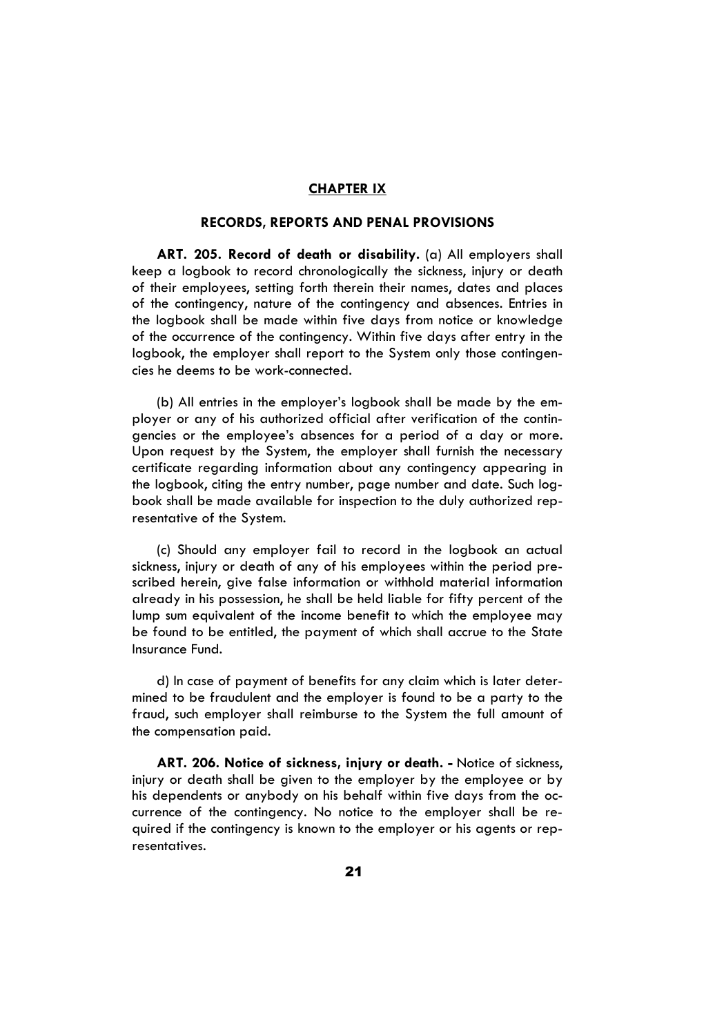## CHAPTER IX

### RECORDS, REPORTS AND PENAL PROVISIONS

**ART. 205. Record of death or disability.** (a) All employers shall keep a logbook to record chronologically the sickness, injury or death of their employees, setting forth therein their names, dates and places of the contingency, nature of the contingency and absences. Entries in the logbook shall be made within five days from notice or knowledge of the occurrence of the contingency. Within five days after entry in the logbook, the employer shall report to the System only those contingencies he deems to be work-connected.

(b) All entries in the employer's logbook shall be made by the employer or any of his authorized official after verification of the contingencies or the employee's absences for a period of a day or more. Upon request by the System, the employer shall furnish the necessary certificate regarding information about any contingency appearing in the logbook, citing the entry number, page number and date. Such logbook shall be made available for inspection to the duly authorized representative of the System.

(c) Should any employer fail to record in the logbook an actual sickness, injury or death of any of his employees within the period prescribed herein, give false information or withhold material information already in his possession, he shall be held liable for fifty percent of the lump sum equivalent of the income benefit to which the employee may be found to be entitled, the payment of which shall accrue to the State Insurance Fund.

d) In case of payment of benefits for any claim which is later determined to be fraudulent and the employer is found to be a party to the fraud, such employer shall reimburse to the System the full amount of the compensation paid.

**ART. 206. Notice of sickness, injury or death. -** Notice of sickness, injury or death shall be given to the employer by the employee or by his dependents or anybody on his behalf within five days from the occurrence of the contingency. No notice to the employer shall be required if the contingency is known to the employer or his agents or representatives.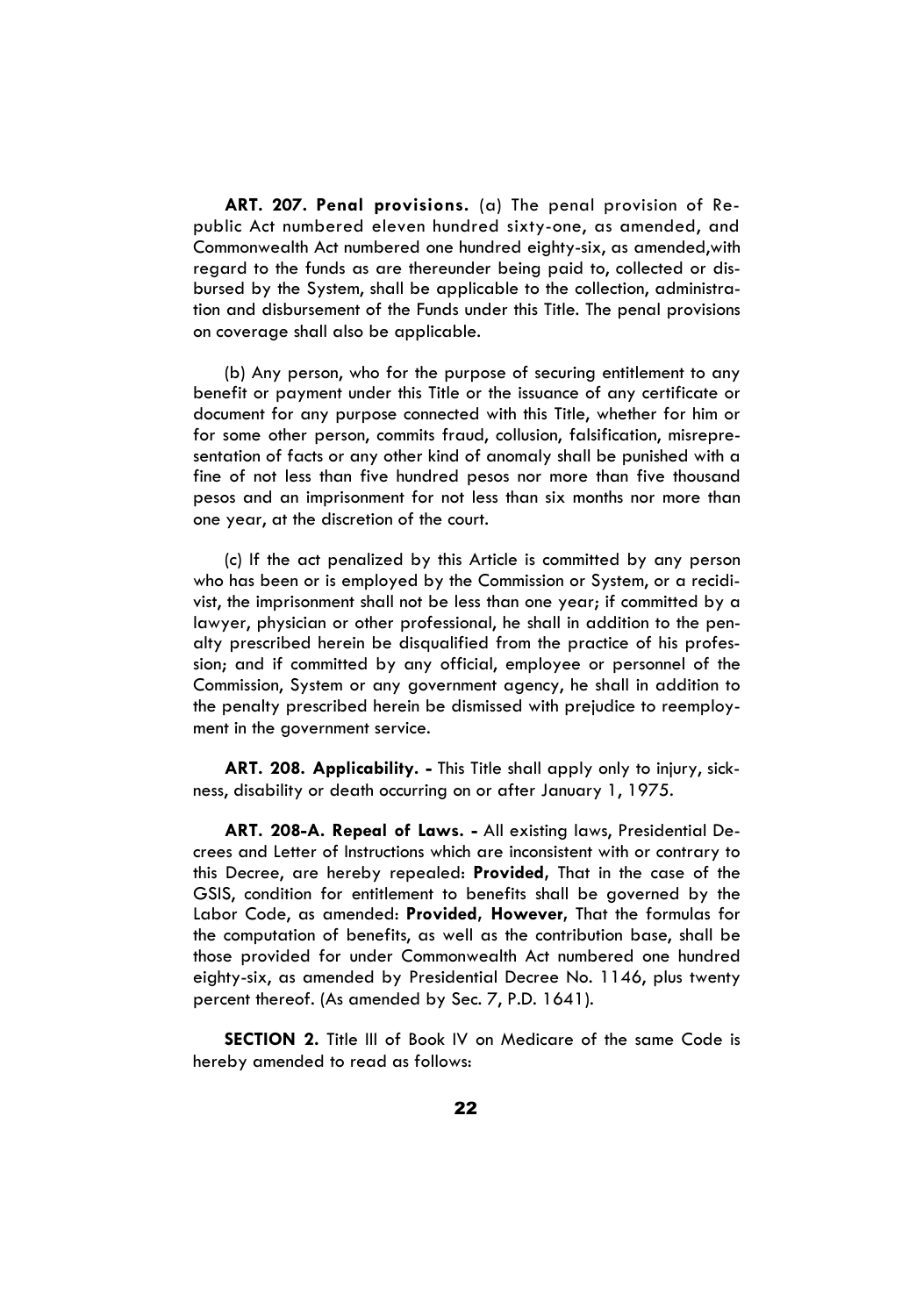**ART. 207. Penal provisions.** (a) The penal provision of Republic Act numbered eleven hundred sixty-one, as amended, and Commonwealth Act numbered one hundred eighty-six, as amended,with regard to the funds as are thereunder being paid to, collected or disbursed by the System, shall be applicable to the collection, administration and disbursement of the Funds under this Title. The penal provisions on coverage shall also be applicable.

(b) Any person, who for the purpose of securing entitlement to any benefit or payment under this Title or the issuance of any certificate or document for any purpose connected with this Title, whether for him or for some other person, commits fraud, collusion, falsification, misrepresentation of facts or any other kind of anomaly shall be punished with a fine of not less than five hundred pesos nor more than five thousand pesos and an imprisonment for not less than six months nor more than one year, at the discretion of the court.

(c) If the act penalized by this Article is committed by any person who has been or is employed by the Commission or System, or a recidivist, the imprisonment shall not be less than one year; if committed by a lawyer, physician or other professional, he shall in addition to the penalty prescribed herein be disqualified from the practice of his profession; and if committed by any official, employee or personnel of the Commission, System or any government agency, he shall in addition to the penalty prescribed herein be dismissed with prejudice to reemployment in the government service.

**ART. 208. Applicability. -** This Title shall apply only to injury, sickness, disability or death occurring on or after January 1, 1975.

**ART. 208-A. Repeal of Laws. -** All existing laws, Presidential Decrees and Letter of Instructions which are inconsistent with or contrary to this Decree, are hereby repealed: **Provided**, That in the case of the GSIS, condition for entitlement to benefits shall be governed by the Labor Code, as amended: **Provided, However**, That the formulas for the computation of benefits, as well as the contribution base, shall be those provided for under Commonwealth Act numbered one hundred eighty-six, as amended by Presidential Decree No. 1146, plus twenty percent thereof. (As amended by Sec. 7, P.D. 1641).

**SECTION 2.** Title III of Book IV on Medicare of the same Code is hereby amended to read as follows: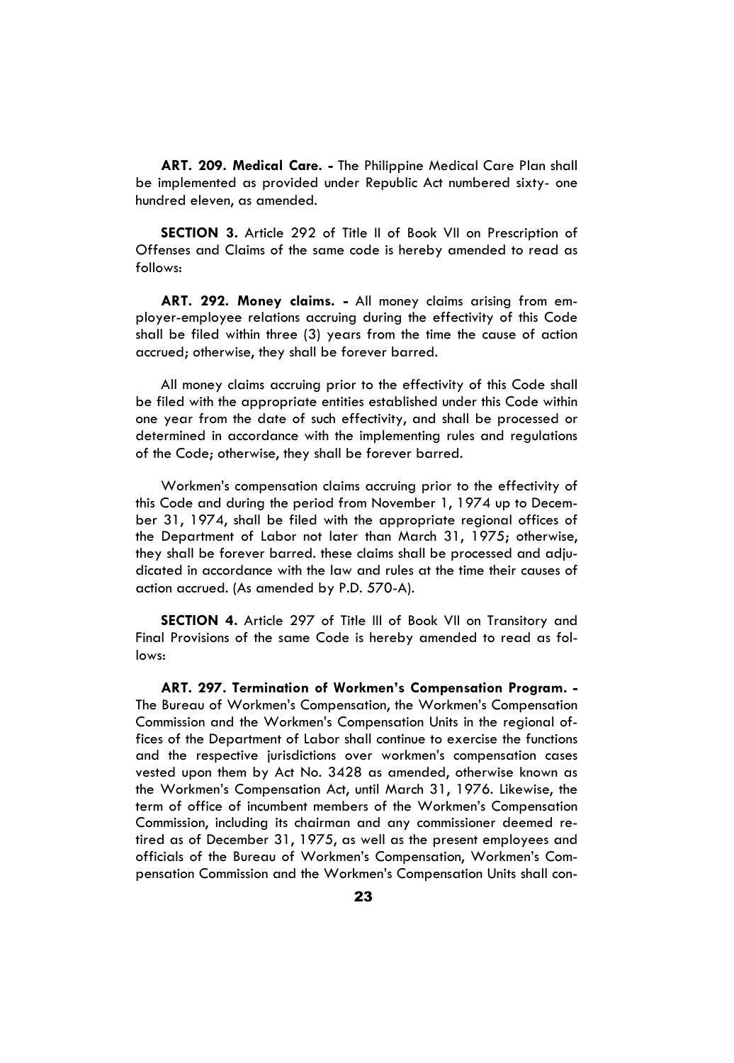**ART. 209. Medical Care. -** The Philippine Medical Care Plan shall be implemented as provided under Republic Act numbered sixty- one hundred eleven, as amended.

**SECTION 3.** Article 292 of Title II of Book VII on Prescription of Offenses and Claims of the same code is hereby amended to read as follows:

**ART. 292. Money claims. -** All money claims arising from employer-employee relations accruing during the effectivity of this Code shall be filed within three (3) years from the time the cause of action accrued; otherwise, they shall be forever barred.

All money claims accruing prior to the effectivity of this Code shall be filed with the appropriate entities established under this Code within one year from the date of such effectivity, and shall be processed or determined in accordance with the implementing rules and regulations of the Code; otherwise, they shall be forever barred.

Workmen's compensation claims accruing prior to the effectivity of this Code and during the period from November 1, 1974 up to December 31, 1974, shall be filed with the appropriate regional offices of the Department of Labor not later than March 31, 1975; otherwise, they shall be forever barred. these claims shall be processed and adjudicated in accordance with the law and rules at the time their causes of action accrued. (As amended by P.D. 570-A).

**SECTION 4.** Article 297 of Title III of Book VII on Transitory and Final Provisions of the same Code is hereby amended to read as follows:

**ART. 297. Termination of Workmen's Compensation Program. -** The Bureau of Workmen's Compensation, the Workmen's Compensation Commission and the Workmen's Compensation Units in the regional offices of the Department of Labor shall continue to exercise the functions and the respective jurisdictions over workmen's compensation cases vested upon them by Act No. 3428 as amended, otherwise known as the Workmen's Compensation Act, until March 31, 1976. Likewise, the term of office of incumbent members of the Workmen's Compensation Commission, including its chairman and any commissioner deemed retired as of December 31, 1975, as well as the present employees and officials of the Bureau of Workmen's Compensation, Workmen's Compensation Commission and the Workmen's Compensation Units shall con-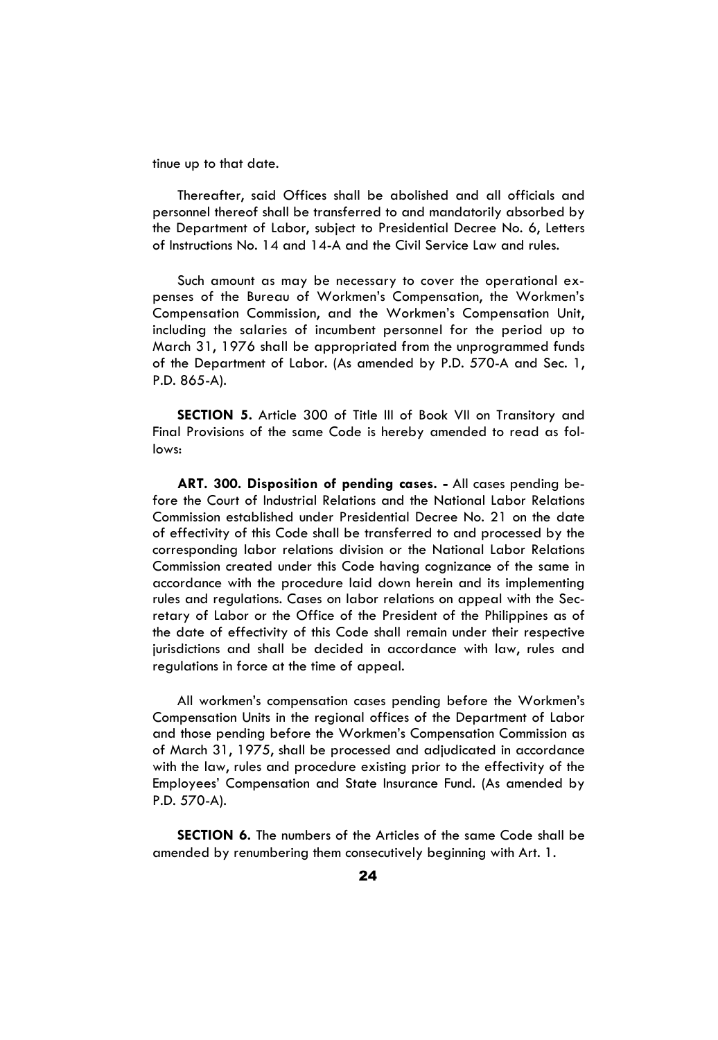tinue up to that date.

Thereafter, said Offices shall be abolished and all officials and personnel thereof shall be transferred to and mandatorily absorbed by the Department of Labor, subject to Presidential Decree No. 6, Letters of Instructions No. 14 and 14-A and the Civil Service Law and rules.

Such amount as may be necessary to cover the operational expenses of the Bureau of Workmen's Compensation, the Workmen's Compensation Commission, and the Workmen's Compensation Unit, including the salaries of incumbent personnel for the period up to March 31, 1976 shall be appropriated from the unprogrammed funds of the Department of Labor. (As amended by P.D. 570-A and Sec. 1, P.D. 865-A).

**SECTION 5.** Article 300 of Title III of Book VII on Transitory and Final Provisions of the same Code is hereby amended to read as follows:

**ART. 300. Disposition of pending cases. -** All cases pending before the Court of Industrial Relations and the National Labor Relations Commission established under Presidential Decree No. 21 on the date of effectivity of this Code shall be transferred to and processed by the corresponding labor relations division or the National Labor Relations Commission created under this Code having cognizance of the same in accordance with the procedure laid down herein and its implementing rules and regulations. Cases on labor relations on appeal with the Secretary of Labor or the Office of the President of the Philippines as of the date of effectivity of this Code shall remain under their respective jurisdictions and shall be decided in accordance with law, rules and regulations in force at the time of appeal.

All workmen's compensation cases pending before the Workmen's Compensation Units in the regional offices of the Department of Labor and those pending before the Workmen's Compensation Commission as of March 31, 1975, shall be processed and adjudicated in accordance with the law, rules and procedure existing prior to the effectivity of the Employees' Compensation and State Insurance Fund. (As amended by P.D. 570-A).

**SECTION 6.** The numbers of the Articles of the same Code shall be amended by renumbering them consecutively beginning with Art. 1.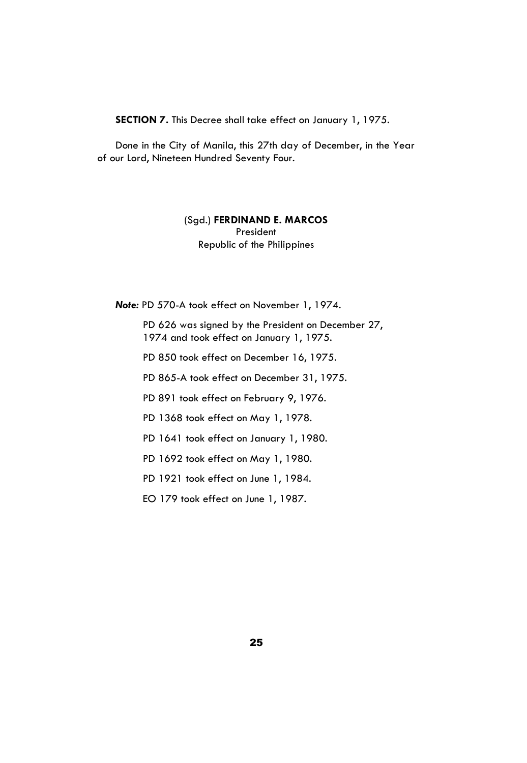**SECTION 7.** This Decree shall take effect on January 1, 1975.

Done in the City of Manila, this 27th day of December, in the Year of our Lord, Nineteen Hundred Seventy Four.

(Sgd.) **FERDINAND E. MARCOS**
President
Republic of the Philippines

***Note:*** PD 570-A took effect on November 1, 1974.

PD 626 was signed by the President on December 27, 1974 and took effect on January 1, 1975.

PD 850 took effect on December 16, 1975.

PD 865-A took effect on December 31, 1975.

PD 891 took effect on February 9, 1976.

PD 1368 took effect on May 1, 1978.

PD 1641 took effect on January 1, 1980.

PD 1692 took effect on May 1, 1980.

PD 1921 took effect on June 1, 1984.

EO 179 took effect on June 1, 1987.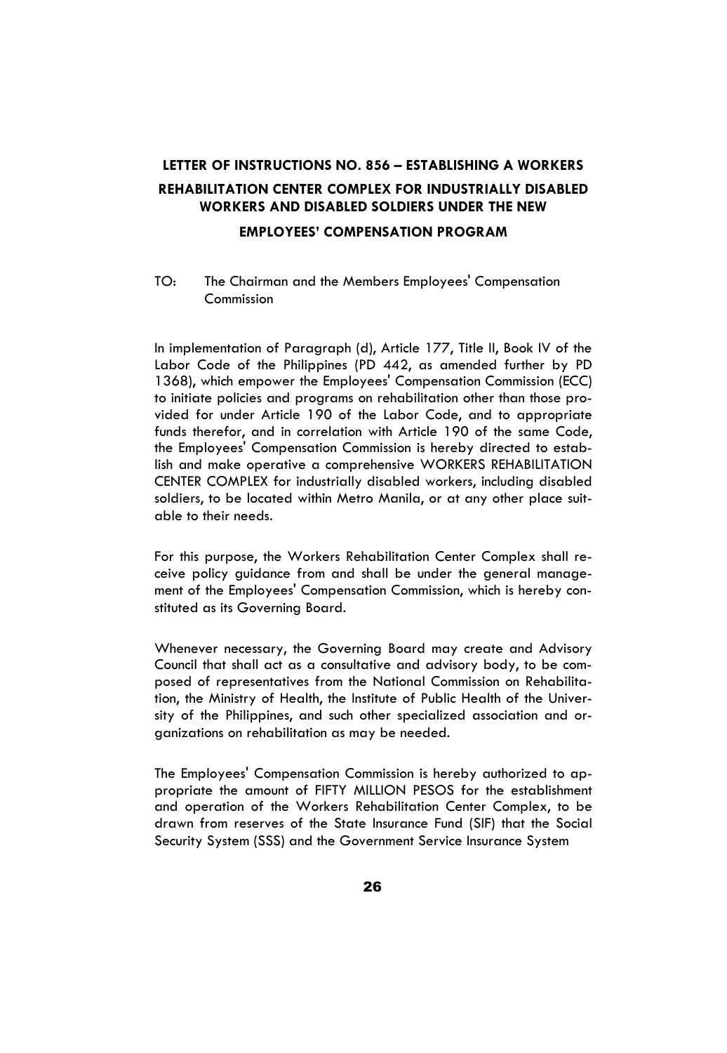# LETTER OF INSTRUCTIONS NO. 856 – ESTABLISHING A WORKERS REHABILITATION CENTER COMPLEX FOR INDUSTRIALLY DISABLED WORKERS AND DISABLED SOLDIERS UNDER THE NEW EMPLOYEES' COMPENSATION PROGRAM

TO: The Chairman and the Members Employees' Compensation Commission

In implementation of Paragraph (d), Article 177, Title II, Book IV of the Labor Code of the Philippines (PD 442, as amended further by PD 1368), which empower the Employees' Compensation Commission (ECC) to initiate policies and programs on rehabilitation other than those provided for under Article 190 of the Labor Code, and to appropriate funds therefor, and in correlation with Article 190 of the same Code, the Employees' Compensation Commission is hereby directed to establish and make operative a comprehensive WORKERS REHABILITATION CENTER COMPLEX for industrially disabled workers, including disabled soldiers, to be located within Metro Manila, or at any other place suitable to their needs.

For this purpose, the Workers Rehabilitation Center Complex shall receive policy guidance from and shall be under the general management of the Employees' Compensation Commission, which is hereby constituted as its Governing Board.

Whenever necessary, the Governing Board may create and Advisory Council that shall act as a consultative and advisory body, to be composed of representatives from the National Commission on Rehabilitation, the Ministry of Health, the Institute of Public Health of the University of the Philippines, and such other specialized association and organizations on rehabilitation as may be needed.

The Employees' Compensation Commission is hereby authorized to appropriate the amount of FIFTY MILLION PESOS for the establishment and operation of the Workers Rehabilitation Center Complex, to be drawn from reserves of the State Insurance Fund (SIF) that the Social Security System (SSS) and the Government Service Insurance System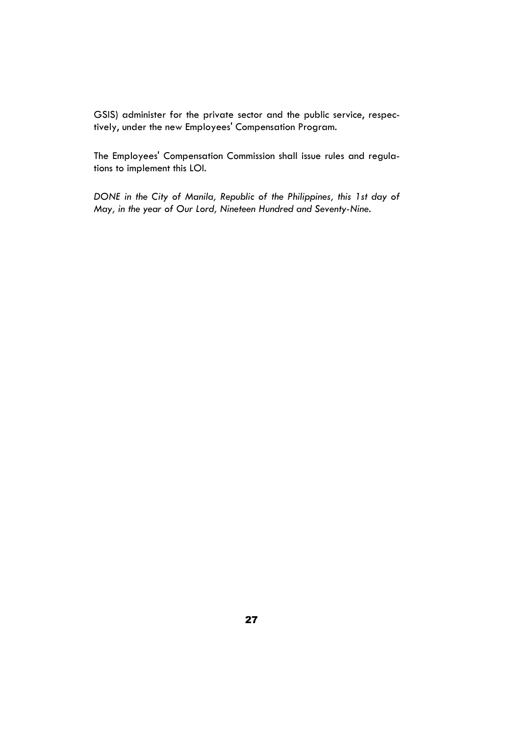GSIS) administer for the private sector and the public service, respectively, under the new Employees' Compensation Program.

The Employees' Compensation Commission shall issue rules and regulations to implement this LOI.

*DONE in the City of Manila, Republic of the Philippines, this 1st day of May, in the year of Our Lord, Nineteen Hundred and Seventy-Nine.*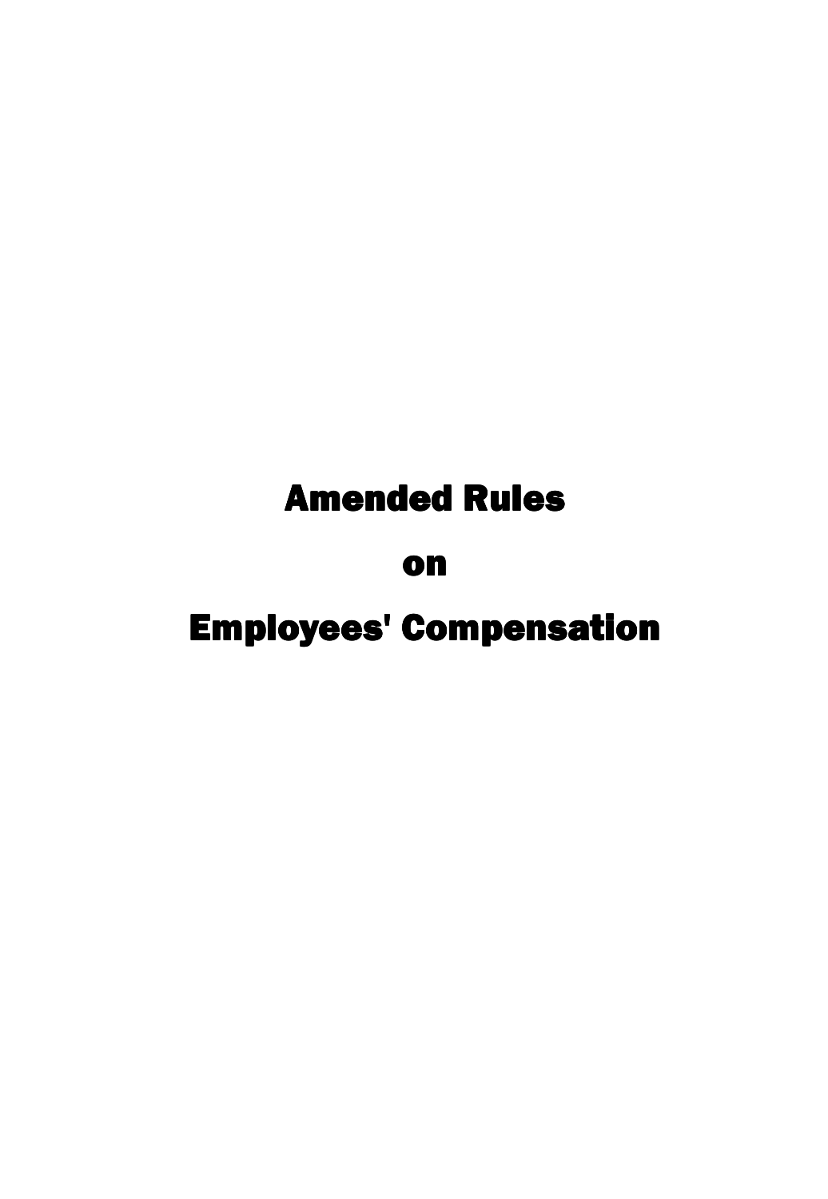# Amended Rules

# on

# Employees' Compensation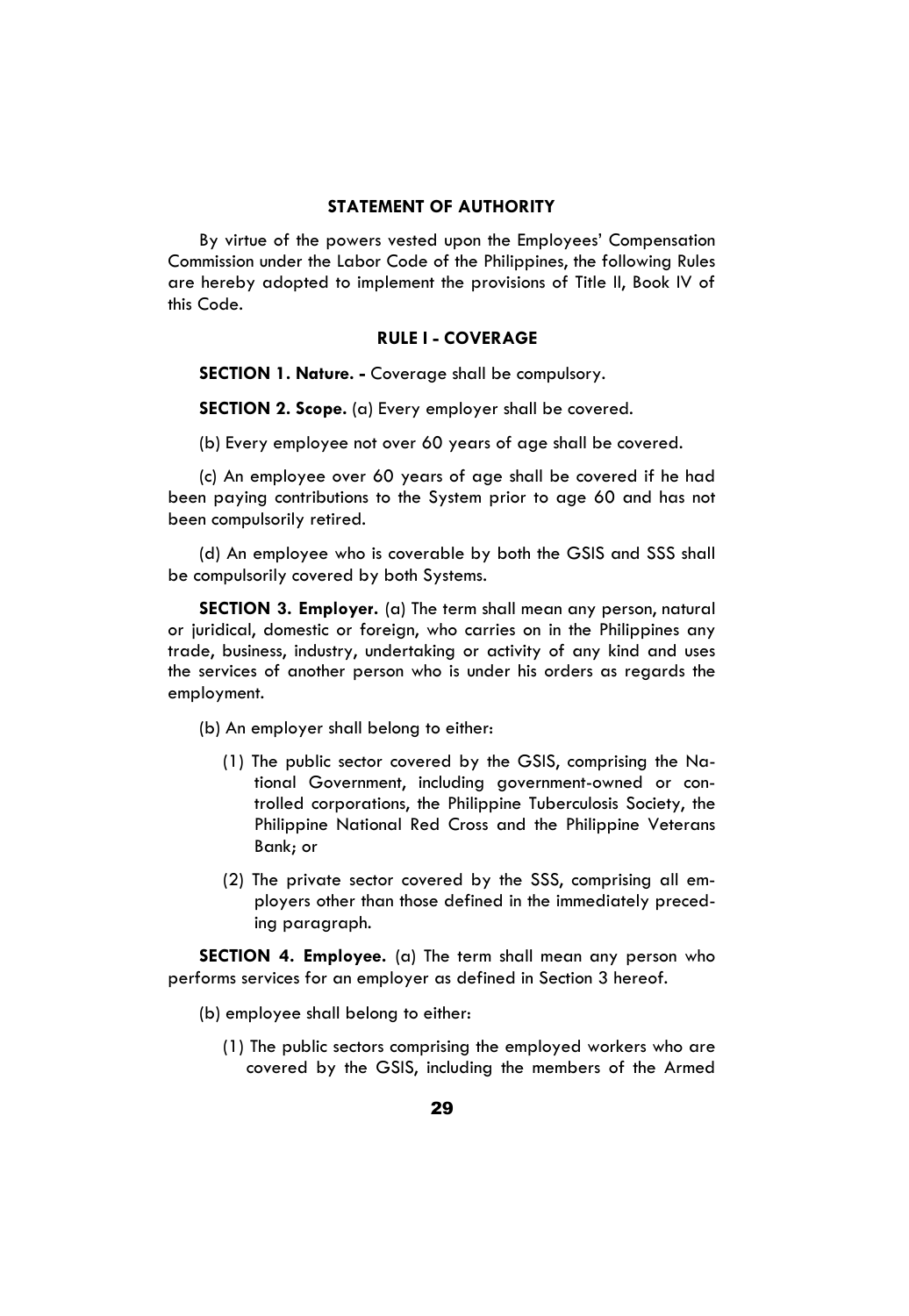## STATEMENT OF AUTHORITY

By virtue of the powers vested upon the Employees' Compensation Commission under the Labor Code of the Philippines, the following Rules are hereby adopted to implement the provisions of Title II, Book IV of this Code.

## RULE I - COVERAGE

**SECTION 1. Nature. -** Coverage shall be compulsory.

**SECTION 2. Scope.** (a) Every employer shall be covered.

(b) Every employee not over 60 years of age shall be covered.

(c) An employee over 60 years of age shall be covered if he had been paying contributions to the System prior to age 60 and has not been compulsorily retired.

(d) An employee who is coverable by both the GSIS and SSS shall be compulsorily covered by both Systems.

**SECTION 3. Employer.** (a) The term shall mean any person, natural or juridical, domestic or foreign, who carries on in the Philippines any trade, business, industry, undertaking or activity of any kind and uses the services of another person who is under his orders as regards the employment.

(b) An employer shall belong to either:

(1) The public sector covered by the GSIS, comprising the National Government, including government-owned or controlled corporations, the Philippine Tuberculosis Society, the Philippine National Red Cross and the Philippine Veterans Bank; or

(2) The private sector covered by the SSS, comprising all employers other than those defined in the immediately preceding paragraph.

**SECTION 4. Employee.** (a) The term shall mean any person who performs services for an employer as defined in Section 3 hereof.

(b) employee shall belong to either:

(1) The public sectors comprising the employed workers who are covered by the GSIS, including the members of the Armed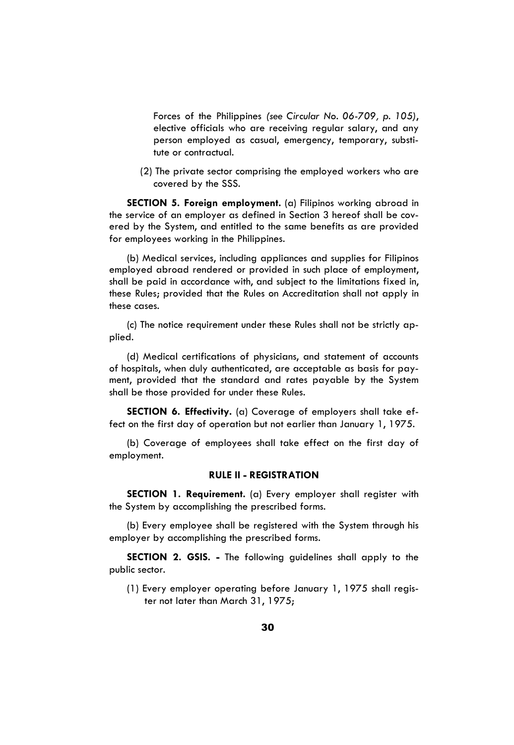Forces of the Philippines *(see Circular No. 06-709, p. 105)*, elective officials who are receiving regular salary, and any person employed as casual, emergency, temporary, substitute or contractual.

(2) The private sector comprising the employed workers who are covered by the SSS.

**SECTION 5. Foreign employment.** (a) Filipinos working abroad in the service of an employer as defined in Section 3 hereof shall be covered by the System, and entitled to the same benefits as are provided for employees working in the Philippines.

(b) Medical services, including appliances and supplies for Filipinos employed abroad rendered or provided in such place of employment, shall be paid in accordance with, and subject to the limitations fixed in, these Rules; provided that the Rules on Accreditation shall not apply in these cases.

(c) The notice requirement under these Rules shall not be strictly applied.

(d) Medical certifications of physicians, and statement of accounts of hospitals, when duly authenticated, are acceptable as basis for payment, provided that the standard and rates payable by the System shall be those provided for under these Rules.

**SECTION 6. Effectivity.** (a) Coverage of employers shall take effect on the first day of operation but not earlier than January 1, 1975.

(b) Coverage of employees shall take effect on the first day of employment.

## RULE II - REGISTRATION

**SECTION 1. Requirement.** (a) Every employer shall register with the System by accomplishing the prescribed forms.

(b) Every employee shall be registered with the System through his employer by accomplishing the prescribed forms.

**SECTION 2. GSIS. -** The following guidelines shall apply to the public sector.

(1) Every employer operating before January 1, 1975 shall register not later than March 31, 1975;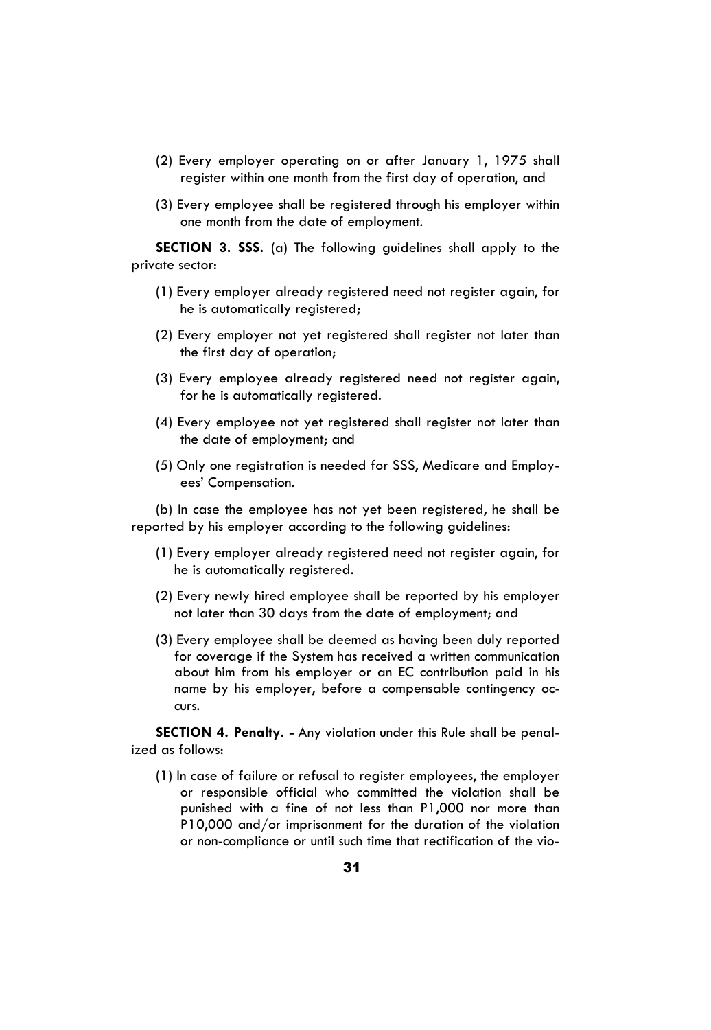(2) Every employer operating on or after January 1, 1975 shall register within one month from the first day of operation, and

(3) Every employee shall be registered through his employer within one month from the date of employment.

**SECTION 3. SSS.** (a) The following guidelines shall apply to the private sector:

(1) Every employer already registered need not register again, for he is automatically registered;

(2) Every employer not yet registered shall register not later than the first day of operation;

(3) Every employee already registered need not register again, for he is automatically registered.

(4) Every employee not yet registered shall register not later than the date of employment; and

(5) Only one registration is needed for SSS, Medicare and Employees' Compensation.

(b) In case the employee has not yet been registered, he shall be reported by his employer according to the following guidelines:

(1) Every employer already registered need not register again, for he is automatically registered.

(2) Every newly hired employee shall be reported by his employer not later than 30 days from the date of employment; and

(3) Every employee shall be deemed as having been duly reported for coverage if the System has received a written communication about him from his employer or an EC contribution paid in his name by his employer, before a compensable contingency occurs.

**SECTION 4. Penalty. -** Any violation under this Rule shall be penalized as follows:

(1) In case of failure or refusal to register employees, the employer or responsible official who committed the violation shall be punished with a fine of not less than P1,000 nor more than P10,000 and/or imprisonment for the duration of the violation or non-compliance or until such time that rectification of the vio-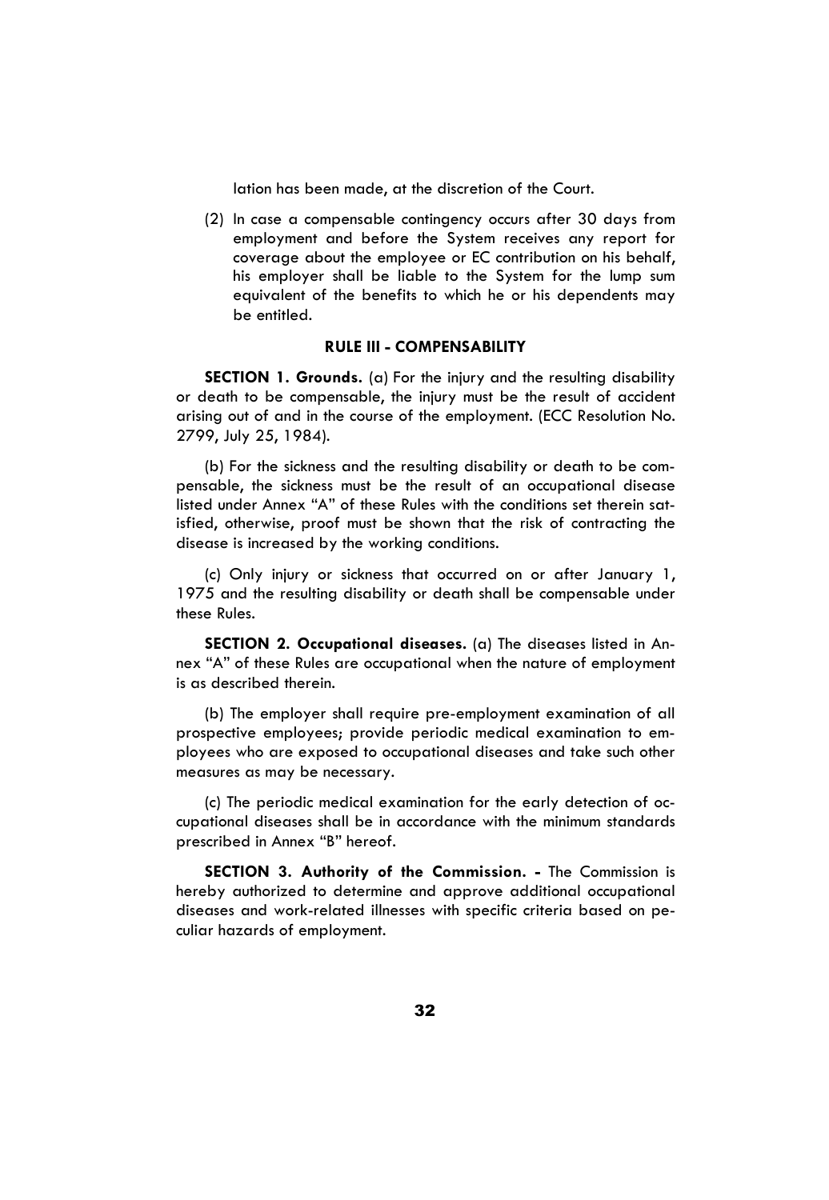lation has been made, at the discretion of the Court.

(2) In case a compensable contingency occurs after 30 days from employment and before the System receives any report for coverage about the employee or EC contribution on his behalf, his employer shall be liable to the System for the lump sum equivalent of the benefits to which he or his dependents may be entitled.

### RULE III - COMPENSABILITY

**SECTION 1. Grounds.** (a) For the injury and the resulting disability or death to be compensable, the injury must be the result of accident arising out of and in the course of the employment. (ECC Resolution No. 2799, July 25, 1984).

(b) For the sickness and the resulting disability or death to be compensable, the sickness must be the result of an occupational disease listed under Annex "A" of these Rules with the conditions set therein satisfied, otherwise, proof must be shown that the risk of contracting the disease is increased by the working conditions.

(c) Only injury or sickness that occurred on or after January 1, 1975 and the resulting disability or death shall be compensable under these Rules.

**SECTION 2. Occupational diseases.** (a) The diseases listed in Annex "A" of these Rules are occupational when the nature of employment is as described therein.

(b) The employer shall require pre-employment examination of all prospective employees; provide periodic medical examination to employees who are exposed to occupational diseases and take such other measures as may be necessary.

(c) The periodic medical examination for the early detection of occupational diseases shall be in accordance with the minimum standards prescribed in Annex "B" hereof.

**SECTION 3. Authority of the Commission. -** The Commission is hereby authorized to determine and approve additional occupational diseases and work-related illnesses with specific criteria based on peculiar hazards of employment.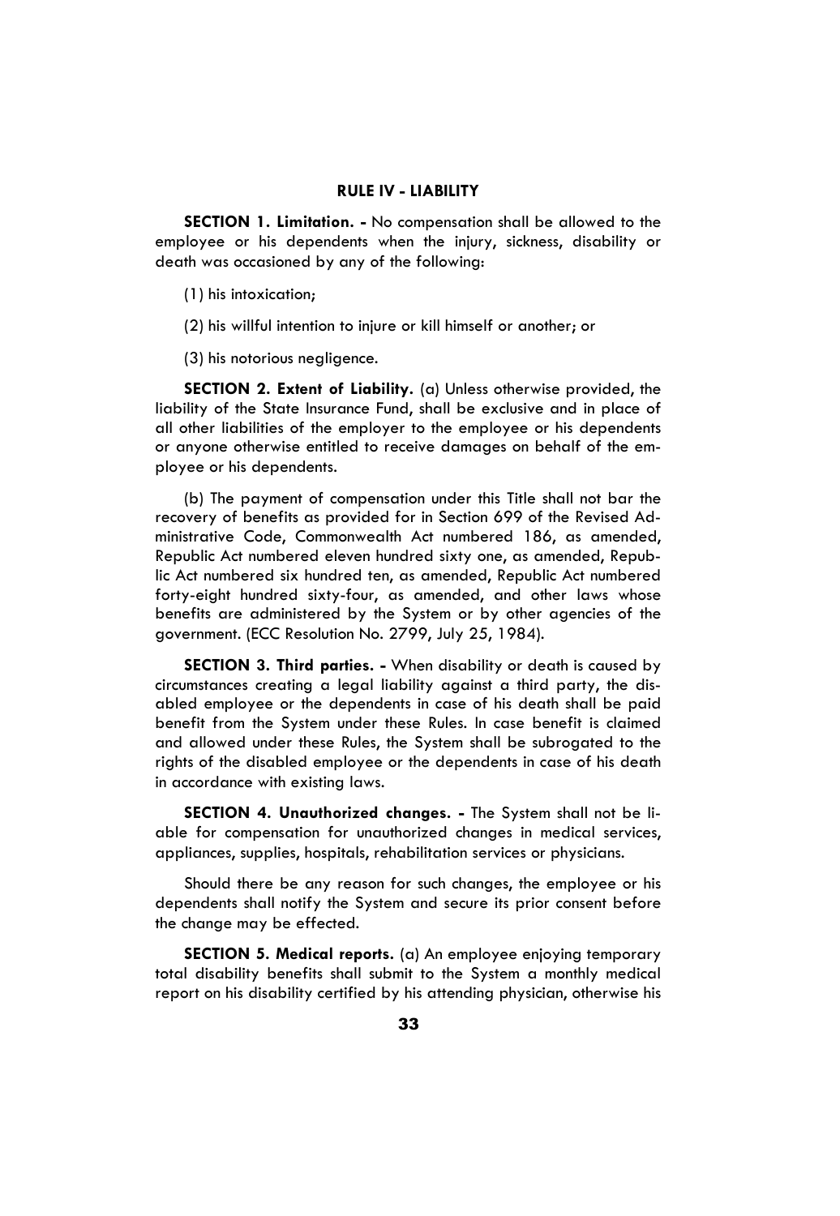## RULE IV - LIABILITY

**SECTION 1. Limitation. -** No compensation shall be allowed to the employee or his dependents when the injury, sickness, disability or death was occasioned by any of the following:

(1) his intoxication;

(2) his willful intention to injure or kill himself or another; or

(3) his notorious negligence.

**SECTION 2. Extent of Liability.** (a) Unless otherwise provided, the liability of the State Insurance Fund, shall be exclusive and in place of all other liabilities of the employer to the employee or his dependents or anyone otherwise entitled to receive damages on behalf of the employee or his dependents.

(b) The payment of compensation under this Title shall not bar the recovery of benefits as provided for in Section 699 of the Revised Administrative Code, Commonwealth Act numbered 186, as amended, Republic Act numbered eleven hundred sixty one, as amended, Republic Act numbered six hundred ten, as amended, Republic Act numbered forty-eight hundred sixty-four, as amended, and other laws whose benefits are administered by the System or by other agencies of the government. (ECC Resolution No. 2799, July 25, 1984).

**SECTION 3. Third parties. -** When disability or death is caused by circumstances creating a legal liability against a third party, the disabled employee or the dependents in case of his death shall be paid benefit from the System under these Rules. In case benefit is claimed and allowed under these Rules, the System shall be subrogated to the rights of the disabled employee or the dependents in case of his death in accordance with existing laws.

**SECTION 4. Unauthorized changes. -** The System shall not be liable for compensation for unauthorized changes in medical services, appliances, supplies, hospitals, rehabilitation services or physicians.

Should there be any reason for such changes, the employee or his dependents shall notify the System and secure its prior consent before the change may be effected.

**SECTION 5. Medical reports.** (a) An employee enjoying temporary total disability benefits shall submit to the System a monthly medical report on his disability certified by his attending physician, otherwise his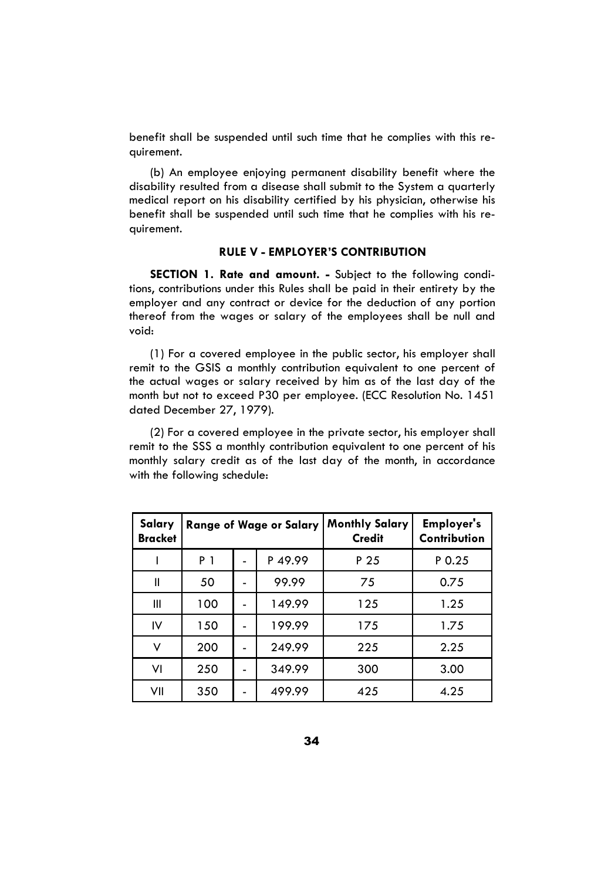benefit shall be suspended until such time that he complies with this requirement.

(b) An employee enjoying permanent disability benefit where the disability resulted from a disease shall submit to the System a quarterly medical report on his disability certified by his physician, otherwise his benefit shall be suspended until such time that he complies with his requirement.

### RULE V - EMPLOYER'S CONTRIBUTION

**SECTION 1. Rate and amount. -** Subject to the following conditions, contributions under this Rules shall be paid in their entirety by the employer and any contract or device for the deduction of any portion thereof from the wages or salary of the employees shall be null and void:

(1) For a covered employee in the public sector, his employer shall remit to the GSIS a monthly contribution equivalent to one percent of the actual wages or salary received by him as of the last day of the month but not to exceed P30 per employee. (ECC Resolution No. 1451 dated December 27, 1979).

(2) For a covered employee in the private sector, his employer shall remit to the SSS a monthly contribution equivalent to one percent of his monthly salary credit as of the last day of the month, in accordance with the following schedule:

| Salary Bracket | Range of Wage or Salary | | | Monthly Salary Credit | Employer's Contribution |
|---|---|---|---|---|---|
| I | P 1 | - | P 49.99 | P 25 | P 0.25 |
| II | 50 | - | 99.99 | 75 | 0.75 |
| III | 100 | - | 149.99 | 125 | 1.25 |
| IV | 150 | - | 199.99 | 175 | 1.75 |
| V | 200 | - | 249.99 | 225 | 2.25 |
| VI | 250 | - | 349.99 | 300 | 3.00 |
| VII | 350 | - | 499.99 | 425 | 4.25 |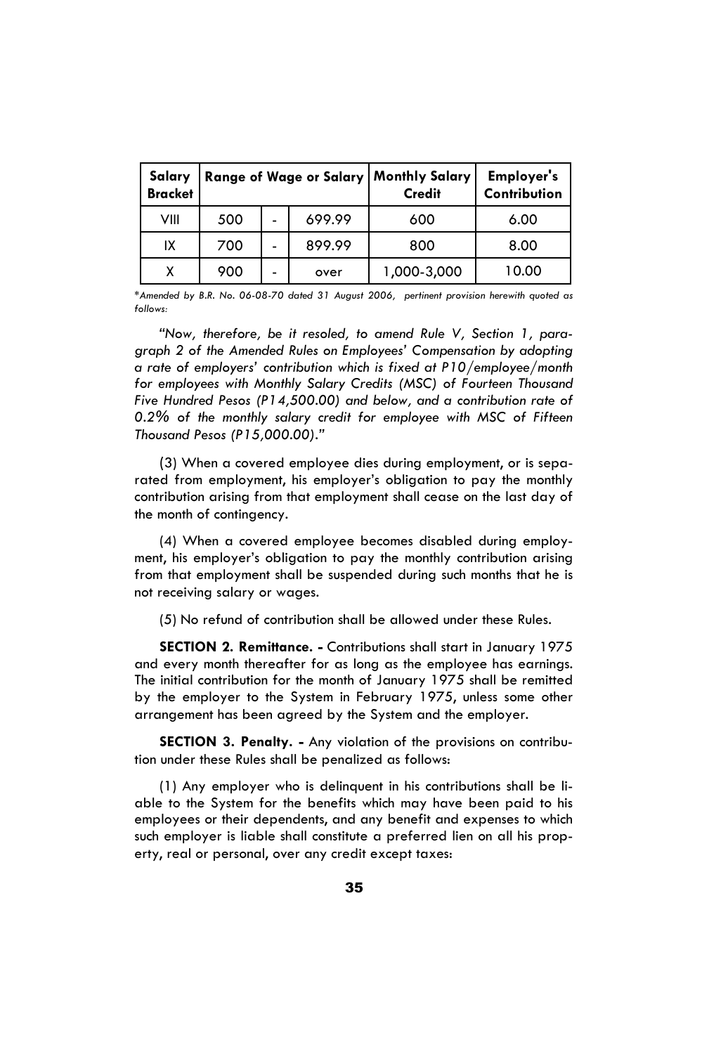| Salary Bracket | Range of Wage or Salary | | | Monthly Salary Credit | Employer's Contribution |
|---|---|---|---|---|---|
| VIII | 500 | - | 699.99 | 600 | 6.00 |
| IX | 700 | - | 899.99 | 800 | 8.00 |
| X | 900 | - | over | 1,000-3,000 | 10.00 |

**Amended by B.R. No. 06-08-70 dated 31 August 2006, pertinent provision herewith quoted as follows:*

*"Now, therefore, be it resoled, to amend Rule V, Section 1, paragraph 2 of the Amended Rules on Employees' Compensation by adopting a rate of employers' contribution which is fixed at P10/employee/month for employees with Monthly Salary Credits (MSC) of Fourteen Thousand Five Hundred Pesos (P14,500.00) and below, and a contribution rate of 0.2% of the monthly salary credit for employee with MSC of Fifteen Thousand Pesos (P15,000.00)."*

(3) When a covered employee dies during employment, or is separated from employment, his employer's obligation to pay the monthly contribution arising from that employment shall cease on the last day of the month of contingency.

(4) When a covered employee becomes disabled during employment, his employer's obligation to pay the monthly contribution arising from that employment shall be suspended during such months that he is not receiving salary or wages.

(5) No refund of contribution shall be allowed under these Rules.

**SECTION 2. Remittance. -** Contributions shall start in January 1975 and every month thereafter for as long as the employee has earnings. The initial contribution for the month of January 1975 shall be remitted by the employer to the System in February 1975, unless some other arrangement has been agreed by the System and the employer.

**SECTION 3. Penalty. -** Any violation of the provisions on contribution under these Rules shall be penalized as follows:

(1) Any employer who is delinquent in his contributions shall be liable to the System for the benefits which may have been paid to his employees or their dependents, and any benefit and expenses to which such employer is liable shall constitute a preferred lien on all his property, real or personal, over any credit except taxes: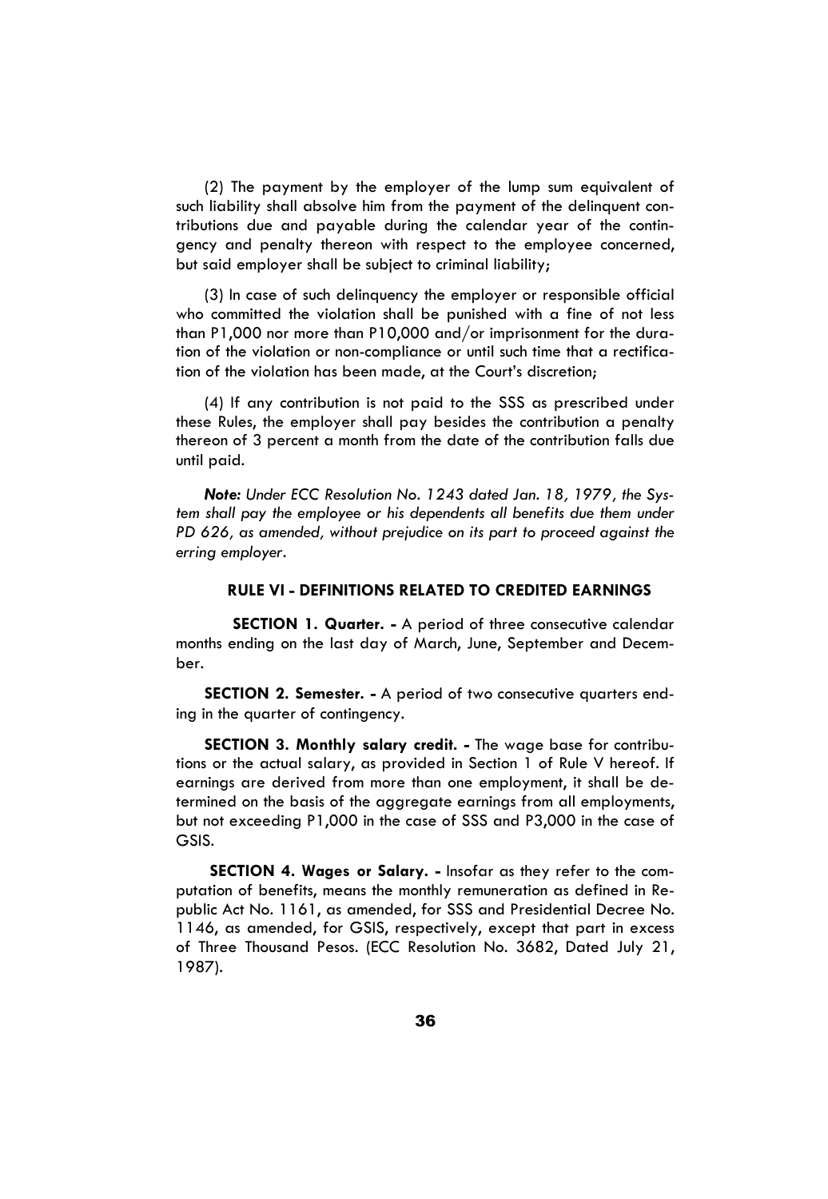(2) The payment by the employer of the lump sum equivalent of such liability shall absolve him from the payment of the delinquent contributions due and payable during the calendar year of the contingency and penalty thereon with respect to the employee concerned, but said employer shall be subject to criminal liability;

(3) In case of such delinquency the employer or responsible official who committed the violation shall be punished with a fine of not less than P1,000 nor more than P10,000 and/or imprisonment for the duration of the violation or non-compliance or until such time that a rectification of the violation has been made, at the Court's discretion;

(4) If any contribution is not paid to the SSS as prescribed under these Rules, the employer shall pay besides the contribution a penalty thereon of 3 percent a month from the date of the contribution falls due until paid.

***Note:*** *Under ECC Resolution No. 1243 dated Jan. 18, 1979, the System shall pay the employee or his dependents all benefits due them under PD 626, as amended, without prejudice on its part to proceed against the erring employer.*

## RULE VI - DEFINITIONS RELATED TO CREDITED EARNINGS

**SECTION 1. Quarter. -** A period of three consecutive calendar months ending on the last day of March, June, September and December.

**SECTION 2. Semester. -** A period of two consecutive quarters ending in the quarter of contingency.

**SECTION 3. Monthly salary credit. -** The wage base for contributions or the actual salary, as provided in Section 1 of Rule V hereof. If earnings are derived from more than one employment, it shall be determined on the basis of the aggregate earnings from all employments, but not exceeding P1,000 in the case of SSS and P3,000 in the case of GSIS.

**SECTION 4. Wages or Salary. -** Insofar as they refer to the computation of benefits, means the monthly remuneration as defined in Republic Act No. 1161, as amended, for SSS and Presidential Decree No. 1146, as amended, for GSIS, respectively, except that part in excess of Three Thousand Pesos. (ECC Resolution No. 3682, Dated July 21, 1987).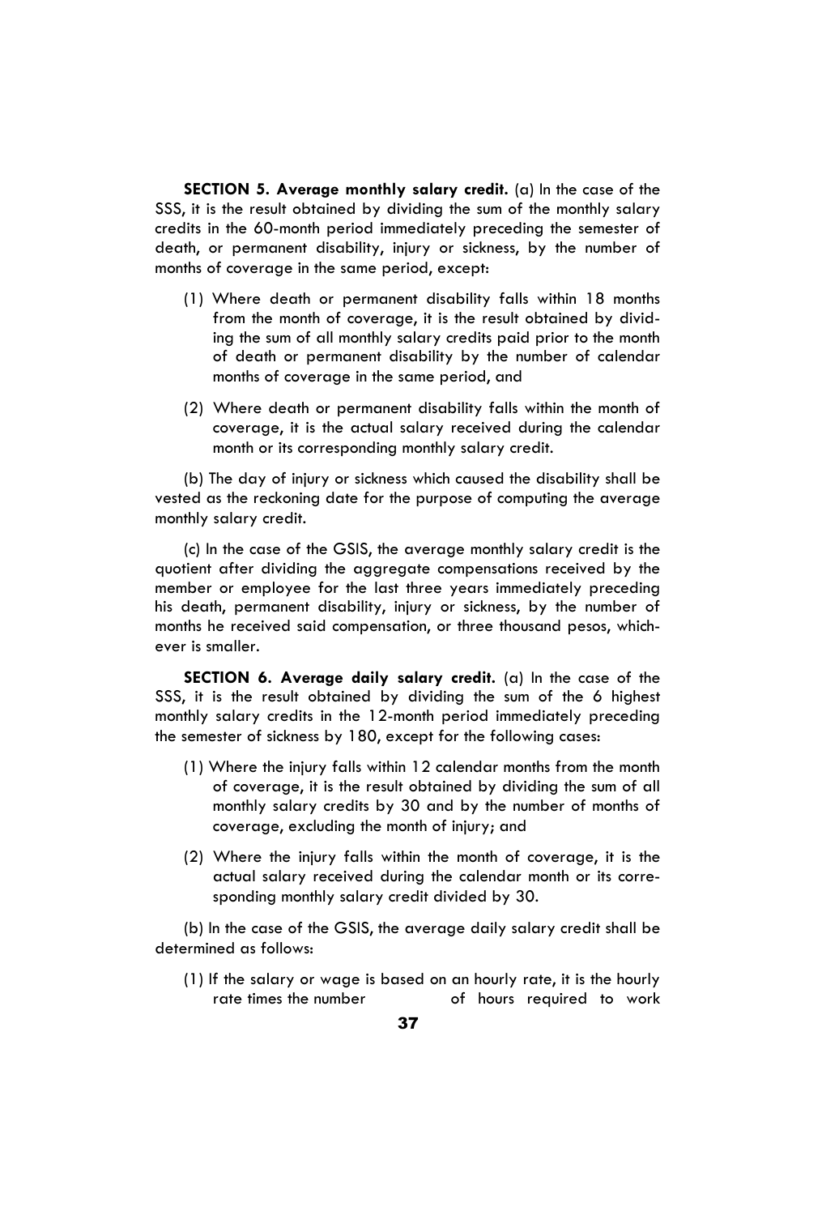**SECTION 5. Average monthly salary credit.** (a) In the case of the SSS, it is the result obtained by dividing the sum of the monthly salary credits in the 60-month period immediately preceding the semester of death, or permanent disability, injury or sickness, by the number of months of coverage in the same period, except:

(1) Where death or permanent disability falls within 18 months from the month of coverage, it is the result obtained by dividing the sum of all monthly salary credits paid prior to the month of death or permanent disability by the number of calendar months of coverage in the same period, and

(2) Where death or permanent disability falls within the month of coverage, it is the actual salary received during the calendar month or its corresponding monthly salary credit.

(b) The day of injury or sickness which caused the disability shall be vested as the reckoning date for the purpose of computing the average monthly salary credit.

(c) In the case of the GSIS, the average monthly salary credit is the quotient after dividing the aggregate compensations received by the member or employee for the last three years immediately preceding his death, permanent disability, injury or sickness, by the number of months he received said compensation, or three thousand pesos, whichever is smaller.

**SECTION 6. Average daily salary credit.** (a) In the case of the SSS, it is the result obtained by dividing the sum of the 6 highest monthly salary credits in the 12-month period immediately preceding the semester of sickness by 180, except for the following cases:

(1) Where the injury falls within 12 calendar months from the month of coverage, it is the result obtained by dividing the sum of all monthly salary credits by 30 and by the number of months of coverage, excluding the month of injury; and

(2) Where the injury falls within the month of coverage, it is the actual salary received during the calendar month or its corresponding monthly salary credit divided by 30.

(b) In the case of the GSIS, the average daily salary credit shall be determined as follows:

(1) If the salary or wage is based on an hourly rate, it is the hourly rate times the number of hours required to work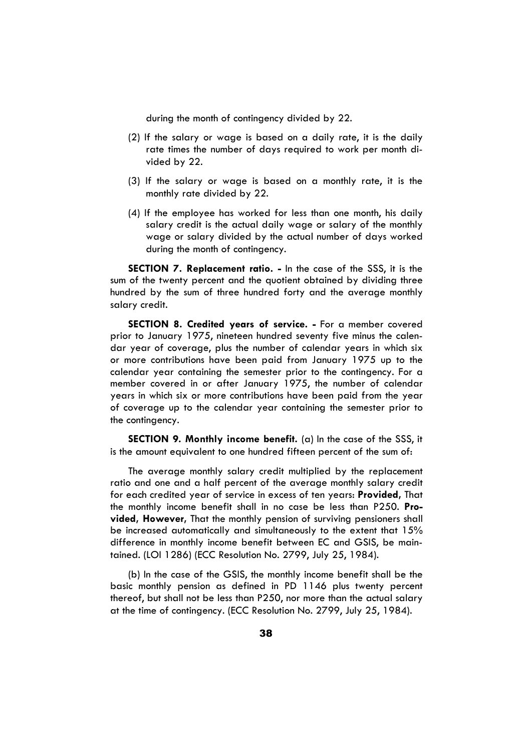during the month of contingency divided by 22.

(2) If the salary or wage is based on a daily rate, it is the daily rate times the number of days required to work per month divided by 22.

(3) If the salary or wage is based on a monthly rate, it is the monthly rate divided by 22.

(4) If the employee has worked for less than one month, his daily salary credit is the actual daily wage or salary of the monthly wage or salary divided by the actual number of days worked during the month of contingency.

**SECTION 7. Replacement ratio. -** In the case of the SSS, it is the sum of the twenty percent and the quotient obtained by dividing three hundred by the sum of three hundred forty and the average monthly salary credit.

**SECTION 8. Credited years of service. -** For a member covered prior to January 1975, nineteen hundred seventy five minus the calendar year of coverage, plus the number of calendar years in which six or more contributions have been paid from January 1975 up to the calendar year containing the semester prior to the contingency. For a member covered in or after January 1975, the number of calendar years in which six or more contributions have been paid from the year of coverage up to the calendar year containing the semester prior to the contingency.

**SECTION 9. Monthly income benefit.** (a) In the case of the SSS, it is the amount equivalent to one hundred fifteen percent of the sum of:

The average monthly salary credit multiplied by the replacement ratio and one and a half percent of the average monthly salary credit for each credited year of service in excess of ten years: **Provided**, That the monthly income benefit shall in no case be less than P250. **Provided**, **However**, That the monthly pension of surviving pensioners shall be increased automatically and simultaneously to the extent that 15% difference in monthly income benefit between EC and GSIS, be maintained. (LOI 1286) (ECC Resolution No. 2799, July 25, 1984).

(b) In the case of the GSIS, the monthly income benefit shall be the basic monthly pension as defined in PD 1146 plus twenty percent thereof, but shall not be less than P250, nor more than the actual salary at the time of contingency. (ECC Resolution No. 2799, July 25, 1984).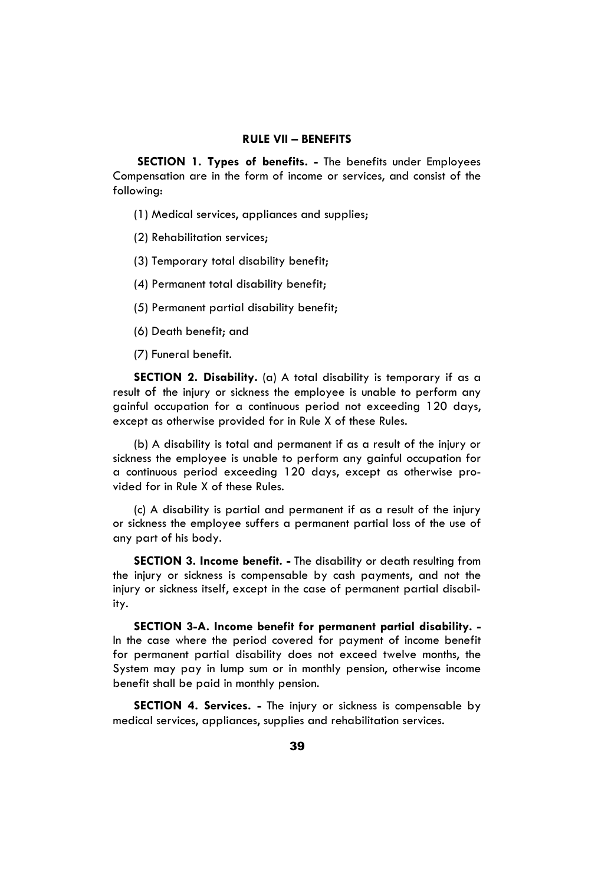## RULE VII – BENEFITS

**SECTION 1. Types of benefits. -** The benefits under Employees Compensation are in the form of income or services, and consist of the following:

(1) Medical services, appliances and supplies;

(2) Rehabilitation services;

(3) Temporary total disability benefit;

(4) Permanent total disability benefit;

(5) Permanent partial disability benefit;

(6) Death benefit; and

(7) Funeral benefit.

**SECTION 2. Disability.** (a) A total disability is temporary if as a result of the injury or sickness the employee is unable to perform any gainful occupation for a continuous period not exceeding 120 days, except as otherwise provided for in Rule X of these Rules.

(b) A disability is total and permanent if as a result of the injury or sickness the employee is unable to perform any gainful occupation for a continuous period exceeding 120 days, except as otherwise provided for in Rule X of these Rules.

(c) A disability is partial and permanent if as a result of the injury or sickness the employee suffers a permanent partial loss of the use of any part of his body.

**SECTION 3. Income benefit. -** The disability or death resulting from the injury or sickness is compensable by cash payments, and not the injury or sickness itself, except in the case of permanent partial disability.

**SECTION 3-A. Income benefit for permanent partial disability. -** In the case where the period covered for payment of income benefit for permanent partial disability does not exceed twelve months, the System may pay in lump sum or in monthly pension, otherwise income benefit shall be paid in monthly pension.

**SECTION 4. Services. -** The injury or sickness is compensable by medical services, appliances, supplies and rehabilitation services.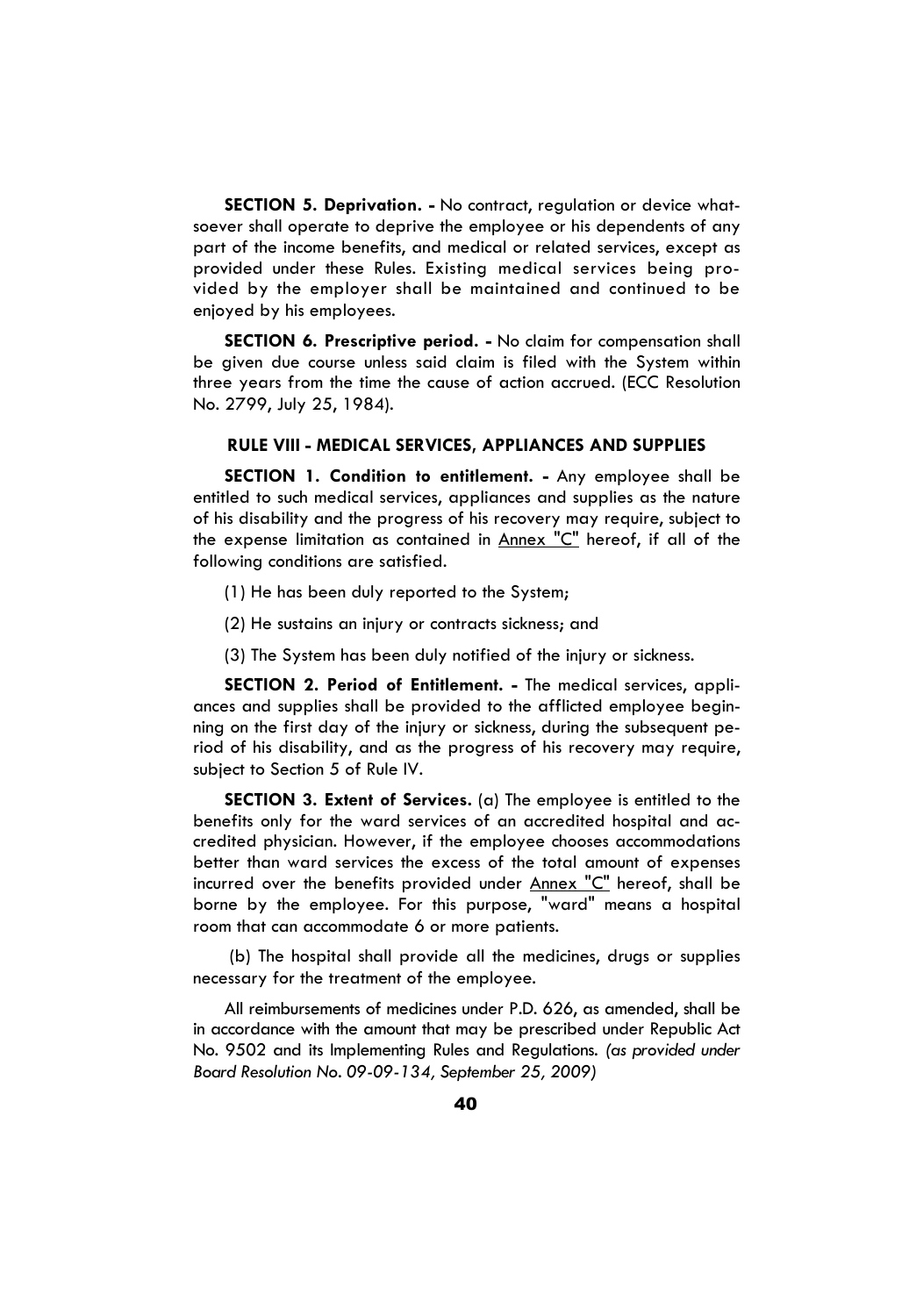**SECTION 5. Deprivation. -** No contract, regulation or device whatsoever shall operate to deprive the employee or his dependents of any part of the income benefits, and medical or related services, except as provided under these Rules. Existing medical services being provided by the employer shall be maintained and continued to be enjoyed by his employees.

**SECTION 6. Prescriptive period. -** No claim for compensation shall be given due course unless said claim is filed with the System within three years from the time the cause of action accrued. (ECC Resolution No. 2799, July 25, 1984).

### RULE VIII - MEDICAL SERVICES, APPLIANCES AND SUPPLIES

**SECTION 1. Condition to entitlement. -** Any employee shall be entitled to such medical services, appliances and supplies as the nature of his disability and the progress of his recovery may require, subject to the expense limitation as contained in Annex "C" hereof, if all of the following conditions are satisfied.

(1) He has been duly reported to the System;

(2) He sustains an injury or contracts sickness; and

(3) The System has been duly notified of the injury or sickness.

**SECTION 2. Period of Entitlement. -** The medical services, appliances and supplies shall be provided to the afflicted employee beginning on the first day of the injury or sickness, during the subsequent period of his disability, and as the progress of his recovery may require, subject to Section 5 of Rule IV.

**SECTION 3. Extent of Services.** (a) The employee is entitled to the benefits only for the ward services of an accredited hospital and accredited physician. However, if the employee chooses accommodations better than ward services the excess of the total amount of expenses incurred over the benefits provided under Annex "C" hereof, shall be borne by the employee. For this purpose, "ward" means a hospital room that can accommodate 6 or more patients.

(b) The hospital shall provide all the medicines, drugs or supplies necessary for the treatment of the employee.

All reimbursements of medicines under P.D. 626, as amended, shall be in accordance with the amount that may be prescribed under Republic Act No. 9502 and its Implementing Rules and Regulations. *(as provided under Board Resolution No. 09-09-134, September 25, 2009)*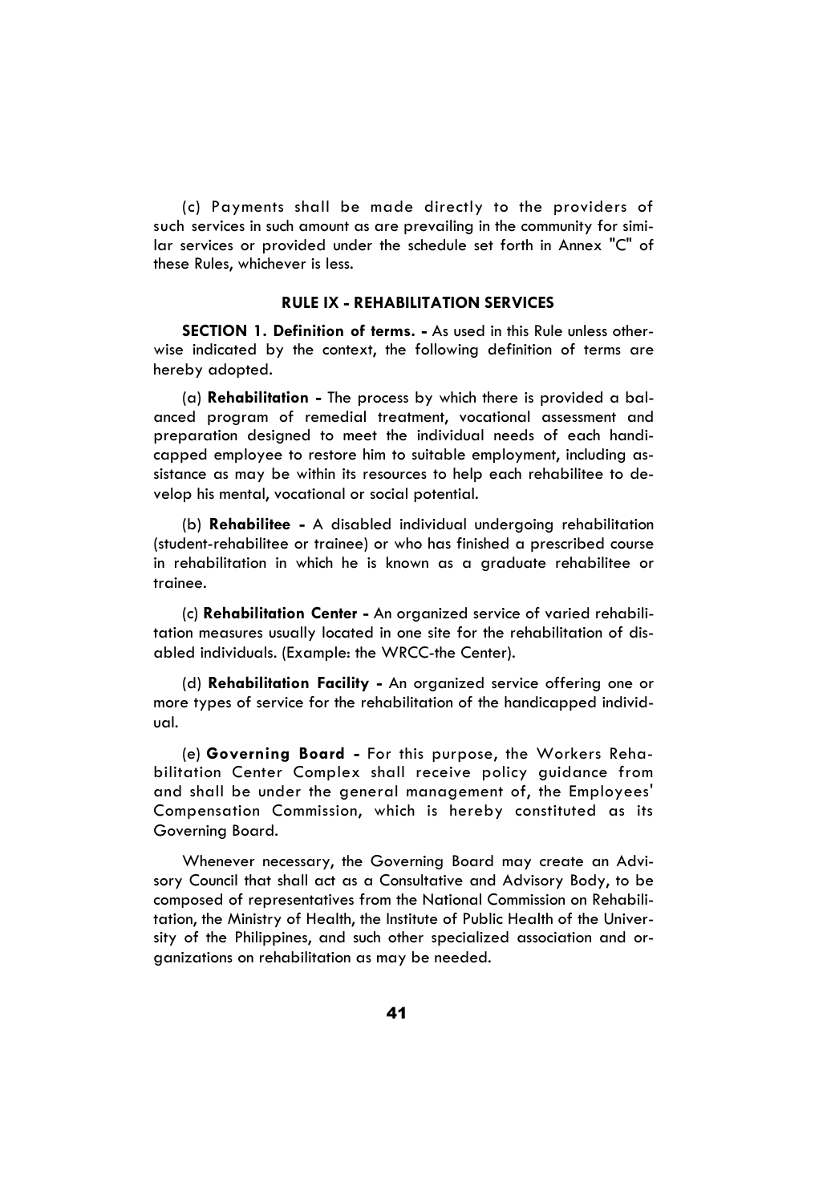(c) Payments shall be made directly to the providers of such services in such amount as are prevailing in the community for similar services or provided under the schedule set forth in Annex "C" of these Rules, whichever is less.

## RULE IX - REHABILITATION SERVICES

**SECTION 1. Definition of terms. -** As used in this Rule unless otherwise indicated by the context, the following definition of terms are hereby adopted.

(a) **Rehabilitation -** The process by which there is provided a balanced program of remedial treatment, vocational assessment and preparation designed to meet the individual needs of each handicapped employee to restore him to suitable employment, including assistance as may be within its resources to help each rehabilitee to develop his mental, vocational or social potential.

(b) **Rehabilitee -** A disabled individual undergoing rehabilitation (student-rehabilitee or trainee) or who has finished a prescribed course in rehabilitation in which he is known as a graduate rehabilitee or trainee.

(c) **Rehabilitation Center -** An organized service of varied rehabilitation measures usually located in one site for the rehabilitation of disabled individuals. (Example: the WRCC-the Center).

(d) **Rehabilitation Facility -** An organized service offering one or more types of service for the rehabilitation of the handicapped individual.

(e) **Governing Board -** For this purpose, the Workers Rehabilitation Center Complex shall receive policy guidance from and shall be under the general management of, the Employees' Compensation Commission, which is hereby constituted as its Governing Board.

Whenever necessary, the Governing Board may create an Advisory Council that shall act as a Consultative and Advisory Body, to be composed of representatives from the National Commission on Rehabilitation, the Ministry of Health, the Institute of Public Health of the University of the Philippines, and such other specialized association and organizations on rehabilitation as may be needed.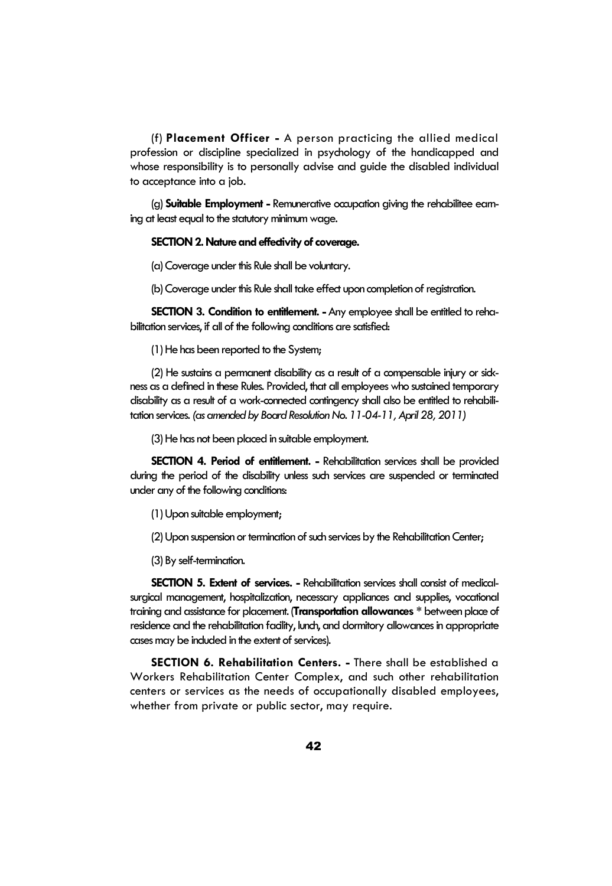(f) **Placement Officer -** A person practicing the allied medical profession or discipline specialized in psychology of the handicapped and whose responsibility is to personally advise and guide the disabled individual to acceptance into a job.

(g) **Suitable Employment -** Remunerative occupation giving the rehabilitee earning at least equal to the statutory minimum wage.

**SECTION 2. Nature and effectivity of coverage.**

(a) Coverage under this Rule shall be voluntary.

(b) Coverage under this Rule shall take effect upon completion of registration.

**SECTION 3. Condition to entitlement. -** Any employee shall be entitled to rehabilitation services, if all of the following conditions are satisfied:

(1) He has been reported to the System;

(2) He sustains a permanent disability as a result of a compensable injury or sickness as a defined in these Rules. Provided, that all employees who sustained temporary disability as a result of a work-connected contingency shall also be entitled to rehabilitation services. *(as amended by Board Resolution No. 11-04-11, April 28, 2011)*

(3) He has not been placed in suitable employment.

**SECTION 4. Period of entitlement. -** Rehabilitation services shall be provided during the period of the disability unless such services are suspended or terminated under any of the following conditions:

(1) Upon suitable employment;

(2) Upon suspension or termination of such services by the Rehabilitation Center;

(3) By self-termination.

**SECTION 5. Extent of services. -** Rehabilitation services shall consist of medical-surgical management, hospitalization, necessary appliances and supplies, vocational training and assistance for placement. (**Transportation allowances** * between place of residence and the rehabilitation facility, lunch, and dormitory allowances in appropriate cases may be included in the extent of services).

**SECTION 6. Rehabilitation Centers. -** There shall be established a Workers Rehabilitation Center Complex, and such other rehabilitation centers or services as the needs of occupationally disabled employees, whether from private or public sector, may require.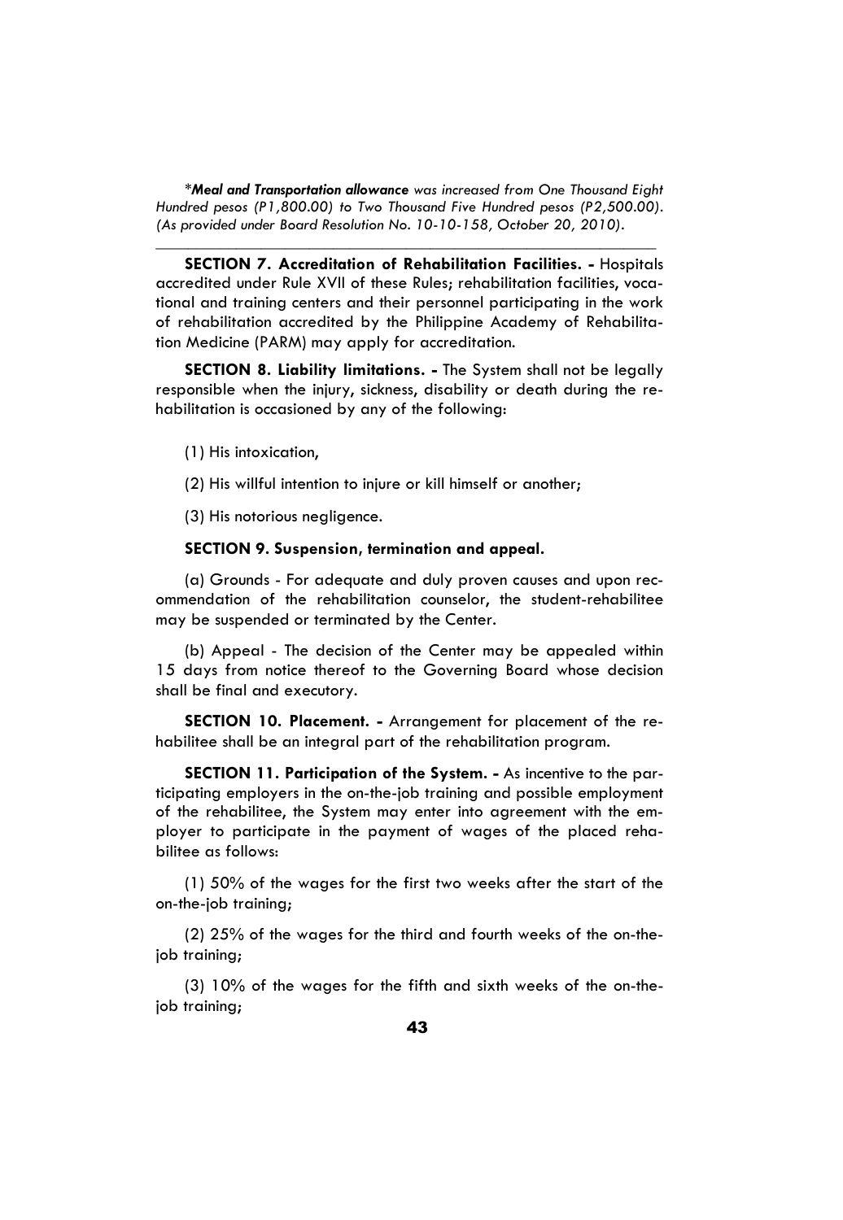**Meal and Transportation allowance* *was increased from One Thousand Eight Hundred pesos (P1,800.00) to Two Thousand Five Hundred pesos (P2,500.00). (As provided under Board Resolution No. 10-10-158, October 20, 2010).*

---

**SECTION 7. Accreditation of Rehabilitation Facilities. -** Hospitals accredited under Rule XVII of these Rules; rehabilitation facilities, vocational and training centers and their personnel participating in the work of rehabilitation accredited by the Philippine Academy of Rehabilitation Medicine (PARM) may apply for accreditation.

**SECTION 8. Liability limitations. -** The System shall not be legally responsible when the injury, sickness, disability or death during the rehabilitation is occasioned by any of the following:

(1) His intoxication,

(2) His willful intention to injure or kill himself or another;

(3) His notorious negligence.

**SECTION 9. Suspension, termination and appeal.**

(a) Grounds - For adequate and duly proven causes and upon recommendation of the rehabilitation counselor, the student-rehabilitee may be suspended or terminated by the Center.

(b) Appeal - The decision of the Center may be appealed within 15 days from notice thereof to the Governing Board whose decision shall be final and executory.

**SECTION 10. Placement. -** Arrangement for placement of the rehabilitee shall be an integral part of the rehabilitation program.

**SECTION 11. Participation of the System. -** As incentive to the participating employers in the on-the-job training and possible employment of the rehabilitee, the System may enter into agreement with the employer to participate in the payment of wages of the placed rehabilitee as follows:

(1) 50% of the wages for the first two weeks after the start of the on-the-job training;

(2) 25% of the wages for the third and fourth weeks of the on-the-job training;

(3) 10% of the wages for the fifth and sixth weeks of the on-the-job training;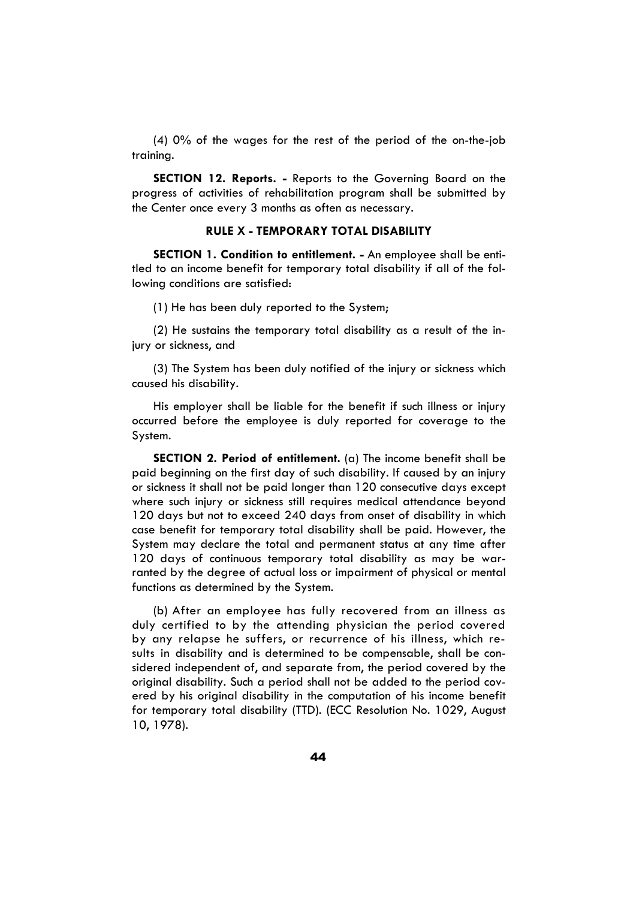(4) 0% of the wages for the rest of the period of the on-the-job training.

**SECTION 12. Reports. -** Reports to the Governing Board on the progress of activities of rehabilitation program shall be submitted by the Center once every 3 months as often as necessary.

## RULE X - TEMPORARY TOTAL DISABILITY

**SECTION 1. Condition to entitlement. -** An employee shall be entitled to an income benefit for temporary total disability if all of the following conditions are satisfied:

(1) He has been duly reported to the System;

(2) He sustains the temporary total disability as a result of the injury or sickness, and

(3) The System has been duly notified of the injury or sickness which caused his disability.

His employer shall be liable for the benefit if such illness or injury occurred before the employee is duly reported for coverage to the System.

**SECTION 2. Period of entitlement.** (a) The income benefit shall be paid beginning on the first day of such disability. If caused by an injury or sickness it shall not be paid longer than 120 consecutive days except where such injury or sickness still requires medical attendance beyond 120 days but not to exceed 240 days from onset of disability in which case benefit for temporary total disability shall be paid. However, the System may declare the total and permanent status at any time after 120 days of continuous temporary total disability as may be warranted by the degree of actual loss or impairment of physical or mental functions as determined by the System.

(b) After an employee has fully recovered from an illness as duly certified to by the attending physician the period covered by any relapse he suffers, or recurrence of his illness, which results in disability and is determined to be compensable, shall be considered independent of, and separate from, the period covered by the original disability. Such a period shall not be added to the period covered by his original disability in the computation of his income benefit for temporary total disability (TTD). (ECC Resolution No. 1029, August 10, 1978).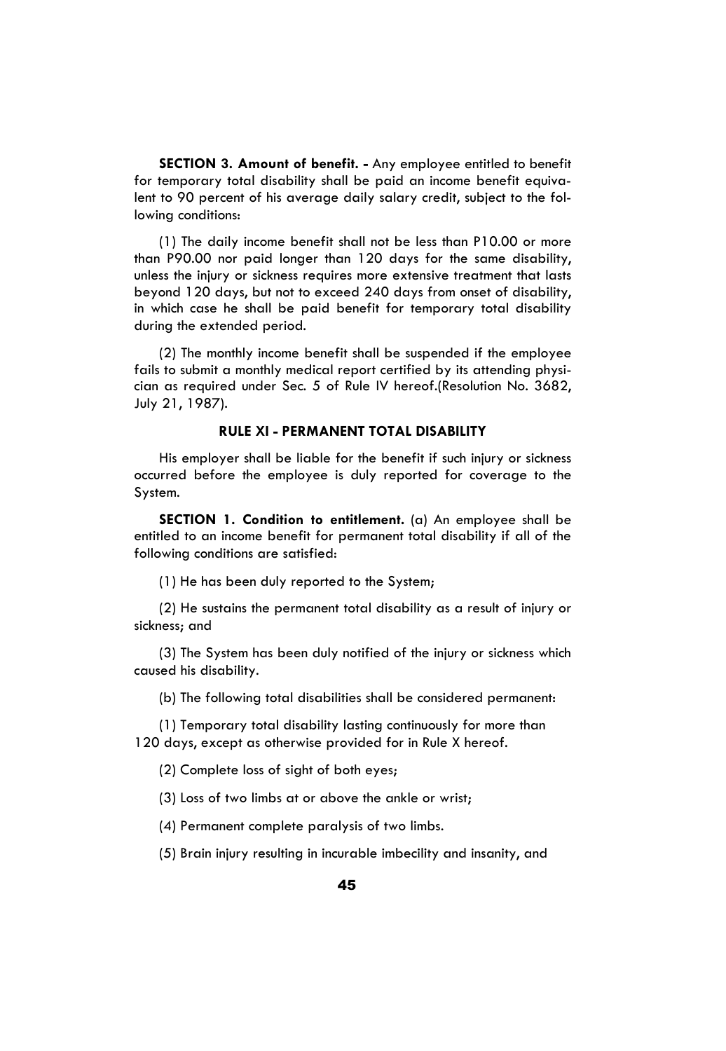**SECTION 3. Amount of benefit. -** Any employee entitled to benefit for temporary total disability shall be paid an income benefit equivalent to 90 percent of his average daily salary credit, subject to the following conditions:

(1) The daily income benefit shall not be less than P10.00 or more than P90.00 nor paid longer than 120 days for the same disability, unless the injury or sickness requires more extensive treatment that lasts beyond 120 days, but not to exceed 240 days from onset of disability, in which case he shall be paid benefit for temporary total disability during the extended period.

(2) The monthly income benefit shall be suspended if the employee fails to submit a monthly medical report certified by its attending physician as required under Sec. 5 of Rule IV hereof.(Resolution No. 3682, July 21, 1987).

## RULE XI - PERMANENT TOTAL DISABILITY

His employer shall be liable for the benefit if such injury or sickness occurred before the employee is duly reported for coverage to the System.

**SECTION 1. Condition to entitlement.** (a) An employee shall be entitled to an income benefit for permanent total disability if all of the following conditions are satisfied:

(1) He has been duly reported to the System;

(2) He sustains the permanent total disability as a result of injury or sickness; and

(3) The System has been duly notified of the injury or sickness which caused his disability.

(b) The following total disabilities shall be considered permanent:

(1) Temporary total disability lasting continuously for more than 120 days, except as otherwise provided for in Rule X hereof.

(2) Complete loss of sight of both eyes;

(3) Loss of two limbs at or above the ankle or wrist;

(4) Permanent complete paralysis of two limbs.

(5) Brain injury resulting in incurable imbecility and insanity, and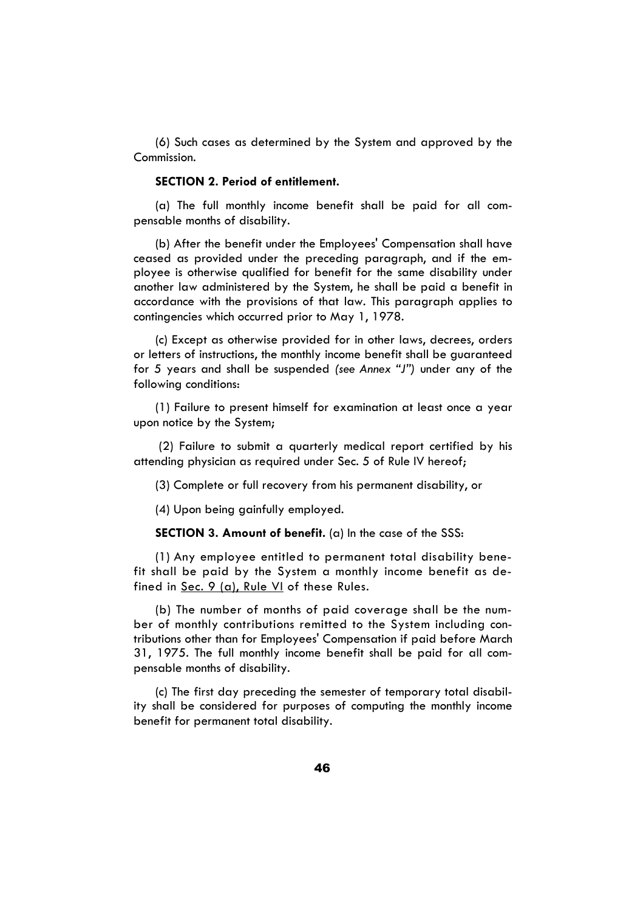(6) Such cases as determined by the System and approved by the Commission.

**SECTION 2. Period of entitlement.**

(a) The full monthly income benefit shall be paid for all compensable months of disability.

(b) After the benefit under the Employees' Compensation shall have ceased as provided under the preceding paragraph, and if the employee is otherwise qualified for benefit for the same disability under another law administered by the System, he shall be paid a benefit in accordance with the provisions of that law. This paragraph applies to contingencies which occurred prior to May 1, 1978.

(c) Except as otherwise provided for in other laws, decrees, orders or letters of instructions, the monthly income benefit shall be guaranteed for 5 years and shall be suspended *(see Annex "J")* under any of the following conditions:

(1) Failure to present himself for examination at least once a year upon notice by the System;

(2) Failure to submit a quarterly medical report certified by his attending physician as required under Sec. 5 of Rule IV hereof;

(3) Complete or full recovery from his permanent disability, or

(4) Upon being gainfully employed.

**SECTION 3. Amount of benefit.** (a) In the case of the SSS:

(1) Any employee entitled to permanent total disability benefit shall be paid by the System a monthly income benefit as defined in Sec. 9 (a), Rule VI of these Rules.

(b) The number of months of paid coverage shall be the number of monthly contributions remitted to the System including contributions other than for Employees' Compensation if paid before March 31, 1975. The full monthly income benefit shall be paid for all compensable months of disability.

(c) The first day preceding the semester of temporary total disability shall be considered for purposes of computing the monthly income benefit for permanent total disability.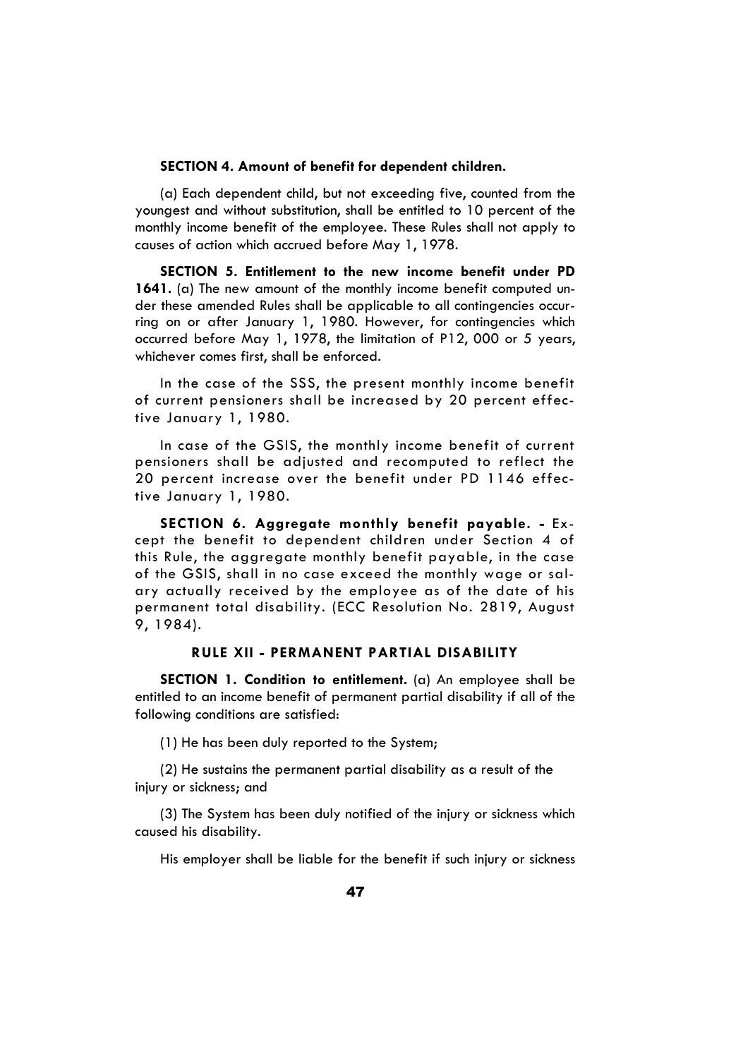**SECTION 4. Amount of benefit for dependent children.**

(a) Each dependent child, but not exceeding five, counted from the youngest and without substitution, shall be entitled to 10 percent of the monthly income benefit of the employee. These Rules shall not apply to causes of action which accrued before May 1, 1978.

**SECTION 5. Entitlement to the new income benefit under PD 1641.** (a) The new amount of the monthly income benefit computed under these amended Rules shall be applicable to all contingencies occurring on or after January 1, 1980. However, for contingencies which occurred before May 1, 1978, the limitation of P12, 000 or 5 years, whichever comes first, shall be enforced.

In the case of the SSS, the present monthly income benefit of current pensioners shall be increased by 20 percent effective January 1, 1980.

In case of the GSIS, the monthly income benefit of current pensioners shall be adjusted and recomputed to reflect the 20 percent increase over the benefit under PD 1146 effective January 1, 1980.

**SECTION 6. Aggregate monthly benefit payable. -** Except the benefit to dependent children under Section 4 of this Rule, the aggregate monthly benefit payable, in the case of the GSIS, shall in no case exceed the monthly wage or salary actually received by the employee as of the date of his permanent total disability. (ECC Resolution No. 2819, August 9, 1984).

## RULE XII - PERMANENT PARTIAL DISABILITY

**SECTION 1. Condition to entitlement.** (a) An employee shall be entitled to an income benefit of permanent partial disability if all of the following conditions are satisfied:

(1) He has been duly reported to the System;

(2) He sustains the permanent partial disability as a result of the injury or sickness; and

(3) The System has been duly notified of the injury or sickness which caused his disability.

His employer shall be liable for the benefit if such injury or sickness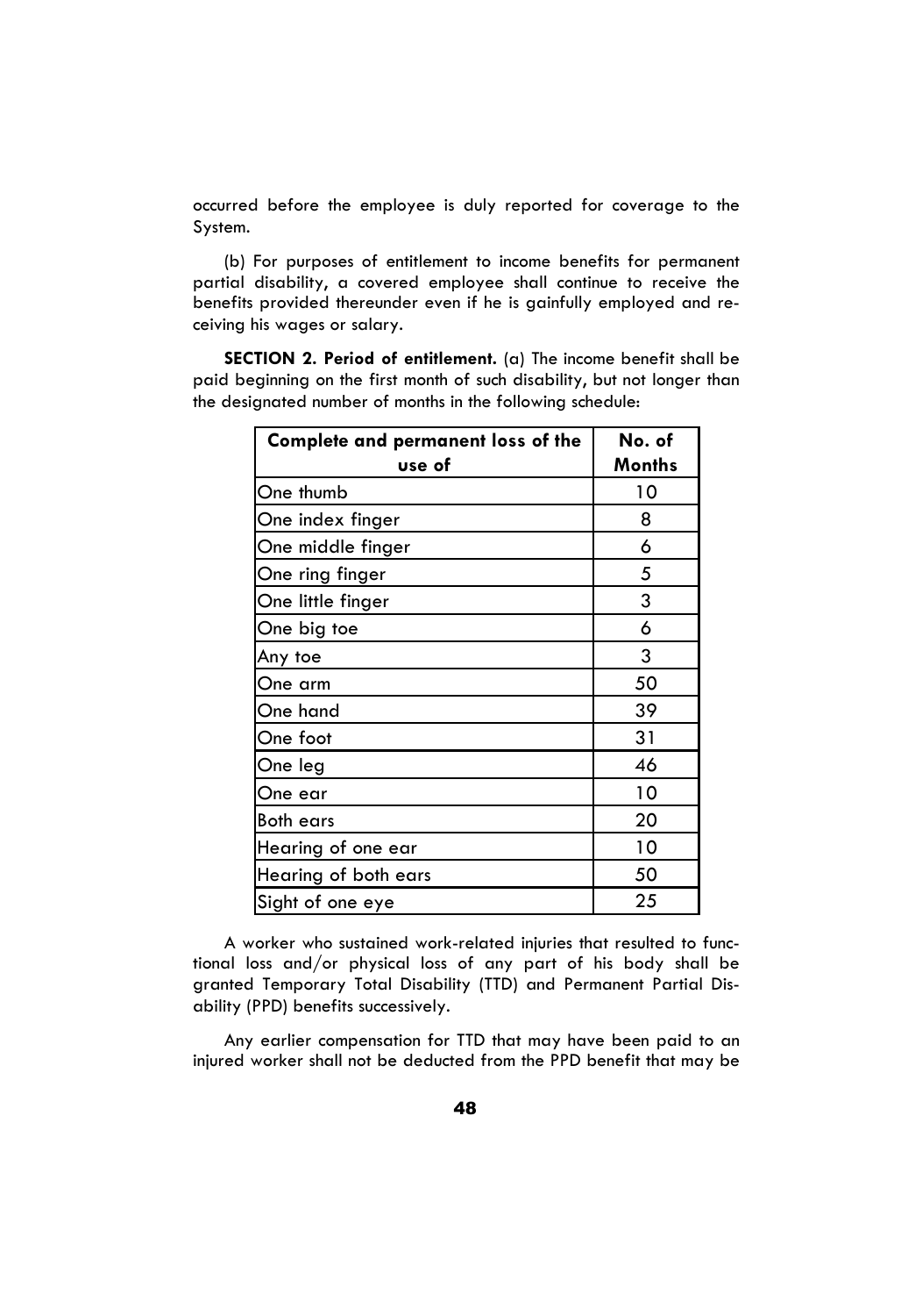occurred before the employee is duly reported for coverage to the System.

(b) For purposes of entitlement to income benefits for permanent partial disability, a covered employee shall continue to receive the benefits provided thereunder even if he is gainfully employed and receiving his wages or salary.

**SECTION 2. Period of entitlement.** (a) The income benefit shall be paid beginning on the first month of such disability, but not longer than the designated number of months in the following schedule:

| Complete and permanent loss of the use of | No. of Months |
|---|---|
| One thumb | 10 |
| One index finger | 8 |
| One middle finger | 6 |
| One ring finger | 5 |
| One little finger | 3 |
| One big toe | 6 |
| Any toe | 3 |
| One arm | 50 |
| One hand | 39 |
| One foot | 31 |
| One leg | 46 |
| One ear | 10 |
| Both ears | 20 |
| Hearing of one ear | 10 |
| Hearing of both ears | 50 |
| Sight of one eye | 25 |

A worker who sustained work-related injuries that resulted to functional loss and/or physical loss of any part of his body shall be granted Temporary Total Disability (TTD) and Permanent Partial Disability (PPD) benefits successively.

Any earlier compensation for TTD that may have been paid to an injured worker shall not be deducted from the PPD benefit that may be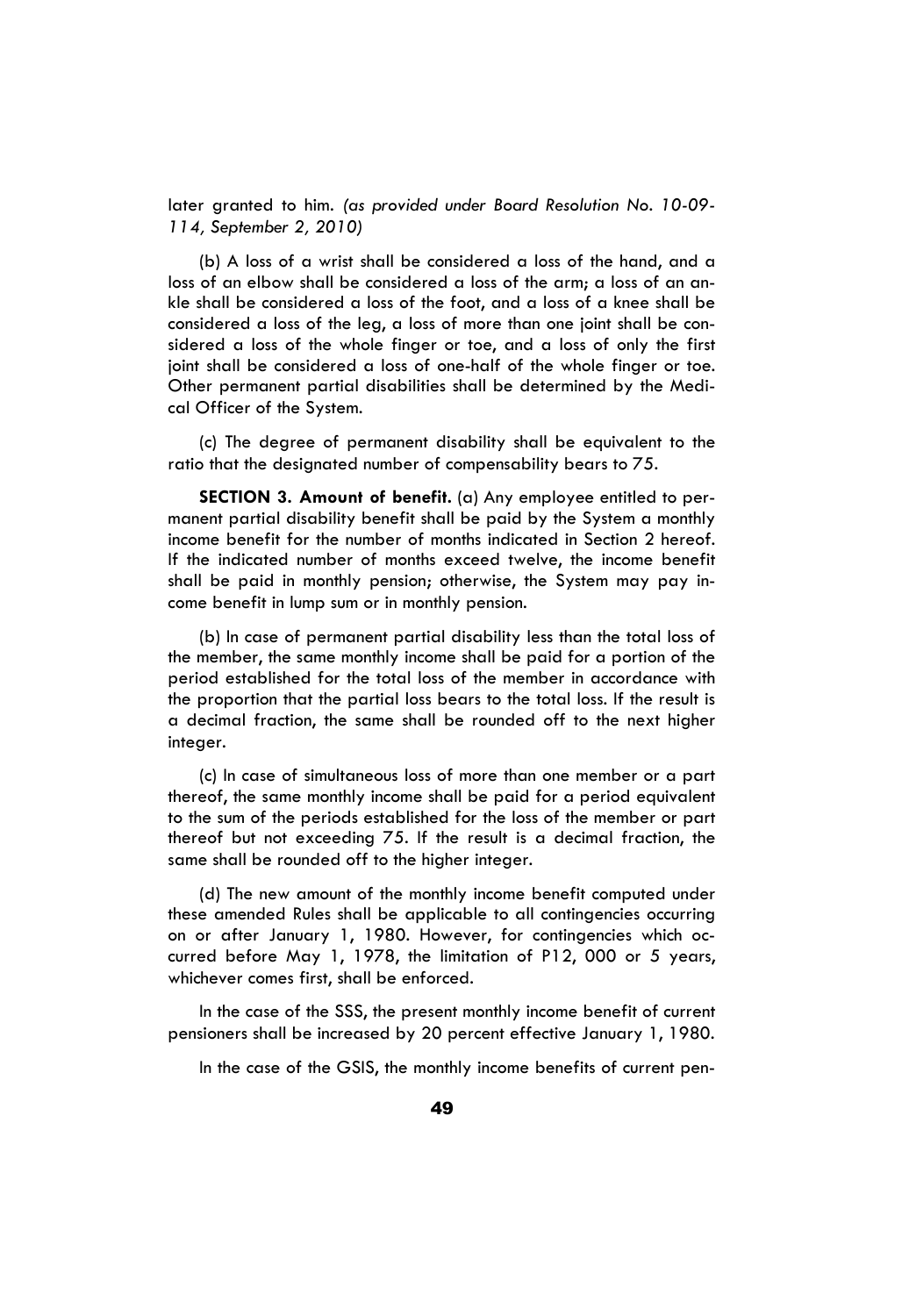later granted to him. *(as provided under Board Resolution No. 10-09-114, September 2, 2010)*

(b) A loss of a wrist shall be considered a loss of the hand, and a loss of an elbow shall be considered a loss of the arm; a loss of an ankle shall be considered a loss of the foot, and a loss of a knee shall be considered a loss of the leg, a loss of more than one joint shall be considered a loss of the whole finger or toe, and a loss of only the first joint shall be considered a loss of one-half of the whole finger or toe. Other permanent partial disabilities shall be determined by the Medical Officer of the System.

(c) The degree of permanent disability shall be equivalent to the ratio that the designated number of compensability bears to 75.

**SECTION 3. Amount of benefit.** (a) Any employee entitled to permanent partial disability benefit shall be paid by the System a monthly income benefit for the number of months indicated in Section 2 hereof. If the indicated number of months exceed twelve, the income benefit shall be paid in monthly pension; otherwise, the System may pay income benefit in lump sum or in monthly pension.

(b) In case of permanent partial disability less than the total loss of the member, the same monthly income shall be paid for a portion of the period established for the total loss of the member in accordance with the proportion that the partial loss bears to the total loss. If the result is a decimal fraction, the same shall be rounded off to the next higher integer.

(c) In case of simultaneous loss of more than one member or a part thereof, the same monthly income shall be paid for a period equivalent to the sum of the periods established for the loss of the member or part thereof but not exceeding 75. If the result is a decimal fraction, the same shall be rounded off to the higher integer.

(d) The new amount of the monthly income benefit computed under these amended Rules shall be applicable to all contingencies occurring on or after January 1, 1980. However, for contingencies which occurred before May 1, 1978, the limitation of P12, 000 or 5 years, whichever comes first, shall be enforced.

In the case of the SSS, the present monthly income benefit of current pensioners shall be increased by 20 percent effective January 1, 1980.

In the case of the GSIS, the monthly income benefits of current pen-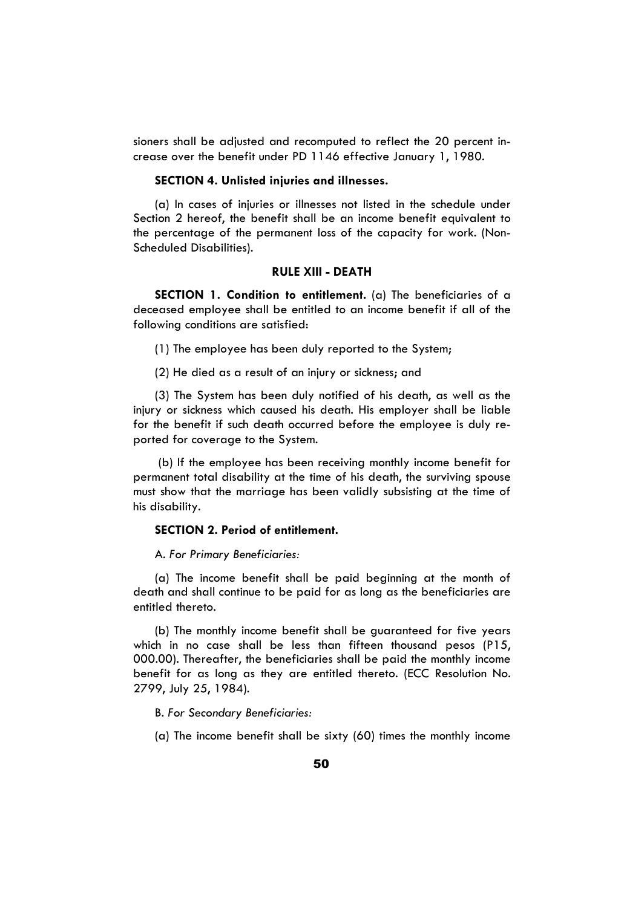sioners shall be adjusted and recomputed to reflect the 20 percent increase over the benefit under PD 1146 effective January 1, 1980.

**SECTION 4. Unlisted injuries and illnesses.**

(a) In cases of injuries or illnesses not listed in the schedule under Section 2 hereof, the benefit shall be an income benefit equivalent to the percentage of the permanent loss of the capacity for work. (Non-Scheduled Disabilities).

### RULE XIII - DEATH

**SECTION 1. Condition to entitlement.** (a) The beneficiaries of a deceased employee shall be entitled to an income benefit if all of the following conditions are satisfied:

(1) The employee has been duly reported to the System;

(2) He died as a result of an injury or sickness; and

(3) The System has been duly notified of his death, as well as the injury or sickness which caused his death. His employer shall be liable for the benefit if such death occurred before the employee is duly reported for coverage to the System.

(b) If the employee has been receiving monthly income benefit for permanent total disability at the time of his death, the surviving spouse must show that the marriage has been validly subsisting at the time of his disability.

**SECTION 2. Period of entitlement.**

A. *For Primary Beneficiaries:*

(a) The income benefit shall be paid beginning at the month of death and shall continue to be paid for as long as the beneficiaries are entitled thereto.

(b) The monthly income benefit shall be guaranteed for five years which in no case shall be less than fifteen thousand pesos (P15, 000.00). Thereafter, the beneficiaries shall be paid the monthly income benefit for as long as they are entitled thereto. (ECC Resolution No. 2799, July 25, 1984).

B. *For Secondary Beneficiaries:*

(a) The income benefit shall be sixty (60) times the monthly income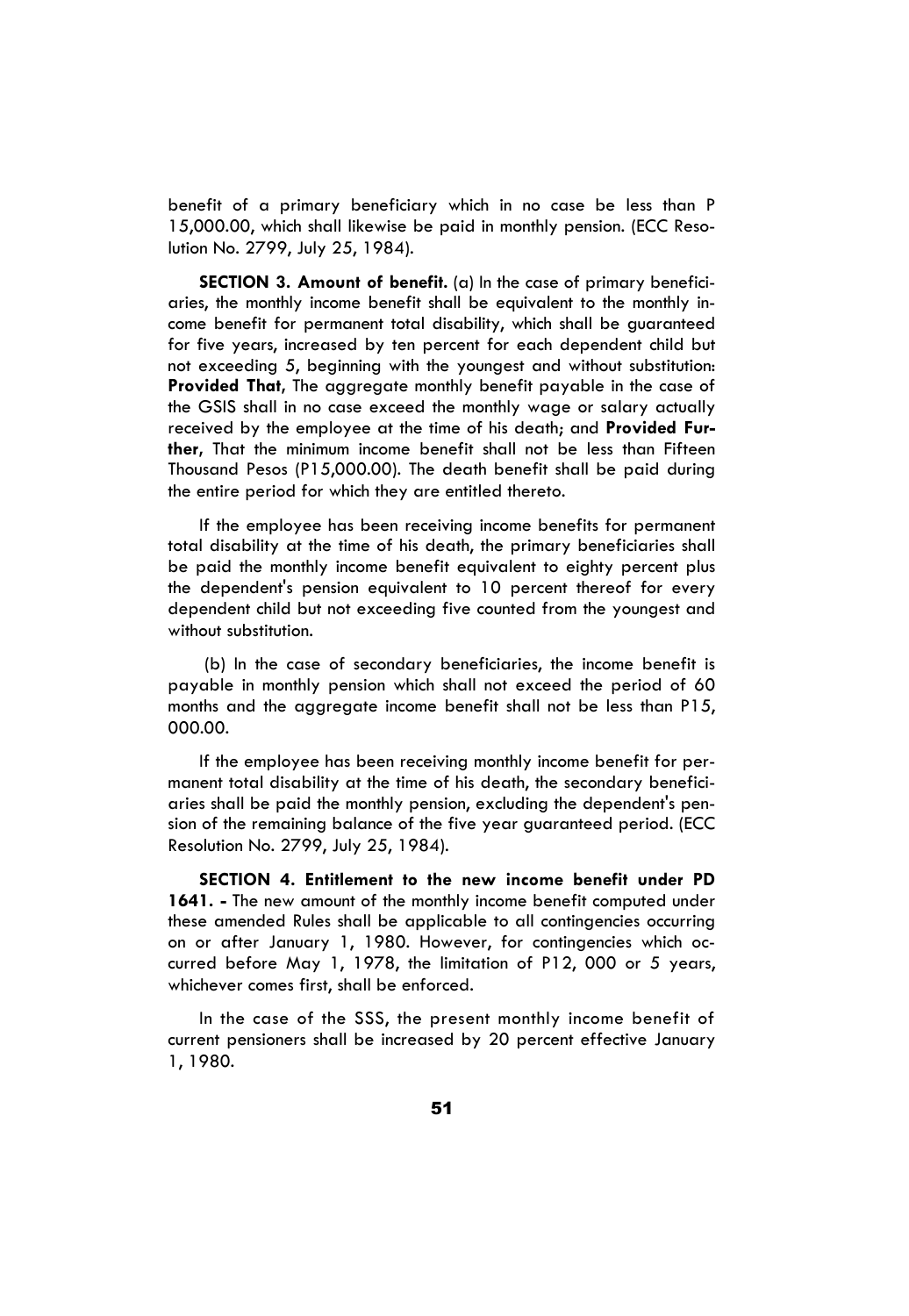benefit of a primary beneficiary which in no case be less than P 15,000.00, which shall likewise be paid in monthly pension. (ECC Resolution No. 2799, July 25, 1984).

**SECTION 3. Amount of benefit.** (a) In the case of primary beneficiaries, the monthly income benefit shall be equivalent to the monthly income benefit for permanent total disability, which shall be guaranteed for five years, increased by ten percent for each dependent child but not exceeding 5, beginning with the youngest and without substitution: **Provided That**, The aggregate monthly benefit payable in the case of the GSIS shall in no case exceed the monthly wage or salary actually received by the employee at the time of his death; and **Provided Further**, That the minimum income benefit shall not be less than Fifteen Thousand Pesos (P15,000.00). The death benefit shall be paid during the entire period for which they are entitled thereto.

If the employee has been receiving income benefits for permanent total disability at the time of his death, the primary beneficiaries shall be paid the monthly income benefit equivalent to eighty percent plus the dependent's pension equivalent to 10 percent thereof for every dependent child but not exceeding five counted from the youngest and without substitution.

(b) In the case of secondary beneficiaries, the income benefit is payable in monthly pension which shall not exceed the period of 60 months and the aggregate income benefit shall not be less than P15, 000.00.

If the employee has been receiving monthly income benefit for permanent total disability at the time of his death, the secondary beneficiaries shall be paid the monthly pension, excluding the dependent's pension of the remaining balance of the five year guaranteed period. (ECC Resolution No. 2799, July 25, 1984).

**SECTION 4. Entitlement to the new income benefit under PD 1641. -** The new amount of the monthly income benefit computed under these amended Rules shall be applicable to all contingencies occurring on or after January 1, 1980. However, for contingencies which occurred before May 1, 1978, the limitation of P12, 000 or 5 years, whichever comes first, shall be enforced.

In the case of the SSS, the present monthly income benefit of current pensioners shall be increased by 20 percent effective January 1, 1980.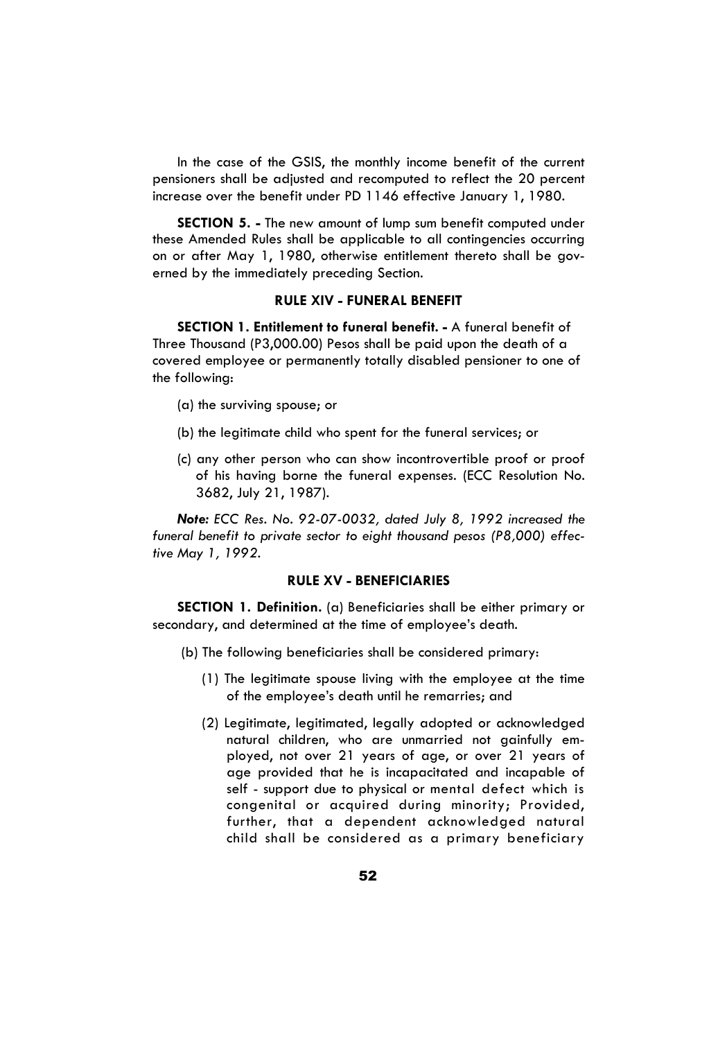In the case of the GSIS, the monthly income benefit of the current pensioners shall be adjusted and recomputed to reflect the 20 percent increase over the benefit under PD 1146 effective January 1, 1980.

**SECTION 5. -** The new amount of lump sum benefit computed under these Amended Rules shall be applicable to all contingencies occurring on or after May 1, 1980, otherwise entitlement thereto shall be governed by the immediately preceding Section.

## RULE XIV - FUNERAL BENEFIT

**SECTION 1. Entitlement to funeral benefit. -** A funeral benefit of Three Thousand (P3,000.00) Pesos shall be paid upon the death of a covered employee or permanently totally disabled pensioner to one of the following:

(a) the surviving spouse; or

(b) the legitimate child who spent for the funeral services; or

(c) any other person who can show incontrovertible proof or proof of his having borne the funeral expenses. (ECC Resolution No. 3682, July 21, 1987).

***Note:*** *ECC Res. No. 92-07-0032, dated July 8, 1992 increased the funeral benefit to private sector to eight thousand pesos (P8,000) effective May 1, 1992.*

## RULE XV - BENEFICIARIES

**SECTION 1. Definition.** (a) Beneficiaries shall be either primary or secondary, and determined at the time of employee's death.

(b) The following beneficiaries shall be considered primary:

(1) The legitimate spouse living with the employee at the time of the employee's death until he remarries; and

(2) Legitimate, legitimated, legally adopted or acknowledged natural children, who are unmarried not gainfully employed, not over 21 years of age, or over 21 years of age provided that he is incapacitated and incapable of self - support due to physical or mental defect which is congenital or acquired during minority; Provided, further, that a dependent acknowledged natural child shall be considered as a primary beneficiary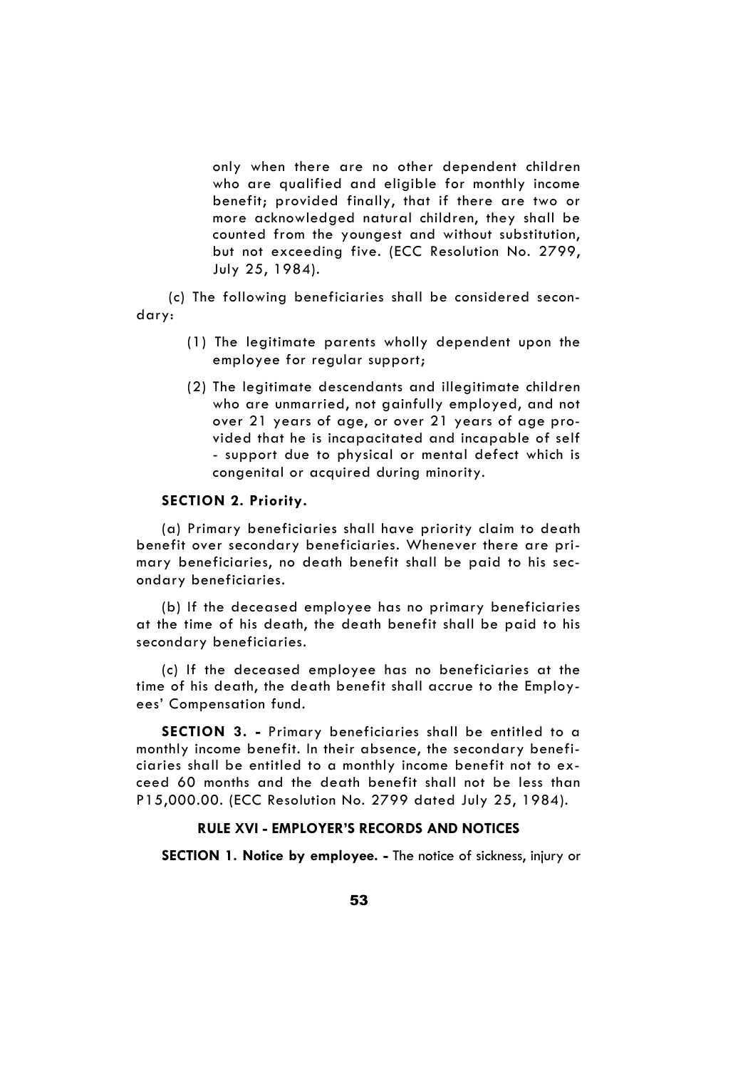only when there are no other dependent children who are qualified and eligible for monthly income benefit; provided finally, that if there are two or more acknowledged natural children, they shall be counted from the youngest and without substitution, but not exceeding five. (ECC Resolution No. 2799, July 25, 1984).

(c) The following beneficiaries shall be considered secondary:

(1) The legitimate parents wholly dependent upon the employee for regular support;

(2) The legitimate descendants and illegitimate children who are unmarried, not gainfully employed, and not over 21 years of age, or over 21 years of age provided that he is incapacitated and incapable of self - support due to physical or mental defect which is congenital or acquired during minority.

**SECTION 2. Priority.**

(a) Primary beneficiaries shall have priority claim to death benefit over secondary beneficiaries. Whenever there are primary beneficiaries, no death benefit shall be paid to his secondary beneficiaries.

(b) If the deceased employee has no primary beneficiaries at the time of his death, the death benefit shall be paid to his secondary beneficiaries.

(c) If the deceased employee has no beneficiaries at the time of his death, the death benefit shall accrue to the Employees' Compensation fund.

**SECTION 3. -** Primary beneficiaries shall be entitled to a monthly income benefit. In their absence, the secondary beneficiaries shall be entitled to a monthly income benefit not to exceed 60 months and the death benefit shall not be less than P15,000.00. (ECC Resolution No. 2799 dated July 25, 1984).

## RULE XVI - EMPLOYER'S RECORDS AND NOTICES

**SECTION 1. Notice by employee. -** The notice of sickness, injury or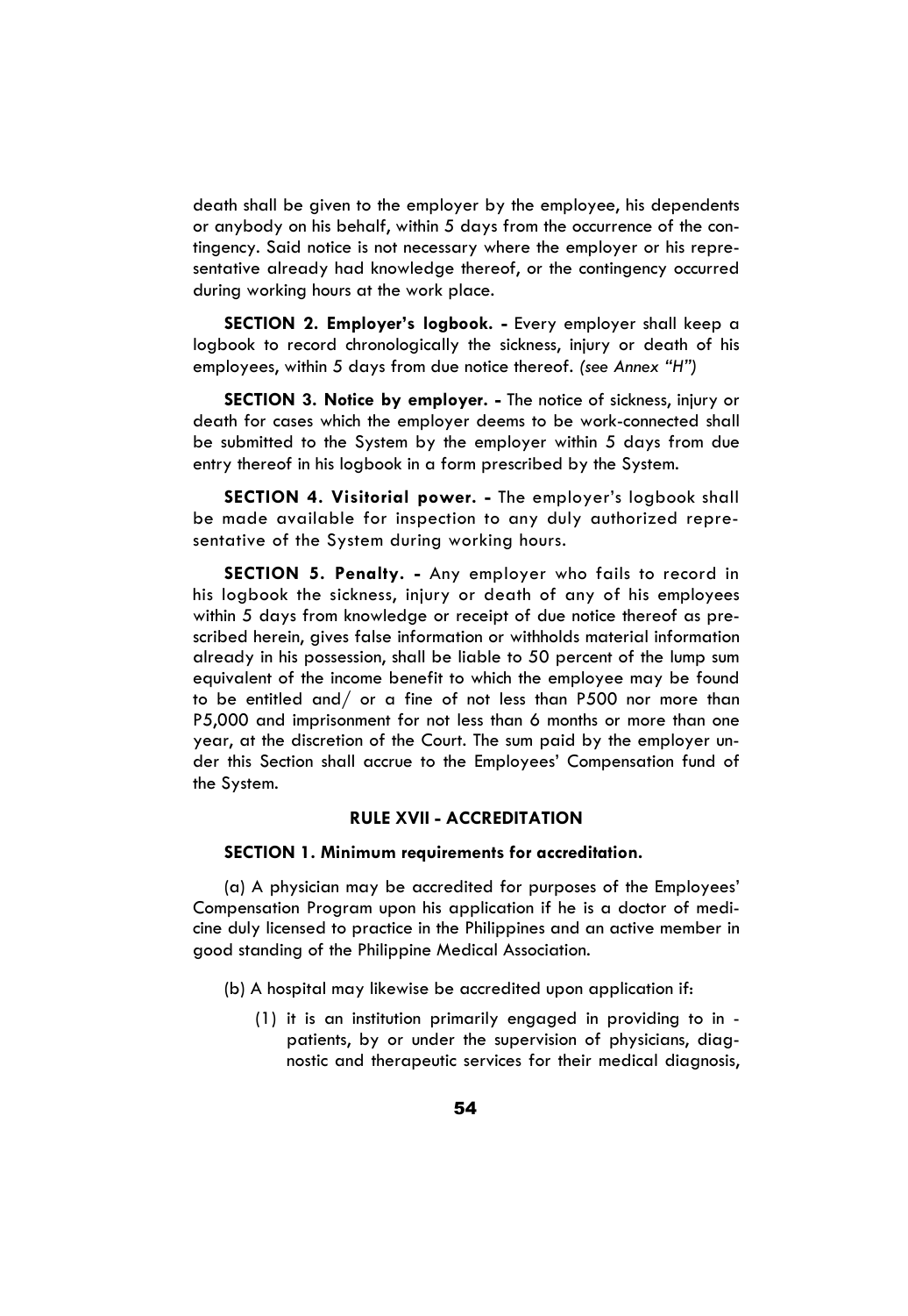death shall be given to the employer by the employee, his dependents or anybody on his behalf, within 5 days from the occurrence of the contingency. Said notice is not necessary where the employer or his representative already had knowledge thereof, or the contingency occurred during working hours at the work place.

**SECTION 2. Employer's logbook. -** Every employer shall keep a logbook to record chronologically the sickness, injury or death of his employees, within 5 days from due notice thereof. *(see Annex "H")*

**SECTION 3. Notice by employer. -** The notice of sickness, injury or death for cases which the employer deems to be work-connected shall be submitted to the System by the employer within 5 days from due entry thereof in his logbook in a form prescribed by the System.

**SECTION 4. Visitorial power. -** The employer's logbook shall be made available for inspection to any duly authorized representative of the System during working hours.

**SECTION 5. Penalty. -** Any employer who fails to record in his logbook the sickness, injury or death of any of his employees within 5 days from knowledge or receipt of due notice thereof as prescribed herein, gives false information or withholds material information already in his possession, shall be liable to 50 percent of the lump sum equivalent of the income benefit to which the employee may be found to be entitled and/ or a fine of not less than P500 nor more than P5,000 and imprisonment for not less than 6 months or more than one year, at the discretion of the Court. The sum paid by the employer under this Section shall accrue to the Employees' Compensation fund of the System.

## RULE XVII - ACCREDITATION

**SECTION 1. Minimum requirements for accreditation.**

(a) A physician may be accredited for purposes of the Employees' Compensation Program upon his application if he is a doctor of medicine duly licensed to practice in the Philippines and an active member in good standing of the Philippine Medical Association.

(b) A hospital may likewise be accredited upon application if:

(1) it is an institution primarily engaged in providing to in - patients, by or under the supervision of physicians, diagnostic and therapeutic services for their medical diagnosis,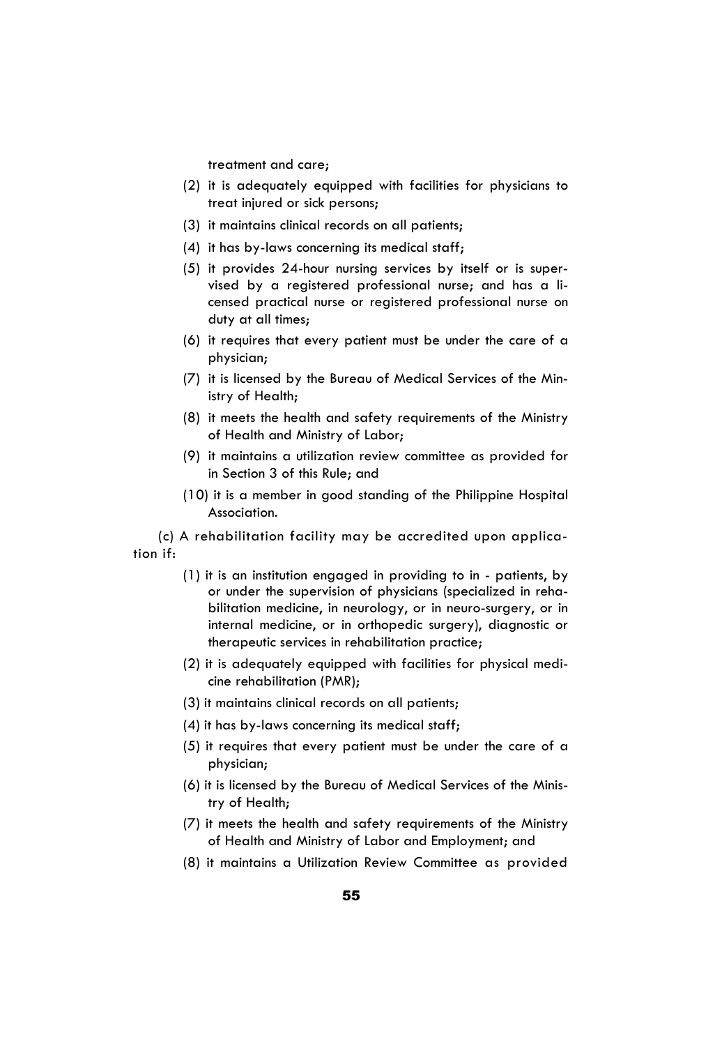treatment and care;

(2) it is adequately equipped with facilities for physicians to treat injured or sick persons;

(3) it maintains clinical records on all patients;

(4) it has by-laws concerning its medical staff;

(5) it provides 24-hour nursing services by itself or is supervised by a registered professional nurse; and has a licensed practical nurse or registered professional nurse on duty at all times;

(6) it requires that every patient must be under the care of a physician;

(7) it is licensed by the Bureau of Medical Services of the Ministry of Health;

(8) it meets the health and safety requirements of the Ministry of Health and Ministry of Labor;

(9) it maintains a utilization review committee as provided for in Section 3 of this Rule; and

(10) it is a member in good standing of the Philippine Hospital Association.

(c) A rehabilitation facility may be accredited upon application if:

(1) it is an institution engaged in providing to in - patients, by or under the supervision of physicians (specialized in rehabilitation medicine, in neurology, or in neuro-surgery, or in internal medicine, or in orthopedic surgery), diagnostic or therapeutic services in rehabilitation practice;

(2) it is adequately equipped with facilities for physical medicine rehabilitation (PMR);

(3) it maintains clinical records on all patients;

(4) it has by-laws concerning its medical staff;

(5) it requires that every patient must be under the care of a physician;

(6) it is licensed by the Bureau of Medical Services of the Ministry of Health;

(7) it meets the health and safety requirements of the Ministry of Health and Ministry of Labor and Employment; and

(8) it maintains a Utilization Review Committee as provided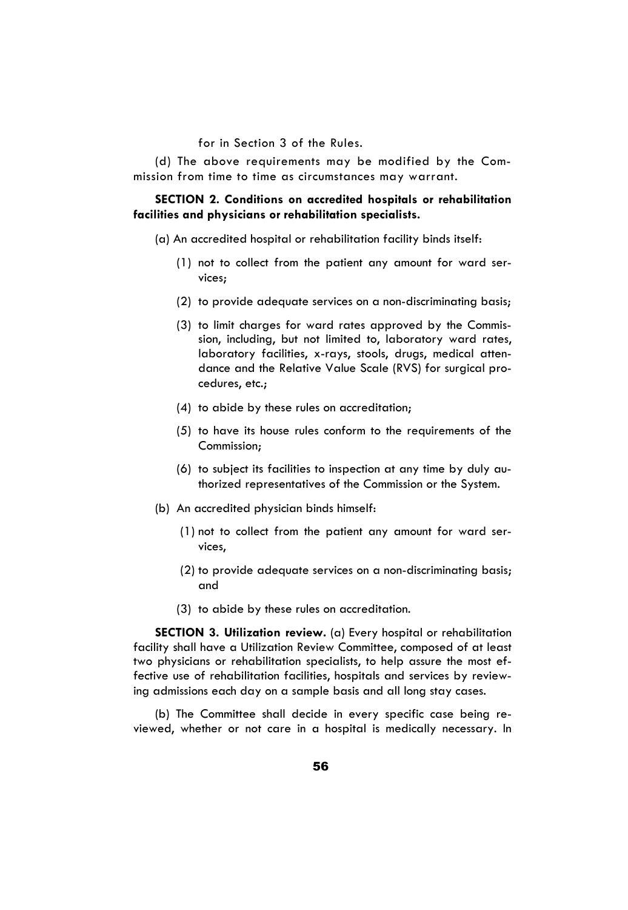for in Section 3 of the Rules.

(d) The above requirements may be modified by the Commission from time to time as circumstances may warrant.

**SECTION 2. Conditions on accredited hospitals or rehabilitation facilities and physicians or rehabilitation specialists.**

(a) An accredited hospital or rehabilitation facility binds itself:

(1) not to collect from the patient any amount for ward services;

(2) to provide adequate services on a non-discriminating basis;

(3) to limit charges for ward rates approved by the Commission, including, but not limited to, laboratory ward rates, laboratory facilities, x-rays, stools, drugs, medical attendance and the Relative Value Scale (RVS) for surgical procedures, etc.;

(4) to abide by these rules on accreditation;

(5) to have its house rules conform to the requirements of the Commission;

(6) to subject its facilities to inspection at any time by duly authorized representatives of the Commission or the System.

(b) An accredited physician binds himself:

(1) not to collect from the patient any amount for ward services,

(2) to provide adequate services on a non-discriminating basis; and

(3) to abide by these rules on accreditation.

**SECTION 3. Utilization review.** (a) Every hospital or rehabilitation facility shall have a Utilization Review Committee, composed of at least two physicians or rehabilitation specialists, to help assure the most effective use of rehabilitation facilities, hospitals and services by reviewing admissions each day on a sample basis and all long stay cases.

(b) The Committee shall decide in every specific case being reviewed, whether or not care in a hospital is medically necessary. In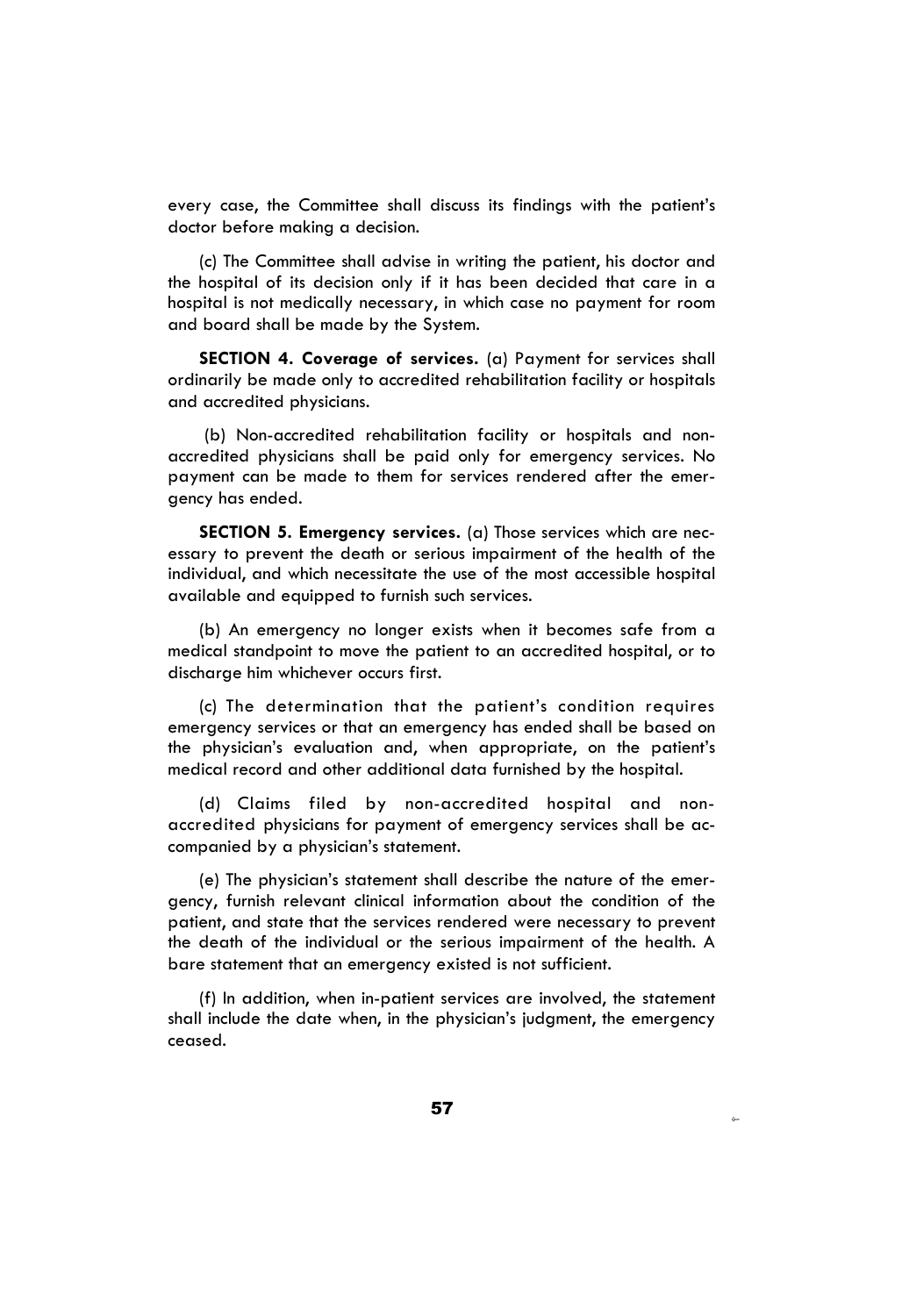every case, the Committee shall discuss its findings with the patient's doctor before making a decision.

(c) The Committee shall advise in writing the patient, his doctor and the hospital of its decision only if it has been decided that care in a hospital is not medically necessary, in which case no payment for room and board shall be made by the System.

**SECTION 4. Coverage of services.** (a) Payment for services shall ordinarily be made only to accredited rehabilitation facility or hospitals and accredited physicians.

(b) Non-accredited rehabilitation facility or hospitals and non-accredited physicians shall be paid only for emergency services. No payment can be made to them for services rendered after the emergency has ended.

**SECTION 5. Emergency services.** (a) Those services which are necessary to prevent the death or serious impairment of the health of the individual, and which necessitate the use of the most accessible hospital available and equipped to furnish such services.

(b) An emergency no longer exists when it becomes safe from a medical standpoint to move the patient to an accredited hospital, or to discharge him whichever occurs first.

(c) The determination that the patient's condition requires emergency services or that an emergency has ended shall be based on the physician's evaluation and, when appropriate, on the patient's medical record and other additional data furnished by the hospital.

(d) Claims filed by non-accredited hospital and non-accredited physicians for payment of emergency services shall be accompanied by a physician's statement.

(e) The physician's statement shall describe the nature of the emergency, furnish relevant clinical information about the condition of the patient, and state that the services rendered were necessary to prevent the death of the individual or the serious impairment of the health. A bare statement that an emergency existed is not sufficient.

(f) In addition, when in-patient services are involved, the statement shall include the date when, in the physician's judgment, the emergency ceased.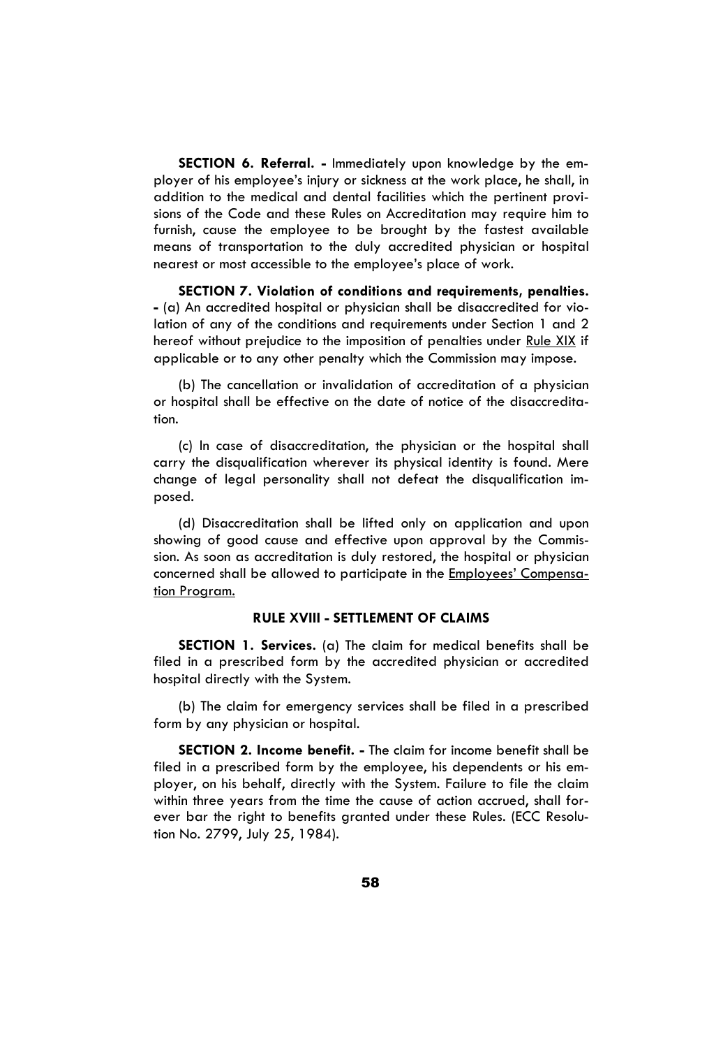**SECTION 6. Referral. -** Immediately upon knowledge by the employer of his employee's injury or sickness at the work place, he shall, in addition to the medical and dental facilities which the pertinent provisions of the Code and these Rules on Accreditation may require him to furnish, cause the employee to be brought by the fastest available means of transportation to the duly accredited physician or hospital nearest or most accessible to the employee's place of work.

**SECTION 7. Violation of conditions and requirements, penalties. -** (a) An accredited hospital or physician shall be disaccredited for violation of any of the conditions and requirements under Section 1 and 2 hereof without prejudice to the imposition of penalties under Rule XIX if applicable or to any other penalty which the Commission may impose.

(b) The cancellation or invalidation of accreditation of a physician or hospital shall be effective on the date of notice of the disaccreditation.

(c) In case of disaccreditation, the physician or the hospital shall carry the disqualification wherever its physical identity is found. Mere change of legal personality shall not defeat the disqualification imposed.

(d) Disaccreditation shall be lifted only on application and upon showing of good cause and effective upon approval by the Commission. As soon as accreditation is duly restored, the hospital or physician concerned shall be allowed to participate in the Employees' Compensation Program.

## RULE XVIII - SETTLEMENT OF CLAIMS

**SECTION 1. Services.** (a) The claim for medical benefits shall be filed in a prescribed form by the accredited physician or accredited hospital directly with the System.

(b) The claim for emergency services shall be filed in a prescribed form by any physician or hospital.

**SECTION 2. Income benefit. -** The claim for income benefit shall be filed in a prescribed form by the employee, his dependents or his employer, on his behalf, directly with the System. Failure to file the claim within three years from the time the cause of action accrued, shall forever bar the right to benefits granted under these Rules. (ECC Resolution No. 2799, July 25, 1984).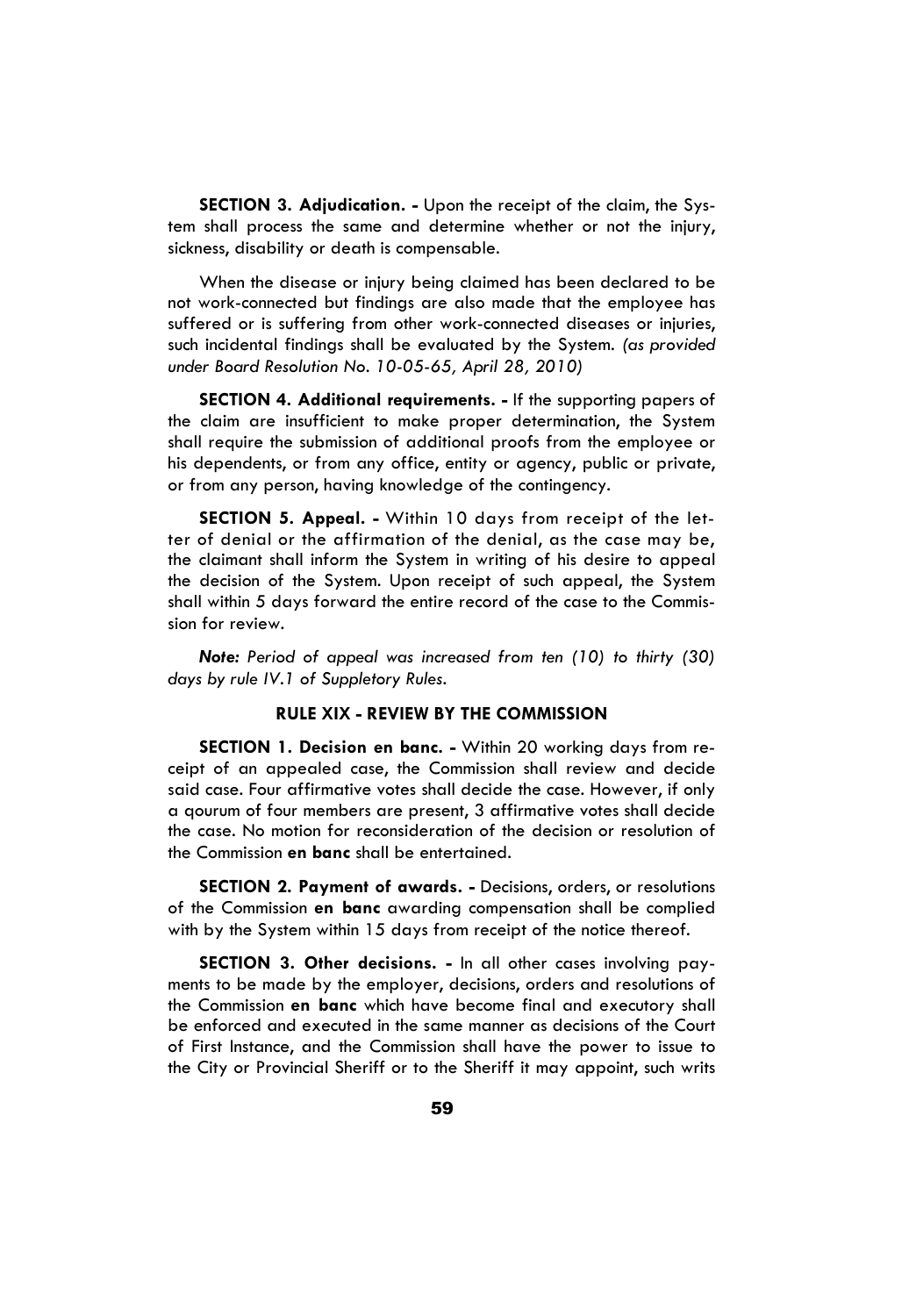**SECTION 3. Adjudication. -** Upon the receipt of the claim, the System shall process the same and determine whether or not the injury, sickness, disability or death is compensable.

When the disease or injury being claimed has been declared to be not work-connected but findings are also made that the employee has suffered or is suffering from other work-connected diseases or injuries, such incidental findings shall be evaluated by the System. *(as provided under Board Resolution No. 10-05-65, April 28, 2010)*

**SECTION 4. Additional requirements. -** If the supporting papers of the claim are insufficient to make proper determination, the System shall require the submission of additional proofs from the employee or his dependents, or from any office, entity or agency, public or private, or from any person, having knowledge of the contingency.

**SECTION 5. Appeal. -** Within 10 days from receipt of the letter of denial or the affirmation of the denial, as the case may be, the claimant shall inform the System in writing of his desire to appeal the decision of the System. Upon receipt of such appeal, the System shall within 5 days forward the entire record of the case to the Commission for review.

***Note:*** *Period of appeal was increased from ten (10) to thirty (30) days by rule IV.1 of Suppletory Rules.*

## RULE XIX - REVIEW BY THE COMMISSION

**SECTION 1. Decision en banc. -** Within 20 working days from receipt of an appealed case, the Commission shall review and decide said case. Four affirmative votes shall decide the case. However, if only a qourum of four members are present, 3 affirmative votes shall decide the case. No motion for reconsideration of the decision or resolution of the Commission **en banc** shall be entertained.

**SECTION 2. Payment of awards. -** Decisions, orders, or resolutions of the Commission **en banc** awarding compensation shall be complied with by the System within 15 days from receipt of the notice thereof.

**SECTION 3. Other decisions. -** In all other cases involving payments to be made by the employer, decisions, orders and resolutions of the Commission **en banc** which have become final and executory shall be enforced and executed in the same manner as decisions of the Court of First Instance, and the Commission shall have the power to issue to the City or Provincial Sheriff or to the Sheriff it may appoint, such writs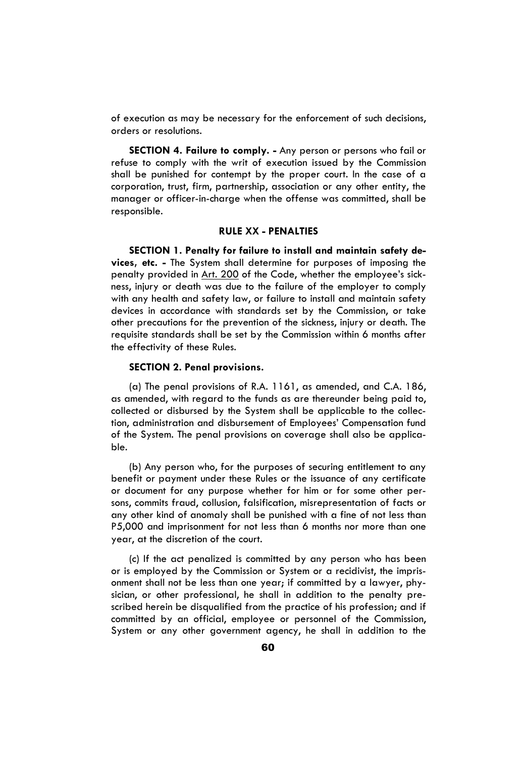of execution as may be necessary for the enforcement of such decisions, orders or resolutions.

**SECTION 4. Failure to comply. -** Any person or persons who fail or refuse to comply with the writ of execution issued by the Commission shall be punished for contempt by the proper court. In the case of a corporation, trust, firm, partnership, association or any other entity, the manager or officer-in-charge when the offense was committed, shall be responsible.

## RULE XX - PENALTIES

**SECTION 1. Penalty for failure to install and maintain safety devices, etc. -** The System shall determine for purposes of imposing the penalty provided in Art. 200 of the Code, whether the employee's sickness, injury or death was due to the failure of the employer to comply with any health and safety law, or failure to install and maintain safety devices in accordance with standards set by the Commission, or take other precautions for the prevention of the sickness, injury or death. The requisite standards shall be set by the Commission within 6 months after the effectivity of these Rules.

**SECTION 2. Penal provisions.**

(a) The penal provisions of R.A. 1161, as amended, and C.A. 186, as amended, with regard to the funds as are thereunder being paid to, collected or disbursed by the System shall be applicable to the collection, administration and disbursement of Employees' Compensation fund of the System. The penal provisions on coverage shall also be applicable.

(b) Any person who, for the purposes of securing entitlement to any benefit or payment under these Rules or the issuance of any certificate or document for any purpose whether for him or for some other persons, commits fraud, collusion, falsification, misrepresentation of facts or any other kind of anomaly shall be punished with a fine of not less than P5,000 and imprisonment for not less than 6 months nor more than one year, at the discretion of the court.

(c) If the act penalized is committed by any person who has been or is employed by the Commission or System or a recidivist, the imprisonment shall not be less than one year; if committed by a lawyer, physician, or other professional, he shall in addition to the penalty prescribed herein be disqualified from the practice of his profession; and if committed by an official, employee or personnel of the Commission, System or any other government agency, he shall in addition to the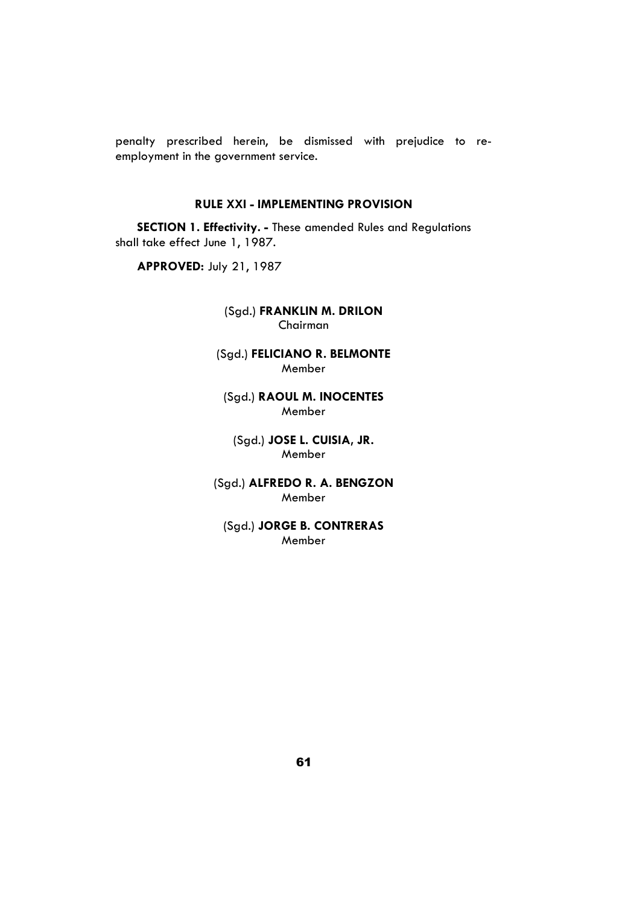penalty prescribed herein, be dismissed with prejudice to re-employment in the government service.

## RULE XXI - IMPLEMENTING PROVISION

**SECTION 1. Effectivity. -** These amended Rules and Regulations shall take effect June 1, 1987.

**APPROVED:** July 21, 1987

(Sgd.) **FRANKLIN M. DRILON**
Chairman

(Sgd.) **FELICIANO R. BELMONTE**
Member

(Sgd.) **RAOUL M. INOCENTES**
Member

(Sgd.) **JOSE L. CUISIA, JR.**
Member

(Sgd.) **ALFREDO R. A. BENGZON**
Member

(Sgd.) **JORGE B. CONTRERAS**
Member